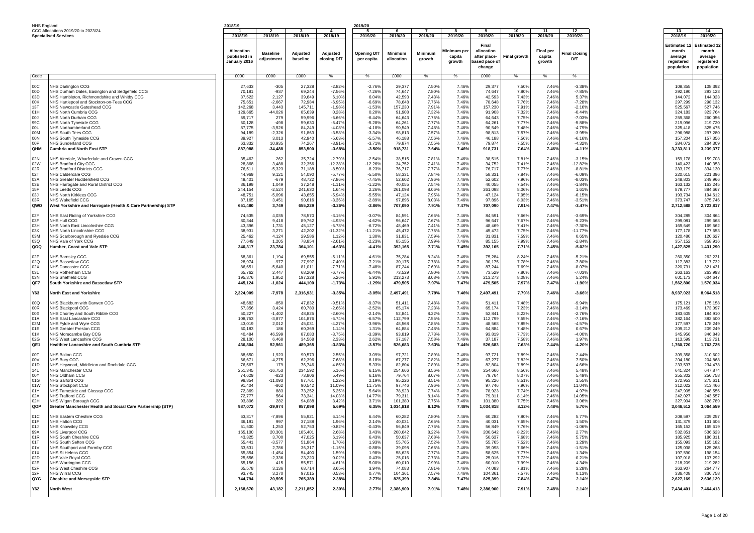NHS England
CCG Allocations 2019/20 to 2023/24
**Specialised Services**

| Code | | 2018/19 1 | 2018/19 2 | 2018/19 3 | 2018/19 4 | 2019/20 5 | 2019/20 6 | 2019/20 7 | 2019/20 8 | 2019/20 9 | 2019/20 10 | 2019/20 11 | 2019/20 12 | 2018/19 13 | 2019/20 14 |
|---|---|---|---|---|---|---|---|---|---|---|---|---|---|---|---|
| | | Allocation published in January 2016 | Baseline adjustment | Adjusted baseline | Adjusted closing DfT | Opening DfT per capita | Minimum allocation | Minimum growth | Minimum per capita growth | Final allocation after place-based pace of change | Final growth | Final per capita growth | Final closing DfT | Estimated 12 month average registered population | Estimated 12 month average registered population |
| | | £000 | £000 | £000 | % | % | £000 | % | % | £000 | % | % | % | | |
| 00C | NHS Darlington CCG | 27,633 | -305 | 27,328 | -2.82% | -2.76% | 29,377 | 7.50% | 7.46% | 29,377 | 7.50% | 7.46% | -3.38% | 108,355 | 108,392 |
| 00D | NHS Durham Dales, Easington and Sedgefield CCG | 70,181 | -937 | 69,244 | -7.56% | -7.26% | 74,647 | 7.80% | 7.46% | 74,647 | 7.80% | 7.46% | -7.85% | 292,190 | 293,123 |
| 03D | NHS Hambleton, Richmondshire and Whitby CCG | 37,522 | 2,127 | 39,649 | 6.10% | 6.04% | 42,593 | 7.43% | 7.46% | 42,593 | 7.43% | 7.46% | 5.37% | 144,072 | 144,023 |
| 00K | NHS Hartlepool and Stockton-on-Tees CCG | 75,651 | -2,667 | 72,984 | -6.95% | -6.69% | 78,648 | 7.76% | 7.46% | 78,648 | 7.76% | 7.46% | -7.28% | 297,299 | 298,132 |
| 13T | NHS Newcastle Gateshead CCG | 142,268 | 3,443 | 145,711 | -1.98% | -1.53% | 157,230 | 7.91% | 7.46% | 157,230 | 7.91% | 7.46% | -2.16% | 525,567 | 527,746 |
| 01H | NHS North Cumbria CCG | 129,665 | -44,026 | 85,639 | 0.28% | 0.20% | 91,908 | 7.32% | 7.46% | 91,908 | 7.32% | 7.46% | -0.44% | 324,183 | 323,764 |
| 00J | NHS North Durham CCG | 59,717 | 279 | 59,996 | -6.66% | -6.44% | 64,643 | 7.75% | 7.46% | 64,643 | 7.75% | 7.46% | -7.03% | 259,368 | 260,056 |
| 99C | NHS North Tyneside CCG | 60,128 | -498 | 59,630 | -5.47% | -5.28% | 64,261 | 7.77% | 7.46% | 64,261 | 7.77% | 7.46% | -5.88% | 219,096 | 219,720 |
| 00L | NHS Northumberland CCG | 87,775 | -3,526 | 84,249 | -4.08% | -4.18% | 90,549 | 7.48% | 7.46% | 90,549 | 7.48% | 7.46% | -4.79% | 325,418 | 325,475 |
| 00M | NHS South Tees CCG | 94,189 | -2,326 | 91,863 | -3.58% | -3.34% | 98,813 | 7.57% | 7.46% | 98,813 | 7.57% | 7.46% | -3.95% | 296,988 | 297,280 |
| 00N | NHS South Tyneside CCG | 39,927 | 3,013 | 42,940 | -5.63% | -5.57% | 46,188 | 7.56% | 7.46% | 46,188 | 7.56% | 7.46% | -6.16% | 157,204 | 157,356 |
| 00P | NHS Sunderland CCG | 63,332 | 10,935 | 74,267 | -3.91% | -3.71% | 79,874 | 7.55% | 7.46% | 79,874 | 7.55% | 7.46% | -4.32% | 284,072 | 284,309 |
| **QHM** | **Cumbria and North East STP** | **887,988** | **-34,488** | **853,500** | **-3.68%** | **-3.50%** | **918,731** | **7.64%** | **7.46%** | **918,731** | **7.64%** | **7.46%** | **-4.11%** | **3,233,811** | **3,239,377** |
| 02N | NHS Airedale, Wharfedale and Craven CCG | 35,462 | 262 | 35,724 | -2.79% | -2.54% | 38,515 | 7.81% | 7.46% | 38,515 | 7.81% | 7.46% | -3.15% | 159,178 | 159,703 |
| 02W | NHS Bradford City CCG | 28,868 | 3,488 | 32,356 | -12.38% | -12.26% | 34,752 | 7.41% | 7.46% | 34,752 | 7.41% | 7.46% | -12.82% | 140,423 | 140,353 |
| 02R | NHS Bradford Districts CCG | 76,511 | -5,323 | 71,188 | -8.50% | -8.23% | 76,717 | 7.77% | 7.46% | 76,717 | 7.77% | 7.46% | -8.81% | 333,179 | 334,130 |
| 02T | NHS Calderdale CCG | 44,969 | 9,121 | 54,090 | -5.77% | -5.50% | 58,331 | 7.84% | 7.46% | 58,331 | 7.84% | 7.46% | -6.09% | 220,615 | 221,396 |
| 03A | NHS Greater Huddersfield CCG | 49,401 | -679 | 48,722 | -7.86% | -7.45% | 52,602 | 7.96% | 7.46% | 52,602 | 7.96% | 7.46% | -8.03% | 248,803 | 249,966 |
| 03E | NHS Harrogate and Rural District CCG | 36,199 | 1,049 | 37,248 | -1.11% | -1.22% | 40,055 | 7.54% | 7.46% | 40,055 | 7.54% | 7.46% | -1.84% | 163,132 | 163,245 |
| 15F | NHS Leeds CCG | 244,154 | -2,524 | 241,630 | 1.64% | 2.26% | 261,098 | 8.06% | 7.46% | 261,098 | 8.06% | 7.46% | 1.61% | 879,777 | 884,667 |
| 03J | NHS North Kirklees CCG | 48,751 | -5,096 | 43,655 | -5.94% | -5.55% | 47,124 | 7.95% | 7.46% | 47,124 | 7.95% | 7.46% | -6.15% | 193,734 | 194,612 |
| 03R | NHS Wakefield CCG | 87,165 | 3,451 | 90,616 | -3.36% | -2.89% | 97,896 | 8.03% | 7.46% | 97,896 | 8.03% | 7.46% | -3.51% | 373,747 | 375,746 |
| **QWO** | **West Yorkshire and Harrogate (Health & Care Partnership) STP** | **651,480** | **3,749** | **655,229** | **-3.26%** | **-2.86%** | **707,090** | **7.91%** | **7.47%** | **707,090** | **7.91%** | **7.47%** | **-3.47%** | **2,712,588** | **2,723,817** |
| 02Y | NHS East Riding of Yorkshire CCG | 74,535 | 4,035 | 78,570 | -3.15% | -3.07% | 84,591 | 7.66% | 7.46% | 84,591 | 7.66% | 7.46% | -3.69% | 304,285 | 304,864 |
| 03F | NHS Hull CCG | 80,344 | 9,418 | 89,762 | -4.93% | -4.62% | 96,647 | 7.67% | 7.46% | 96,647 | 7.67% | 7.46% | -5.23% | 299,081 | 299,668 |
| 03H | NHS North East Lincolnshire CCG | 43,396 | 1,731 | 45,127 | -6.78% | -6.72% | 48,469 | 7.41% | 7.46% | 48,469 | 7.41% | 7.46% | -7.30% | 169,649 | 169,562 |
| 03K | NHS North Lincolnshire CCG | 38,931 | 3,271 | 42,202 | -11.32% | -11.21% | 45,472 | 7.75% | 7.46% | 45,472 | 7.75% | 7.46% | -11.77% | 177,178 | 177,653 |
| 03M | NHS Scarborough and Ryedale CCG | 25,462 | 4,124 | 29,586 | 1.12% | 1.30% | 31,831 | 7.59% | 7.46% | 31,831 | 7.59% | 7.46% | 0.65% | 120,480 | 120,627 |
| 03Q | NHS Vale of York CCG | 77,649 | 1,205 | 78,854 | -2.61% | -2.23% | 85,155 | 7.99% | 7.46% | 85,155 | 7.99% | 7.46% | -2.84% | 357,152 | 358,916 |
| **QOQ** | **Humber, Coast and Vale STP** | **340,317** | **23,784** | **364,101** | **-4.63%** | **-4.41%** | **392,165** | **7.71%** | **7.45%** | **392,165** | **7.71%** | **7.45%** | **-5.02%** | **1,427,825** | **1,431,290** |
| 02P | NHS Barnsley CCG | 68,361 | 1,194 | 69,555 | -5.11% | -4.61% | 75,284 | 8.24% | 7.46% | 75,284 | 8.24% | 7.46% | -5.21% | 260,350 | 262,231 |
| 02Q | NHS Bassetlaw CCG | 28,974 | -977 | 27,997 | -7.40% | -7.21% | 30,175 | 7.78% | 7.46% | 30,175 | 7.78% | 7.46% | -7.80% | 117,383 | 117,732 |
| 02X | NHS Doncaster CCG | 86,651 | -5,640 | 81,011 | -7.71% | -7.48% | 87,244 | 7.69% | 7.46% | 87,244 | 7.69% | 7.46% | -8.07% | 320,731 | 321,431 |
| 03L | NHS Rotherham CCG | 65,762 | 2,447 | 68,209 | -6.77% | -6.44% | 73,529 | 7.80% | 7.46% | 73,529 | 7.80% | 7.46% | -7.03% | 263,163 | 263,993 |
| 03N | NHS Sheffield CCG | 195,376 | 1,952 | 197,328 | 5.26% | 5.91% | 213,273 | 8.08% | 7.46% | 213,273 | 8.08% | 7.46% | 5.24% | 601,173 | 604,647 |
| **QF7** | **South Yorkshire and Bassetlaw STP** | **445,124** | **-1,024** | **444,100** | **-1.73%** | **-1.29%** | **479,505** | **7.97%** | **7.47%** | **479,505** | **7.97%** | **7.47%** | **-1.90%** | **1,562,800** | **1,570,034** |
| **Y63** | **North East and Yorkshire** | **2,324,909** | **-7,978** | **2,316,931** | **-3.35%** | **-3.05%** | **2,497,491** | **7.79%** | **7.46%** | **2,497,491** | **7.79%** | **7.46%** | **-3.66%** | **8,937,023** | **8,964,518** |
| 00Q | NHS Blackburn with Darwen CCG | 48,682 | -850 | 47,832 | -9.51% | -9.37% | 51,411 | 7.48% | 7.46% | 51,411 | 7.48% | 7.46% | -9.94% | 175,121 | 175,158 |
| 00R | NHS Blackpool CCG | 57,356 | 3,424 | 60,780 | -2.66% | -2.52% | 65,174 | 7.23% | 7.46% | 65,174 | 7.23% | 7.46% | -3.14% | 173,469 | 173,097 |
| 00X | NHS Chorley and South Ribble CCG | 50,227 | -1,402 | 48,825 | -2.60% | -2.14% | 52,841 | 8.22% | 7.46% | 52,841 | 8.22% | 7.46% | -2.76% | 183,605 | 184,910 |
| 01A | NHS East Lancashire CCG | 108,753 | -3,877 | 104,876 | -6.74% | -6.57% | 112,799 | 7.55% | 7.46% | 112,799 | 7.55% | 7.46% | -7.16% | 382,164 | 382,500 |
| 02M | NHS Fylde and Wyre CCG | 43,019 | 2,012 | 45,031 | -4.27% | -3.96% | 48,568 | 7.85% | 7.46% | 48,568 | 7.85% | 7.46% | -4.57% | 177,597 | 178,249 |
| 01E | NHS Greater Preston CCG | 60,183 | 186 | 60,369 | 1.14% | 1.31% | 64,884 | 7.48% | 7.46% | 64,884 | 7.48% | 7.46% | 0.67% | 209,212 | 209,249 |
| 01K | NHS Morecambe Bay CCG | 40,484 | 46,599 | 87,083 | -3.75% | -3.39% | 93,819 | 7.73% | 7.46% | 93,819 | 7.73% | 7.46% | -4.00% | 345,956 | 346,843 |
| 02G | NHS West Lancashire CCG | 28,100 | 6,468 | 34,568 | 2.33% | 2.62% | 37,187 | 7.58% | 7.46% | 37,187 | 7.58% | 7.46% | 1.97% | 113,599 | 113,721 |
| **QE1** | **Healthier Lancashire and South Cumbria STP** | **436,804** | **52,561** | **489,365** | **-3.83%** | **-3.57%** | **526,683** | **7.63%** | **7.44%** | **526,683** | **7.63%** | **7.44%** | **-4.20%** | **1,760,720** | **1,763,725** |
| 00T | NHS Bolton CCG | 88,650 | 1,923 | 90,573 | 2.55% | 3.09% | 97,721 | 7.89% | 7.46% | 97,721 | 7.89% | 7.46% | 2.44% | 309,358 | 310,602 |
| 00V | NHS Bury CCG | 66,671 | -4,275 | 62,396 | 7.68% | 8.18% | 67,277 | 7.82% | 7.46% | 67,277 | 7.82% | 7.46% | 7.50% | 204,180 | 204,868 |
| 01D | NHS Heywood, Middleton and Rochdale CCG | 76,567 | 179 | 76,746 | 4.85% | 5.33% | 82,804 | 7.89% | 7.46% | 82,804 | 7.89% | 7.46% | 4.66% | 233,537 | 234,478 |
| 14L | NHS Manchester CCG | 251,345 | -16,753 | 234,592 | 5.16% | 6.15% | 254,666 | 8.56% | 7.46% | 254,666 | 8.56% | 7.46% | 5.48% | 641,324 | 647,874 |
| 00Y | NHS Oldham CCG | 74,629 | -823 | 73,806 | 5.49% | 6.16% | 79,764 | 8.07% | 7.46% | 79,764 | 8.07% | 7.46% | 5.49% | 255,302 | 256,758 |
| 01G | NHS Salford CCG | 98,854 | -11,093 | 87,761 | 1.22% | 2.19% | 95,226 | 8.51% | 7.46% | 95,226 | 8.51% | 7.46% | 1.55% | 272,953 | 275,611 |
| 01W | NHS Stockport CCG | 91,404 | -862 | 90,542 | 11.09% | 11.75% | 97,746 | 7.96% | 7.46% | 97,746 | 7.96% | 7.46% | 11.04% | 312,022 | 313,466 |
| 01Y | NHS Tameside and Glossop CCG | 72,369 | 883 | 73,252 | 5.25% | 5.64% | 78,923 | 7.74% | 7.46% | 78,923 | 7.74% | 7.46% | 4.97% | 247,905 | 248,556 |
| 02A | NHS Trafford CCG | 72,777 | 564 | 73,341 | 14.03% | 14.77% | 79,311 | 8.14% | 7.46% | 79,311 | 8.14% | 7.46% | 14.05% | 242,027 | 243,557 |
| 02H | NHS Wigan Borough CCG | 93,806 | 282 | 94,088 | 3.42% | 3.71% | 101,380 | 7.75% | 7.46% | 101,380 | 7.75% | 7.46% | 3.06% | 327,904 | 328,789 |
| **QOP** | **Greater Manchester Health and Social Care Partnership (STP)** | **987,072** | **-29,974** | **957,098** | **5.69%** | **6.35%** | **1,034,818** | **8.12%** | **7.48%** | **1,034,818** | **8.12%** | **7.48%** | **5.70%** | **3,046,512** | **3,064,559** |
| 01C | NHS Eastern Cheshire CCG | 63,817 | -7,896 | 55,921 | 6.14% | 6.44% | 60,282 | 7.80% | 7.46% | 60,282 | 7.80% | 7.46% | 5.77% | 208,597 | 209,257 |
| 01F | NHS Halton CCG | 36,191 | 997 | 37,188 | 1.96% | 2.14% | 40,031 | 7.65% | 7.46% | 40,031 | 7.65% | 7.46% | 1.50% | 131,379 | 131,606 |
| 01J | NHS Knowsley CCG | 51,500 | 1,253 | 52,753 | -0.82% | -0.43% | 56,849 | 7.76% | 7.46% | 56,849 | 7.76% | 7.46% | -1.06% | 165,152 | 165,619 |
| 99A | NHS Liverpool CCG | 165,100 | 20,301 | 185,401 | 2.68% | 3.43% | 200,642 | 8.22% | 7.46% | 200,642 | 8.22% | 7.46% | 2.77% | 532,851 | 536,623 |
| 01R | NHS South Cheshire CCG | 43,325 | 3,700 | 47,025 | 6.19% | 6.43% | 50,637 | 7.68% | 7.46% | 50,637 | 7.68% | 7.46% | 5.75% | 185,925 | 186,311 |
| 01T | NHS South Sefton CCG | 55,441 | -3,577 | 51,864 | 1.70% | 1.93% | 55,765 | 7.52% | 7.46% | 55,765 | 7.52% | 7.46% | 1.29% | 155,093 | 155,182 |
| 01V | NHS Southport and Formby CCG | 33,531 | 2,786 | 36,317 | -1.15% | -0.88% | 39,098 | 7.66% | 7.46% | 39,098 | 7.66% | 7.46% | -1.51% | 125,038 | 125,268 |
| 01X | NHS St Helens CCG | 55,854 | -1,454 | 54,400 | 1.59% | 1.98% | 58,625 | 7.77% | 7.46% | 58,625 | 7.77% | 7.46% | 1.34% | 197,590 | 198,154 |
| 02D | NHS Vale Royal CCG | 25,556 | -2,336 | 23,220 | 0.02% | 0.43% | 25,016 | 7.73% | 7.46% | 25,016 | 7.73% | 7.46% | -0.21% | 107,018 | 107,292 |
| 02E | NHS Warrington CCG | 55,156 | 415 | 55,571 | 4.61% | 5.00% | 60,010 | 7.99% | 7.46% | 60,010 | 7.99% | 7.46% | 4.34% | 218,209 | 219,282 |
| 02F | NHS West Cheshire CCG | 65,578 | 3,136 | 68,714 | 3.65% | 3.94% | 74,083 | 7.81% | 7.46% | 74,083 | 7.81% | 7.46% | 3.28% | 263,907 | 264,777 |
| 12F | NHS Wirral CCG | 93,745 | 3,270 | 97,015 | 0.53% | 0.77% | 104,361 | 7.57% | 7.46% | 104,361 | 7.57% | 7.46% | 0.13% | 336,408 | 336,758 |
| **QYG** | **Cheshire and Merseyside STP** | **744,794** | **20,595** | **765,389** | **2.38%** | **2.77%** | **825,399** | **7.84%** | **7.47%** | **825,399** | **7.84%** | **7.47%** | **2.14%** | **2,627,169** | **2,636,129** |
| **Y62** | **North West** | **2,168,670** | **43,182** | **2,211,852** | **2.30%** | **2.77%** | **2,386,900** | **7.91%** | **7.48%** | **2,386,900** | **7.91%** | **7.48%** | **2.14%** | **7,434,401** | **7,464,413** |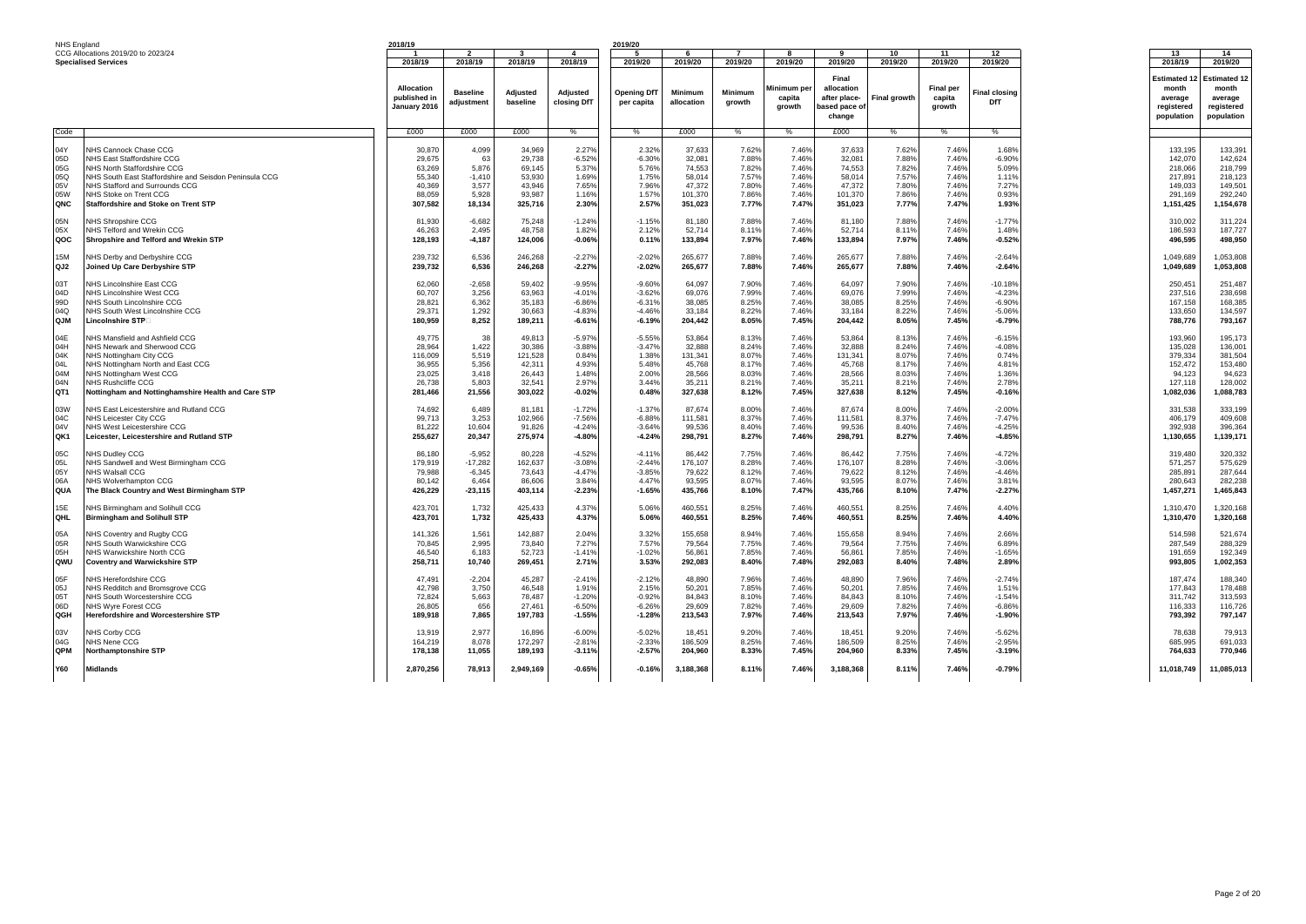NHS England
CCG Allocations 2019/20 to 2023/24
**Specialised Services**

| Code | | 2018/19 1 | 2 | 3 | 4 | 2019/20 5 | 6 | 7 | 8 | 9 | 10 | 11 | 12 | 13 | 14 |
|---|---|---|---|---|---|---|---|---|---|---|---|---|---|---|---|
| | | 2018/19 | 2018/19 | 2018/19 | 2018/19 | 2019/20 | 2019/20 | 2019/20 | 2019/20 | 2019/20 | 2019/20 | 2019/20 | 2019/20 | 2018/19 | 2019/20 |
| | | Allocation published in January 2016 | Baseline adjustment | Adjusted baseline | Adjusted closing DfT | Opening DfT per capita | Minimum allocation | Minimum growth | Minimum per capita growth | Final allocation after place-based pace of change | Final growth | Final per capita growth | Final closing DfT | Estimated 12 month average registered population | Estimated 12 month average registered population |
| | | £000 | £000 | £000 | % | % | £000 | % | % | £000 | % | % | % | | |
| 04Y | NHS Cannock Chase CCG | 30,870 | 4,099 | 34,969 | 2.27% | 2.32% | 37,633 | 7.62% | 7.46% | 37,633 | 7.62% | 7.46% | 1.68% | 133,195 | 133,391 |
| 05D | NHS East Staffordshire CCG | 29,675 | 63 | 29,738 | -6.52% | -6.30% | 32,081 | 7.88% | 7.46% | 32,081 | 7.88% | 7.46% | -6.90% | 142,070 | 142,624 |
| 05G | NHS North Staffordshire CCG | 63,269 | 5,876 | 69,145 | 5.37% | 5.76% | 74,553 | 7.82% | 7.46% | 74,553 | 7.82% | 7.46% | 5.09% | 218,066 | 218,799 |
| 05Q | NHS South East Staffordshire and Seisdon Peninsula CCG | 55,340 | -1,410 | 53,930 | 1.69% | 1.75% | 58,014 | 7.57% | 7.46% | 58,014 | 7.57% | 7.46% | 1.11% | 217,891 | 218,123 |
| 05V | NHS Stafford and Surrounds CCG | 40,369 | 3,577 | 43,946 | 7.65% | 7.96% | 47,372 | 7.80% | 7.46% | 47,372 | 7.80% | 7.46% | 7.27% | 149,033 | 149,501 |
| 05W | NHS Stoke on Trent CCG | 88,059 | 5,928 | 93,987 | 1.16% | 1.57% | 101,370 | 7.86% | 7.46% | 101,370 | 7.86% | 7.46% | 0.93% | 291,169 | 292,240 |
| **QNC** | **Staffordshire and Stoke on Trent STP** | **307,582** | **18,134** | **325,716** | **2.30%** | **2.57%** | **351,023** | **7.77%** | **7.47%** | **351,023** | **7.77%** | **7.47%** | **1.93%** | **1,151,425** | **1,154,678** |
| 05N | NHS Shropshire CCG | 81,930 | -6,682 | 75,248 | -1.24% | -1.15% | 81,180 | 7.88% | 7.46% | 81,180 | 7.88% | 7.46% | -1.77% | 310,002 | 311,224 |
| 05X | NHS Telford and Wrekin CCG | 46,263 | 2,495 | 48,758 | 1.82% | 2.12% | 52,714 | 8.11% | 7.46% | 52,714 | 8.11% | 7.46% | 1.48% | 186,593 | 187,727 |
| **QOC** | **Shropshire and Telford and Wrekin STP** | **128,193** | **-4,187** | **124,006** | **-0.06%** | **0.11%** | **133,894** | **7.97%** | **7.46%** | **133,894** | **7.97%** | **7.46%** | **-0.52%** | **496,595** | **498,950** |
| 15M | NHS Derby and Derbyshire CCG | 239,732 | 6,536 | 246,268 | -2.27% | -2.02% | 265,677 | 7.88% | 7.46% | 265,677 | 7.88% | 7.46% | -2.64% | 1,049,689 | 1,053,808 |
| **QJ2** | **Joined Up Care Derbyshire STP** | **239,732** | **6,536** | **246,268** | **-2.27%** | **-2.02%** | **265,677** | **7.88%** | **7.46%** | **265,677** | **7.88%** | **7.46%** | **-2.64%** | **1,049,689** | **1,053,808** |
| 03T | NHS Lincolnshire East CCG | 62,060 | -2,658 | 59,402 | -9.95% | -9.60% | 64,097 | 7.90% | 7.46% | 64,097 | 7.90% | 7.46% | -10.18% | 250,451 | 251,487 |
| 04D | NHS Lincolnshire West CCG | 60,707 | 3,256 | 63,963 | -4.01% | -3.62% | 69,076 | 7.99% | 7.46% | 69,076 | 7.99% | 7.46% | -4.23% | 237,516 | 238,698 |
| 99D | NHS South Lincolnshire CCG | 28,821 | 6,362 | 35,183 | -6.86% | -6.31% | 38,085 | 8.25% | 7.46% | 38,085 | 8.25% | 7.46% | -6.90% | 167,158 | 168,385 |
| 04Q | NHS South West Lincolnshire CCG | 29,371 | 1,292 | 30,663 | -4.83% | -4.46% | 33,184 | 8.22% | 7.46% | 33,184 | 8.22% | 7.46% | -5.06% | 133,650 | 134,597 |
| **QJM** | **Lincolnshire STP** | **180,959** | **8,252** | **189,211** | **-6.61%** | **-6.19%** | **204,442** | **8.05%** | **7.45%** | **204,442** | **8.05%** | **7.45%** | **-6.79%** | **788,776** | **793,167** |
| 04E | NHS Mansfield and Ashfield CCG | 49,775 | 38 | 49,813 | -5.97% | -5.55% | 53,864 | 8.13% | 7.46% | 53,864 | 8.13% | 7.46% | -6.15% | 193,960 | 195,173 |
| 04H | NHS Newark and Sherwood CCG | 28,964 | 1,422 | 30,386 | -3.88% | -3.47% | 32,888 | 8.24% | 7.46% | 32,888 | 8.24% | 7.46% | -4.08% | 135,028 | 136,001 |
| 04K | NHS Nottingham City CCG | 116,009 | 5,519 | 121,528 | 0.84% | 1.38% | 131,341 | 8.07% | 7.46% | 131,341 | 8.07% | 7.46% | 0.74% | 379,334 | 381,504 |
| 04L | NHS Nottingham North and East CCG | 36,955 | 5,356 | 42,311 | 4.93% | 5.48% | 45,768 | 8.17% | 7.46% | 45,768 | 8.17% | 7.46% | 4.81% | 152,472 | 153,480 |
| 04M | NHS Nottingham West CCG | 23,025 | 3,418 | 26,443 | 1.48% | 2.00% | 28,566 | 8.03% | 7.46% | 28,566 | 8.03% | 7.46% | 1.36% | 94,123 | 94,623 |
| 04N | NHS Rushcliffe CCG | 26,738 | 5,803 | 32,541 | 2.97% | 3.44% | 35,211 | 8.21% | 7.46% | 35,211 | 8.21% | 7.46% | 2.78% | 127,118 | 128,002 |
| **QT1** | **Nottingham and Nottinghamshire Health and Care STP** | **281,466** | **21,556** | **303,022** | **-0.02%** | **0.48%** | **327,638** | **8.12%** | **7.45%** | **327,638** | **8.12%** | **7.45%** | **-0.16%** | **1,082,036** | **1,088,783** |
| 03W | NHS East Leicestershire and Rutland CCG | 74,692 | 6,489 | 81,181 | -1.72% | -1.37% | 87,674 | 8.00% | 7.46% | 87,674 | 8.00% | 7.46% | -2.00% | 331,538 | 333,199 |
| 04C | NHS Leicester City CCG | 99,713 | 3,253 | 102,966 | -7.56% | -6.88% | 111,581 | 8.37% | 7.46% | 111,581 | 8.37% | 7.46% | -7.47% | 406,179 | 409,608 |
| 04V | NHS West Leicestershire CCG | 81,222 | 10,604 | 91,826 | -4.24% | -3.64% | 99,536 | 8.40% | 7.46% | 99,536 | 8.40% | 7.46% | -4.25% | 392,938 | 396,364 |
| **QK1** | **Leicester, Leicestershire and Rutland STP** | **255,627** | **20,347** | **275,974** | **-4.80%** | **-4.24%** | **298,791** | **8.27%** | **7.46%** | **298,791** | **8.27%** | **7.46%** | **-4.85%** | **1,130,655** | **1,139,171** |
| 05C | NHS Dudley CCG | 86,180 | -5,952 | 80,228 | -4.52% | -4.11% | 86,442 | 7.75% | 7.46% | 86,442 | 7.75% | 7.46% | -4.72% | 319,480 | 320,332 |
| 05L | NHS Sandwell and West Birmingham CCG | 179,919 | -17,282 | 162,637 | -3.08% | -2.44% | 176,107 | 8.28% | 7.46% | 176,107 | 8.28% | 7.46% | -3.06% | 571,257 | 575,629 |
| 05Y | NHS Walsall CCG | 79,988 | -6,345 | 73,643 | -4.47% | -3.85% | 79,622 | 8.12% | 7.46% | 79,622 | 8.12% | 7.46% | -4.46% | 285,891 | 287,644 |
| 06A | NHS Wolverhampton CCG | 80,142 | 6,464 | 86,606 | 3.84% | 4.47% | 93,595 | 8.07% | 7.46% | 93,595 | 8.07% | 7.46% | 3.81% | 280,643 | 282,238 |
| **QUA** | **The Black Country and West Birmingham STP** | **426,229** | **-23,115** | **403,114** | **-2.23%** | **-1.65%** | **435,766** | **8.10%** | **7.47%** | **435,766** | **8.10%** | **7.47%** | **-2.27%** | **1,457,271** | **1,465,843** |
| 15E | NHS Birmingham and Solihull CCG | 423,701 | 1,732 | 425,433 | 4.37% | 5.06% | 460,551 | 8.25% | 7.46% | 460,551 | 8.25% | 7.46% | 4.40% | 1,310,470 | 1,320,168 |
| **QHL** | **Birmingham and Solihull STP** | **423,701** | **1,732** | **425,433** | **4.37%** | **5.06%** | **460,551** | **8.25%** | **7.46%** | **460,551** | **8.25%** | **7.46%** | **4.40%** | **1,310,470** | **1,320,168** |
| 05A | NHS Coventry and Rugby CCG | 141,326 | 1,561 | 142,887 | 2.04% | 3.32% | 155,658 | 8.94% | 7.46% | 155,658 | 8.94% | 7.46% | 2.66% | 514,598 | 521,674 |
| 05R | NHS South Warwickshire CCG | 70,845 | 2,995 | 73,840 | 7.27% | 7.57% | 79,564 | 7.75% | 7.46% | 79,564 | 7.75% | 7.46% | 6.89% | 287,549 | 288,329 |
| 05H | NHS Warwickshire North CCG | 46,540 | 6,183 | 52,723 | -1.41% | -1.02% | 56,861 | 7.85% | 7.46% | 56,861 | 7.85% | 7.46% | -1.65% | 191,659 | 192,349 |
| **QWU** | **Coventry and Warwickshire STP** | **258,711** | **10,740** | **269,451** | **2.71%** | **3.53%** | **292,083** | **8.40%** | **7.48%** | **292,083** | **8.40%** | **7.48%** | **2.89%** | **993,805** | **1,002,353** |
| 05F | NHS Herefordshire CCG | 47,491 | -2,204 | 45,287 | -2.41% | -2.12% | 48,890 | 7.96% | 7.46% | 48,890 | 7.96% | 7.46% | -2.74% | 187,474 | 188,340 |
| 05J | NHS Redditch and Bromsgrove CCG | 42,798 | 3,750 | 46,548 | 1.91% | 2.15% | 50,201 | 7.85% | 7.46% | 50,201 | 7.85% | 7.46% | 1.51% | 177,843 | 178,488 |
| 05T | NHS South Worcestershire CCG | 72,824 | 5,663 | 78,487 | -1.20% | -0.92% | 84,843 | 8.10% | 7.46% | 84,843 | 8.10% | 7.46% | -1.54% | 311,742 | 313,593 |
| 06D | NHS Wyre Forest CCG | 26,805 | 656 | 27,461 | -6.50% | -6.26% | 29,609 | 7.82% | 7.46% | 29,609 | 7.82% | 7.46% | -6.86% | 116,333 | 116,726 |
| **QGH** | **Herefordshire and Worcestershire STP** | **189,918** | **7,865** | **197,783** | **-1.55%** | **-1.28%** | **213,543** | **7.97%** | **7.46%** | **213,543** | **7.97%** | **7.46%** | **-1.90%** | **793,392** | **797,147** |
| 03V | NHS Corby CCG | 13,919 | 2,977 | 16,896 | -6.00% | -5.02% | 18,451 | 9.20% | 7.46% | 18,451 | 9.20% | 7.46% | -5.62% | 78,638 | 79,913 |
| 04G | NHS Nene CCG | 164,219 | 8,078 | 172,297 | -2.81% | -2.33% | 186,509 | 8.25% | 7.46% | 186,509 | 8.25% | 7.46% | -2.95% | 685,995 | 691,033 |
| **QPM** | **Northamptonshire STP** | **178,138** | **11,055** | **189,193** | **-3.11%** | **-2.57%** | **204,960** | **8.33%** | **7.45%** | **204,960** | **8.33%** | **7.45%** | **-3.19%** | **764,633** | **770,946** |
| **Y60** | **Midlands** | **2,870,256** | **78,913** | **2,949,169** | **-0.65%** | **-0.16%** | **3,188,368** | **8.11%** | **7.46%** | **3,188,368** | **8.11%** | **7.46%** | **-0.79%** | **11,018,749** | **11,085,013** |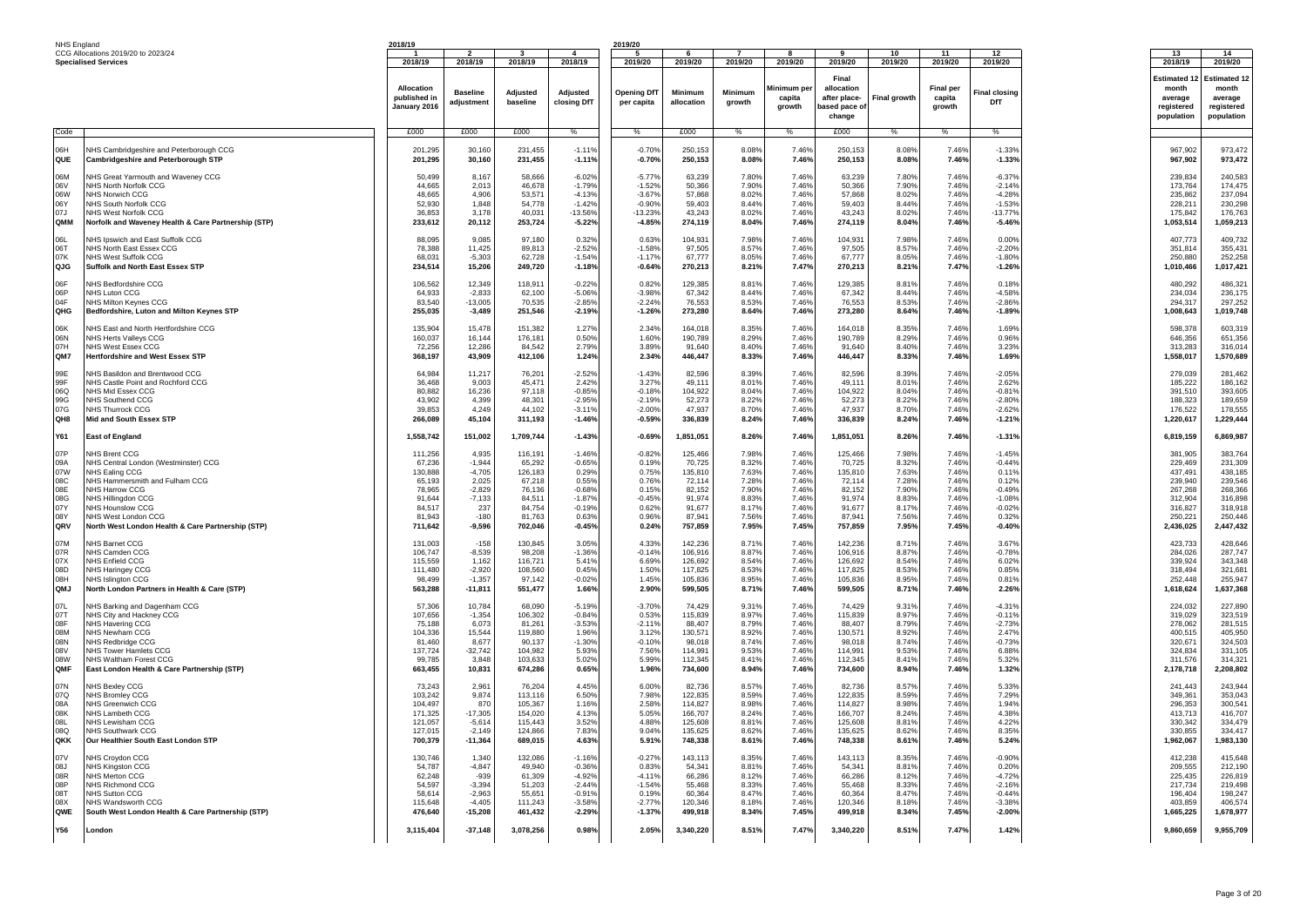NHS England
CCG Allocations 2019/20 to 2023/24
**Specialised Services**

| Code | | 2018/19 1 2018/19 Allocation published in January 2016 | 2 2018/19 Baseline adjustment | 3 2018/19 Adjusted baseline | 4 2018/19 Adjusted closing DfT | 2019/20 5 2019/20 Opening DfT per capita | 6 2019/20 Minimum allocation | 7 2019/20 Minimum growth | 8 2019/20 Minimum per capita growth | 9 2019/20 Final allocation after place-based pace of change | 10 2019/20 Final growth | 11 2019/20 Final per capita growth | 12 2019/20 Final closing DfT | 13 2018/19 Estimated 12 month average registered population | 14 2019/20 Estimated 12 month average registered population |
|---|---|---|---|---|---|---|---|---|---|---|---|---|---|---|---|
| | | £000 | £000 | £000 | % | % | £000 | % | % | £000 | % | % | % | | |
| 06H | NHS Cambridgeshire and Peterborough CCG | 201,295 | 30,160 | 231,455 | -1.11% | -0.70% | 250,153 | 8.08% | 7.46% | 250,153 | 8.08% | 7.46% | -1.33% | 967,902 | 973,472 |
| QUE | **Cambridgeshire and Peterborough STP** | **201,295** | **30,160** | **231,455** | **-1.11%** | **-0.70%** | **250,153** | **8.08%** | **7.46%** | **250,153** | **8.08%** | **7.46%** | **-1.33%** | **967,902** | **973,472** |
| 06M | NHS Great Yarmouth and Waveney CCG | 50,499 | 8,167 | 58,666 | -6.02% | -5.77% | 63,239 | 7.80% | 7.46% | 63,239 | 7.80% | 7.46% | -6.37% | 239,834 | 240,583 |
| 06V | NHS North Norfolk CCG | 44,665 | 2,013 | 46,678 | -1.79% | -1.52% | 50,366 | 7.90% | 7.46% | 50,366 | 7.90% | 7.46% | -2.14% | 173,764 | 174,475 |
| 06W | NHS Norwich CCG | 48,665 | 4,906 | 53,571 | -4.13% | -3.67% | 57,868 | 8.02% | 7.46% | 57,868 | 8.02% | 7.46% | -4.28% | 235,862 | 237,094 |
| 06Y | NHS South Norfolk CCG | 52,930 | 1,848 | 54,778 | -1.42% | -0.90% | 59,403 | 8.44% | 7.46% | 59,403 | 8.44% | 7.46% | -1.53% | 228,211 | 230,298 |
| 07J | NHS West Norfolk CCG | 36,853 | 3,178 | 40,031 | -13.56% | -13.23% | 43,243 | 8.02% | 7.46% | 43,243 | 8.02% | 7.46% | -13.77% | 175,842 | 176,763 |
| QMM | **Norfolk and Waveney Health & Care Partnership (STP)** | **233,612** | **20,112** | **253,724** | **-5.22%** | **-4.85%** | **274,119** | **8.04%** | **7.46%** | **274,119** | **8.04%** | **7.46%** | **-5.46%** | **1,053,514** | **1,059,213** |
| 06L | NHS Ipswich and East Suffolk CCG | 88,095 | 9,085 | 97,180 | 0.32% | 0.63% | 104,931 | 7.98% | 7.46% | 104,931 | 7.98% | 7.46% | 0.00% | 407,773 | 409,732 |
| 06T | NHS North East Essex CCG | 78,388 | 11,425 | 89,813 | -2.52% | -1.58% | 97,505 | 8.57% | 7.46% | 97,505 | 8.57% | 7.46% | -2.20% | 351,814 | 355,431 |
| 07K | NHS West Suffolk CCG | 68,031 | -5,303 | 62,728 | -1.54% | -1.17% | 67,777 | 8.05% | 7.46% | 67,777 | 8.05% | 7.46% | -1.80% | 250,880 | 252,258 |
| QJG | **Suffolk and North East Essex STP** | **234,514** | **15,206** | **249,720** | **-1.18%** | **-0.64%** | **270,213** | **8.21%** | **7.47%** | **270,213** | **8.21%** | **7.47%** | **-1.26%** | **1,010,466** | **1,017,421** |
| 06F | NHS Bedfordshire CCG | 106,562 | 12,349 | 118,911 | -0.22% | 0.82% | 129,385 | 8.81% | 7.46% | 129,385 | 8.81% | 7.46% | 0.18% | 480,292 | 486,321 |
| 06P | NHS Luton CCG | 64,933 | -2,833 | 62,100 | -5.06% | -3.98% | 67,342 | 8.44% | 7.46% | 67,342 | 8.44% | 7.46% | -4.58% | 234,034 | 236,175 |
| 04F | NHS Milton Keynes CCG | 83,540 | -13,005 | 70,535 | -2.85% | -2.24% | 76,553 | 8.53% | 7.46% | 76,553 | 8.53% | 7.46% | -2.86% | 294,317 | 297,252 |
| QHG | **Bedfordshire, Luton and Milton Keynes STP** | **255,035** | **-3,489** | **251,546** | **-2.19%** | **-1.26%** | **273,280** | **8.64%** | **7.46%** | **273,280** | **8.64%** | **7.46%** | **-1.89%** | **1,008,643** | **1,019,748** |
| 06K | NHS East and North Hertfordshire CCG | 135,904 | 15,478 | 151,382 | 1.27% | 2.34% | 164,018 | 8.35% | 7.46% | 164,018 | 8.35% | 7.46% | 1.69% | 598,378 | 603,319 |
| 06N | NHS Herts Valleys CCG | 160,037 | 16,144 | 176,181 | 0.50% | 1.60% | 190,789 | 8.29% | 7.46% | 190,789 | 8.29% | 7.46% | 0.96% | 646,356 | 651,356 |
| 07H | NHS West Essex CCG | 72,256 | 12,286 | 84,542 | 2.79% | 3.89% | 91,640 | 8.40% | 7.46% | 91,640 | 8.40% | 7.46% | 3.23% | 313,283 | 316,014 |
| QM7 | **Hertfordshire and West Essex STP** | **368,197** | **43,909** | **412,106** | **1.24%** | **2.34%** | **446,447** | **8.33%** | **7.46%** | **446,447** | **8.33%** | **7.46%** | **1.69%** | **1,558,017** | **1,570,689** |
| 99E | NHS Basildon and Brentwood CCG | 64,984 | 11,217 | 76,201 | -2.52% | -1.43% | 82,596 | 8.39% | 7.46% | 82,596 | 8.39% | 7.46% | -2.05% | 279,039 | 281,462 |
| 99F | NHS Castle Point and Rochford CCG | 36,468 | 9,003 | 45,471 | 2.42% | 3.27% | 49,111 | 8.01% | 7.46% | 49,111 | 8.01% | 7.46% | 2.62% | 185,222 | 186,162 |
| 06Q | NHS Mid Essex CCG | 80,882 | 16,236 | 97,118 | -0.85% | -0.18% | 104,922 | 8.04% | 7.46% | 104,922 | 8.04% | 7.46% | -0.81% | 391,510 | 393,605 |
| 99G | NHS Southend CCG | 43,902 | 4,399 | 48,301 | -2.95% | -2.19% | 52,273 | 8.22% | 7.46% | 52,273 | 8.22% | 7.46% | -2.80% | 188,323 | 189,659 |
| 07G | NHS Thurrock CCG | 39,853 | 4,249 | 44,102 | -3.11% | -2.00% | 47,937 | 8.70% | 7.46% | 47,937 | 8.70% | 7.46% | -2.62% | 176,522 | 178,555 |
| QH8 | **Mid and South Essex STP** | **266,089** | **45,104** | **311,193** | **-1.46%** | **-0.59%** | **336,839** | **8.24%** | **7.46%** | **336,839** | **8.24%** | **7.46%** | **-1.21%** | **1,220,617** | **1,229,444** |
| Y61 | **East of England** | **1,558,742** | **151,002** | **1,709,744** | **-1.43%** | **-0.69%** | **1,851,051** | **8.26%** | **7.46%** | **1,851,051** | **8.26%** | **7.46%** | **-1.31%** | **6,819,159** | **6,869,987** |
| 07P | NHS Brent CCG | 111,256 | 4,935 | 116,191 | -1.46% | -0.82% | 125,466 | 7.98% | 7.46% | 125,466 | 7.98% | 7.46% | -1.45% | 381,905 | 383,764 |
| 09A | NHS Central London (Westminster) CCG | 67,236 | -1,944 | 65,292 | -0.65% | 0.19% | 70,725 | 8.32% | 7.46% | 70,725 | 8.32% | 7.46% | -0.44% | 229,469 | 231,309 |
| 07W | NHS Ealing CCG | 130,888 | -4,705 | 126,183 | 0.29% | 0.75% | 135,810 | 7.63% | 7.46% | 135,810 | 7.63% | 7.46% | 0.11% | 437,491 | 438,185 |
| 08C | NHS Hammersmith and Fulham CCG | 65,193 | 2,025 | 67,218 | 0.55% | 0.76% | 72,114 | 7.28% | 7.46% | 72,114 | 7.28% | 7.46% | 0.12% | 239,940 | 239,546 |
| 08E | NHS Harrow CCG | 78,965 | -2,829 | 76,136 | -0.68% | 0.15% | 82,152 | 7.90% | 7.46% | 82,152 | 7.90% | 7.46% | -0.49% | 267,268 | 268,366 |
| 08G | NHS Hillingdon CCG | 91,644 | -7,133 | 84,511 | -1.87% | -0.45% | 91,974 | 8.83% | 7.46% | 91,974 | 8.83% | 7.46% | -1.08% | 312,904 | 316,898 |
| 07Y | NHS Hounslow CCG | 84,517 | 237 | 84,754 | -0.19% | 0.62% | 91,677 | 8.17% | 7.46% | 91,677 | 8.17% | 7.46% | -0.02% | 316,827 | 318,918 |
| 08Y | NHS West London CCG | 81,943 | -180 | 81,763 | 0.63% | 0.96% | 87,941 | 7.56% | 7.46% | 87,941 | 7.56% | 7.46% | 0.32% | 250,221 | 250,446 |
| QRV | **North West London Health & Care Partnership (STP)** | **711,642** | **-9,596** | **702,046** | **-0.45%** | **0.24%** | **757,859** | **7.95%** | **7.45%** | **757,859** | **7.95%** | **7.45%** | **-0.40%** | **2,436,025** | **2,447,432** |
| 07M | NHS Barnet CCG | 131,003 | -158 | 130,845 | 3.05% | 4.33% | 142,236 | 8.71% | 7.46% | 142,236 | 8.71% | 7.46% | 3.67% | 423,733 | 428,646 |
| 07R | NHS Camden CCG | 106,747 | -8,539 | 98,208 | -1.36% | -0.14% | 106,916 | 8.87% | 7.46% | 106,916 | 8.87% | 7.46% | -0.78% | 284,026 | 287,747 |
| 07X | NHS Enfield CCG | 115,559 | 1,162 | 116,721 | 5.41% | 6.69% | 126,692 | 8.54% | 7.46% | 126,692 | 8.54% | 7.46% | 6.02% | 339,924 | 343,348 |
| 08D | NHS Haringey CCG | 111,480 | -2,920 | 108,560 | 0.45% | 1.50% | 117,825 | 8.53% | 7.46% | 117,825 | 8.53% | 7.46% | 0.85% | 318,494 | 321,681 |
| 08H | NHS Islington CCG | 98,499 | -1,357 | 97,142 | -0.02% | 1.45% | 105,836 | 8.95% | 7.46% | 105,836 | 8.95% | 7.46% | 0.81% | 252,448 | 255,947 |
| QMJ | **North London Partners in Health & Care (STP)** | **563,288** | **-11,811** | **551,477** | **1.66%** | **2.90%** | **599,505** | **8.71%** | **7.46%** | **599,505** | **8.71%** | **7.46%** | **2.26%** | **1,618,624** | **1,637,368** |
| 07L | NHS Barking and Dagenham CCG | 57,306 | 10,784 | 68,090 | -5.19% | -3.70% | 74,429 | 9.31% | 7.46% | 74,429 | 9.31% | 7.46% | -4.31% | 224,032 | 227,890 |
| 07T | NHS City and Hackney CCG | 107,656 | -1,354 | 106,302 | -0.84% | 0.53% | 115,839 | 8.97% | 7.46% | 115,839 | 8.97% | 7.46% | -0.11% | 319,029 | 323,519 |
| 08F | NHS Havering CCG | 75,188 | 6,073 | 81,261 | -3.53% | -2.11% | 88,407 | 8.79% | 7.46% | 88,407 | 8.79% | 7.46% | -2.73% | 278,062 | 281,515 |
| 08M | NHS Newham CCG | 104,336 | 15,544 | 119,880 | 1.96% | 3.12% | 130,571 | 8.92% | 7.46% | 130,571 | 8.92% | 7.46% | 2.47% | 400,515 | 405,950 |
| 08N | NHS Redbridge CCG | 81,460 | 8,677 | 90,137 | -1.30% | -0.10% | 98,018 | 8.74% | 7.46% | 98,018 | 8.74% | 7.46% | -0.73% | 320,671 | 324,503 |
| 08V | NHS Tower Hamlets CCG | 137,724 | -32,742 | 104,982 | 5.93% | 7.56% | 114,991 | 9.53% | 7.46% | 114,991 | 9.53% | 7.46% | 6.88% | 324,834 | 331,105 |
| 08W | NHS Waltham Forest CCG | 99,785 | 3,848 | 103,633 | 5.02% | 5.99% | 112,345 | 8.41% | 7.46% | 112,345 | 8.41% | 7.46% | 5.32% | 311,576 | 314,321 |
| QMF | **East London Health & Care Partnership (STP)** | **663,455** | **10,831** | **674,286** | **0.65%** | **1.96%** | **734,600** | **8.94%** | **7.46%** | **734,600** | **8.94%** | **7.46%** | **1.32%** | **2,178,718** | **2,208,802** |
| 07N | NHS Bexley CCG | 73,243 | 2,961 | 76,204 | 4.45% | 6.00% | 82,736 | 8.57% | 7.46% | 82,736 | 8.57% | 7.46% | 5.33% | 241,443 | 243,944 |
| 07Q | NHS Bromley CCG | 103,242 | 9,874 | 113,116 | 6.50% | 7.98% | 122,835 | 8.59% | 7.46% | 122,835 | 8.59% | 7.46% | 7.29% | 349,361 | 353,043 |
| 08A | NHS Greenwich CCG | 104,497 | 870 | 105,367 | 1.16% | 2.58% | 114,827 | 8.98% | 7.46% | 114,827 | 8.98% | 7.46% | 1.94% | 296,353 | 300,541 |
| 08K | NHS Lambeth CCG | 171,325 | -17,305 | 154,020 | 4.13% | 5.05% | 166,707 | 8.24% | 7.46% | 166,707 | 8.24% | 7.46% | 4.38% | 413,713 | 416,707 |
| 08L | NHS Lewisham CCG | 121,057 | -5,614 | 115,443 | 3.52% | 4.88% | 125,608 | 8.81% | 7.46% | 125,608 | 8.81% | 7.46% | 4.22% | 330,342 | 334,479 |
| 08Q | NHS Southwark CCG | 127,015 | -2,149 | 124,866 | 7.83% | 9.04% | 135,625 | 8.62% | 7.46% | 135,625 | 8.62% | 7.46% | 8.35% | 330,855 | 334,417 |
| QKK | **Our Healthier South East London STP** | **700,379** | **-11,364** | **689,015** | **4.63%** | **5.91%** | **748,338** | **8.61%** | **7.46%** | **748,338** | **8.61%** | **7.46%** | **5.24%** | **1,962,067** | **1,983,130** |
| 07V | NHS Croydon CCG | 130,746 | 1,340 | 132,086 | -1.16% | -0.27% | 143,113 | 8.35% | 7.46% | 143,113 | 8.35% | 7.46% | -0.90% | 412,238 | 415,648 |
| 08J | NHS Kingston CCG | 54,787 | -4,847 | 49,940 | -0.36% | 0.83% | 54,341 | 8.81% | 7.46% | 54,341 | 8.81% | 7.46% | 0.20% | 209,555 | 212,190 |
| 08R | NHS Merton CCG | 62,248 | -939 | 61,309 | -4.92% | -4.11% | 66,286 | 8.12% | 7.46% | 66,286 | 8.12% | 7.46% | -4.72% | 225,435 | 226,819 |
| 08P | NHS Richmond CCG | 54,597 | -3,394 | 51,203 | -2.44% | -1.54% | 55,468 | 8.33% | 7.46% | 55,468 | 8.33% | 7.46% | -2.16% | 217,734 | 219,498 |
| 08T | NHS Sutton CCG | 58,614 | -2,963 | 55,651 | -0.91% | 0.19% | 60,364 | 8.47% | 7.46% | 60,364 | 8.47% | 7.46% | -0.44% | 196,404 | 198,247 |
| 08X | NHS Wandsworth CCG | 115,648 | -4,405 | 111,243 | -3.58% | -2.77% | 120,346 | 8.18% | 7.46% | 120,346 | 8.18% | 7.46% | -3.38% | 403,859 | 406,574 |
| QWE | **South West London Health & Care Partnership (STP)** | **476,640** | **-15,208** | **461,432** | **-2.29%** | **-1.37%** | **499,918** | **8.34%** | **7.45%** | **499,918** | **8.34%** | **7.45%** | **-2.00%** | **1,665,225** | **1,678,977** |
| Y56 | **London** | **3,115,404** | **-37,148** | **3,078,256** | **0.98%** | **2.05%** | **3,340,220** | **8.51%** | **7.47%** | **3,340,220** | **8.51%** | **7.47%** | **1.42%** | **9,860,659** | **9,955,709** |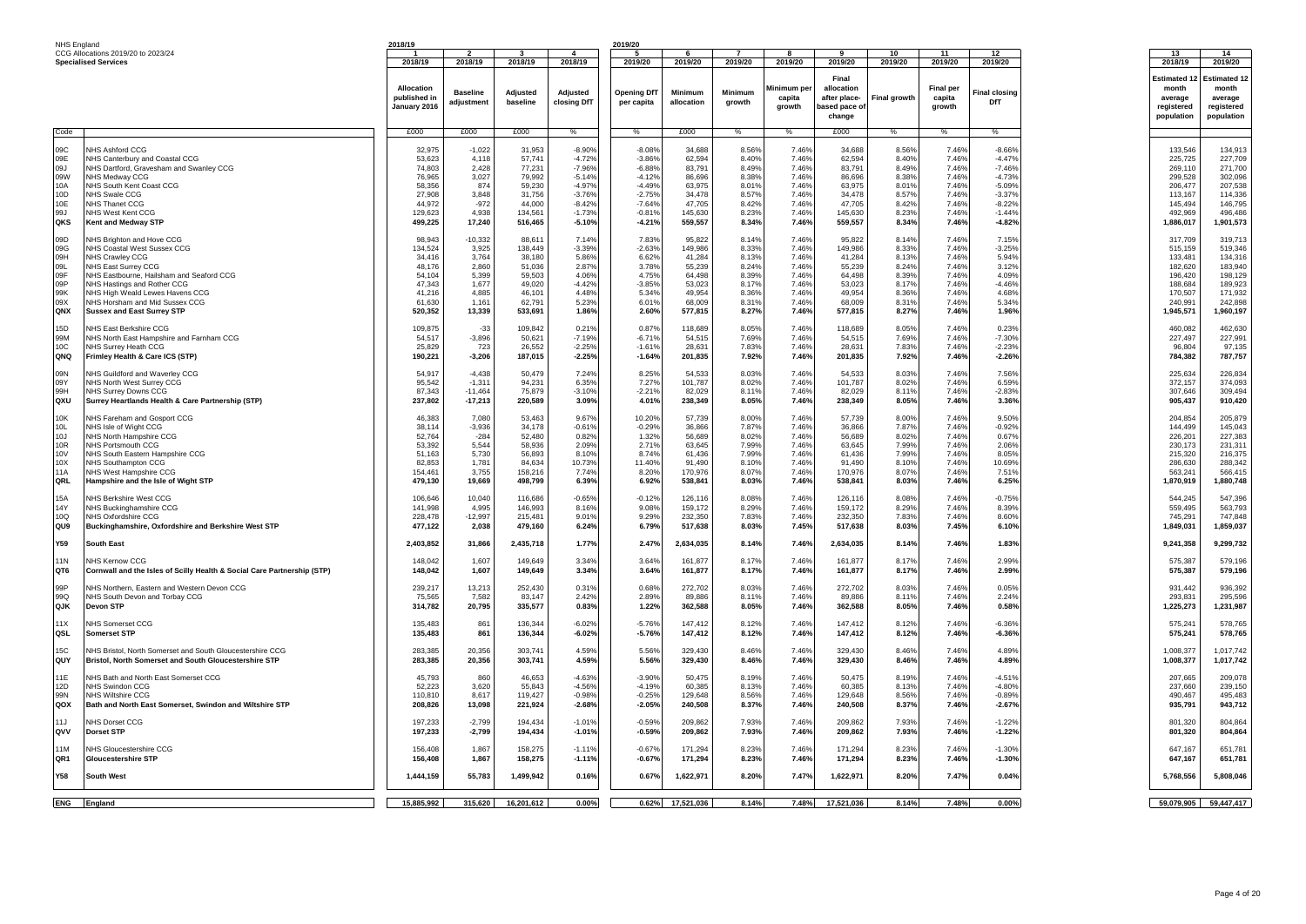NHS England
CCG Allocations 2019/20 to 2023/24
**Specialised Services**

| Code | | 2018/19 | | | | 2019/20 | | | | | | | | | |
|---|---|---|---|---|---|---|---|---|---|---|---|---|---|---|---|
| | | 1 | 2 | 3 | 4 | 5 | 6 | 7 | 8 | 9 | 10 | 11 | 12 | 13 | 14 |
| | | 2018/19 | 2018/19 | 2018/19 | 2018/19 | 2019/20 | 2019/20 | 2019/20 | 2019/20 | 2019/20 | 2019/20 | 2019/20 | 2019/20 | 2018/19 | 2019/20 |
| | | Allocation published in January 2016 | Baseline adjustment | Adjusted baseline | Adjusted closing DfT | Opening DfT per capita | Minimum allocation | Minimum growth | Minimum per capita growth | Final allocation after place-based pace of change | Final growth | Final per capita growth | Final closing DfT | Estimated 12 month average registered population | Estimated 12 month average registered population |
| | | £000 | £000 | £000 | % | % | £000 | % | % | £000 | % | % | % | | |
| 09C | NHS Ashford CCG | 32,975 | -1,022 | 31,953 | -8.90% | -8.08% | 34,688 | 8.56% | 7.46% | 34,688 | 8.56% | 7.46% | -8.66% | 133,546 | 134,913 |
| 09E | NHS Canterbury and Coastal CCG | 53,623 | 4,118 | 57,741 | -4.72% | -3.86% | 62,594 | 8.40% | 7.46% | 62,594 | 8.40% | 7.46% | -4.47% | 225,725 | 227,709 |
| 09J | NHS Dartford, Gravesham and Swanley CCG | 74,803 | 2,428 | 77,231 | -7.96% | -6.88% | 83,791 | 8.49% | 7.46% | 83,791 | 8.49% | 7.46% | -7.46% | 269,110 | 271,700 |
| 09W | NHS Medway CCG | 76,965 | 3,027 | 79,992 | -5.14% | -4.12% | 86,696 | 8.38% | 7.46% | 86,696 | 8.38% | 7.46% | -4.73% | 299,528 | 302,096 |
| 10A | NHS South Kent Coast CCG | 58,356 | 874 | 59,230 | -4.97% | -4.49% | 63,975 | 8.01% | 7.46% | 63,975 | 8.01% | 7.46% | -5.09% | 206,477 | 207,538 |
| 10D | NHS Swale CCG | 27,908 | 3,848 | 31,756 | -3.76% | -2.75% | 34,478 | 8.57% | 7.46% | 34,478 | 8.57% | 7.46% | -3.37% | 113,167 | 114,336 |
| 10E | NHS Thanet CCG | 44,972 | -972 | 44,000 | -8.42% | -7.64% | 47,705 | 8.42% | 7.46% | 47,705 | 8.42% | 7.46% | -8.22% | 145,494 | 146,795 |
| 99J | NHS West Kent CCG | 129,623 | 4,938 | 134,561 | -1.73% | -0.81% | 145,630 | 8.23% | 7.46% | 145,630 | 8.23% | 7.46% | -1.44% | 492,969 | 496,486 |
| **QKS** | **Kent and Medway STP** | **499,225** | **17,240** | **516,465** | **-5.10%** | **-4.21%** | **559,557** | **8.34%** | **7.46%** | **559,557** | **8.34%** | **7.46%** | **-4.82%** | **1,886,017** | **1,901,573** |
| 09D | NHS Brighton and Hove CCG | 98,943 | -10,332 | 88,611 | 7.14% | 7.83% | 95,822 | 8.14% | 7.46% | 95,822 | 8.14% | 7.46% | 7.15% | 317,709 | 319,713 |
| 09G | NHS Coastal West Sussex CCG | 134,524 | 3,925 | 138,449 | -3.39% | -2.63% | 149,986 | 8.33% | 7.46% | 149,986 | 8.33% | 7.46% | -3.25% | 515,159 | 519,346 |
| 09H | NHS Crawley CCG | 34,416 | 3,764 | 38,180 | 5.86% | 6.62% | 41,284 | 8.13% | 7.46% | 41,284 | 8.13% | 7.46% | 5.94% | 133,481 | 134,316 |
| 09L | NHS East Surrey CCG | 48,176 | 2,860 | 51,036 | 2.87% | 3.78% | 55,239 | 8.24% | 7.46% | 55,239 | 8.24% | 7.46% | 3.12% | 182,620 | 183,940 |
| 09F | NHS Eastbourne, Hailsham and Seaford CCG | 54,104 | 5,399 | 59,503 | 4.06% | 4.75% | 64,498 | 8.39% | 7.46% | 64,498 | 8.39% | 7.46% | 4.09% | 196,420 | 198,129 |
| 09P | NHS Hastings and Rother CCG | 47,343 | 1,677 | 49,020 | -4.42% | -3.85% | 53,023 | 8.17% | 7.46% | 53,023 | 8.17% | 7.46% | -4.46% | 188,684 | 189,923 |
| 99K | NHS High Weald Lewes Havens CCG | 41,216 | 4,885 | 46,101 | 4.48% | 5.34% | 49,954 | 8.36% | 7.46% | 49,954 | 8.36% | 7.46% | 4.68% | 170,507 | 171,932 |
| 09X | NHS Horsham and Mid Sussex CCG | 61,630 | 1,161 | 62,791 | 5.23% | 6.01% | 68,009 | 8.31% | 7.46% | 68,009 | 8.31% | 7.46% | 5.34% | 240,991 | 242,898 |
| **QNX** | **Sussex and East Surrey STP** | **520,352** | **13,339** | **533,691** | **1.86%** | **2.60%** | **577,815** | **8.27%** | **7.46%** | **577,815** | **8.27%** | **7.46%** | **1.96%** | **1,945,571** | **1,960,197** |
| 15D | NHS East Berkshire CCG | 109,875 | -33 | 109,842 | 0.21% | 0.87% | 118,689 | 8.05% | 7.46% | 118,689 | 8.05% | 7.46% | 0.23% | 460,082 | 462,630 |
| 99M | NHS North East Hampshire and Farnham CCG | 54,517 | -3,896 | 50,621 | -7.19% | -6.71% | 54,515 | 7.69% | 7.46% | 54,515 | 7.69% | 7.46% | -7.30% | 227,497 | 227,991 |
| 10C | NHS Surrey Heath CCG | 25,829 | 723 | 26,552 | -2.25% | -1.61% | 28,631 | 7.83% | 7.46% | 28,631 | 7.83% | 7.46% | -2.23% | 96,804 | 97,135 |
| **QNQ** | **Frimley Health & Care ICS (STP)** | **190,221** | **-3,206** | **187,015** | **-2.25%** | **-1.64%** | **201,835** | **7.92%** | **7.46%** | **201,835** | **7.92%** | **7.46%** | **-2.26%** | **784,382** | **787,757** |
| 09N | NHS Guildford and Waverley CCG | 54,917 | -4,438 | 50,479 | 7.24% | 8.25% | 54,533 | 8.03% | 7.46% | 54,533 | 8.03% | 7.46% | 7.56% | 225,634 | 226,834 |
| 09Y | NHS North West Surrey CCG | 95,542 | -1,311 | 94,231 | 6.35% | 7.27% | 101,787 | 8.02% | 7.46% | 101,787 | 8.02% | 7.46% | 6.59% | 372,157 | 374,093 |
| 99H | NHS Surrey Downs CCG | 87,343 | -11,464 | 75,879 | -3.10% | -2.21% | 82,029 | 8.11% | 7.46% | 82,029 | 8.11% | 7.46% | -2.83% | 307,646 | 309,494 |
| **QXU** | **Surrey Heartlands Health & Care Partnership (STP)** | **237,802** | **-17,213** | **220,589** | **3.09%** | **4.01%** | **238,349** | **8.05%** | **7.46%** | **238,349** | **8.05%** | **7.46%** | **3.36%** | **905,437** | **910,420** |
| 10K | NHS Fareham and Gosport CCG | 46,383 | 7,080 | 53,463 | 9.67% | 10.20% | 57,739 | 8.00% | 7.46% | 57,739 | 8.00% | 7.46% | 9.50% | 204,854 | 205,879 |
| 10L | NHS Isle of Wight CCG | 38,114 | -3,936 | 34,178 | -0.61% | -0.29% | 36,866 | 7.87% | 7.46% | 36,866 | 7.87% | 7.46% | -0.92% | 144,499 | 145,043 |
| 10J | NHS North Hampshire CCG | 52,764 | -284 | 52,480 | 0.82% | 1.32% | 56,689 | 8.02% | 7.46% | 56,689 | 8.02% | 7.46% | 0.67% | 226,201 | 227,383 |
| 10R | NHS Portsmouth CCG | 53,392 | 5,544 | 58,936 | 2.09% | 2.71% | 63,645 | 7.99% | 7.46% | 63,645 | 7.99% | 7.46% | 2.06% | 230,173 | 231,311 |
| 10V | NHS South Eastern Hampshire CCG | 51,163 | 5,730 | 56,893 | 8.10% | 8.74% | 61,436 | 7.99% | 7.46% | 61,436 | 7.99% | 7.46% | 8.05% | 215,320 | 216,375 |
| 10X | NHS Southampton CCG | 82,853 | 1,781 | 84,634 | 10.73% | 11.40% | 91,490 | 8.10% | 7.46% | 91,490 | 8.10% | 7.46% | 10.69% | 286,630 | 288,342 |
| 11A | NHS West Hampshire CCG | 154,461 | 3,755 | 158,216 | 7.74% | 8.20% | 170,976 | 8.07% | 7.46% | 170,976 | 8.07% | 7.46% | 7.51% | 563,241 | 566,415 |
| **QRL** | **Hampshire and the Isle of Wight STP** | **479,130** | **19,669** | **498,799** | **6.39%** | **6.92%** | **538,841** | **8.03%** | **7.46%** | **538,841** | **8.03%** | **7.46%** | **6.25%** | **1,870,919** | **1,880,748** |
| 15A | NHS Berkshire West CCG | 106,646 | 10,040 | 116,686 | -0.65% | -0.12% | 126,116 | 8.08% | 7.46% | 126,116 | 8.08% | 7.46% | -0.75% | 544,245 | 547,396 |
| 14Y | NHS Buckinghamshire CCG | 141,998 | 4,995 | 146,993 | 8.16% | 9.08% | 159,172 | 8.29% | 7.46% | 159,172 | 8.29% | 7.46% | 8.39% | 559,495 | 563,793 |
| 10Q | NHS Oxfordshire CCG | 228,478 | -12,997 | 215,481 | 9.01% | 9.29% | 232,350 | 7.83% | 7.46% | 232,350 | 7.83% | 7.46% | 8.60% | 745,291 | 747,848 |
| **QU9** | **Buckinghamshire, Oxfordshire and Berkshire West STP** | **477,122** | **2,038** | **479,160** | **6.24%** | **6.79%** | **517,638** | **8.03%** | **7.45%** | **517,638** | **8.03%** | **7.45%** | **6.10%** | **1,849,031** | **1,859,037** |
| **Y59** | **South East** | **2,403,852** | **31,866** | **2,435,718** | **1.77%** | **2.47%** | **2,634,035** | **8.14%** | **7.46%** | **2,634,035** | **8.14%** | **7.46%** | **1.83%** | **9,241,358** | **9,299,732** |
| 11N | NHS Kernow CCG | 148,042 | 1,607 | 149,649 | 3.34% | 3.64% | 161,877 | 8.17% | 7.46% | 161,877 | 8.17% | 7.46% | 2.99% | 575,387 | 579,196 |
| **QT6** | **Cornwall and the Isles of Scilly Health & Social Care Partnership (STP)** | **148,042** | **1,607** | **149,649** | **3.34%** | **3.64%** | **161,877** | **8.17%** | **7.46%** | **161,877** | **8.17%** | **7.46%** | **2.99%** | **575,387** | **579,196** |
| 99P | NHS Northern, Eastern and Western Devon CCG | 239,217 | 13,213 | 252,430 | 0.31% | 0.68% | 272,702 | 8.03% | 7.46% | 272,702 | 8.03% | 7.46% | 0.05% | 931,442 | 936,392 |
| 99Q | NHS South Devon and Torbay CCG | 75,565 | 7,582 | 83,147 | 2.42% | 2.89% | 89,886 | 8.11% | 7.46% | 89,886 | 8.11% | 7.46% | 2.24% | 293,831 | 295,596 |
| **QJK** | **Devon STP** | **314,782** | **20,795** | **335,577** | **0.83%** | **1.22%** | **362,588** | **8.05%** | **7.46%** | **362,588** | **8.05%** | **7.46%** | **0.58%** | **1,225,273** | **1,231,987** |
| 11X | NHS Somerset CCG | 135,483 | 861 | 136,344 | -6.02% | -5.76% | 147,412 | 8.12% | 7.46% | 147,412 | 8.12% | 7.46% | -6.36% | 575,241 | 578,765 |
| **QSL** | **Somerset STP** | **135,483** | **861** | **136,344** | **-6.02%** | **-5.76%** | **147,412** | **8.12%** | **7.46%** | **147,412** | **8.12%** | **7.46%** | **-6.36%** | **575,241** | **578,765** |
| 15C | NHS Bristol, North Somerset and South Gloucestershire CCG | 283,385 | 20,356 | 303,741 | 4.59% | 5.56% | 329,430 | 8.46% | 7.46% | 329,430 | 8.46% | 7.46% | 4.89% | 1,008,377 | 1,017,742 |
| **QUY** | **Bristol, North Somerset and South Gloucestershire STP** | **283,385** | **20,356** | **303,741** | **4.59%** | **5.56%** | **329,430** | **8.46%** | **7.46%** | **329,430** | **8.46%** | **7.46%** | **4.89%** | **1,008,377** | **1,017,742** |
| 11E | NHS Bath and North East Somerset CCG | 45,793 | 860 | 46,653 | -4.63% | -3.90% | 50,475 | 8.19% | 7.46% | 50,475 | 8.19% | 7.46% | -4.51% | 207,665 | 209,078 |
| 12D | NHS Swindon CCG | 52,223 | 3,620 | 55,843 | -4.56% | -4.19% | 60,385 | 8.13% | 7.46% | 60,385 | 8.13% | 7.46% | -4.80% | 237,660 | 239,150 |
| 99N | NHS Wiltshire CCG | 110,810 | 8,617 | 119,427 | -0.98% | -0.25% | 129,648 | 8.56% | 7.46% | 129,648 | 8.56% | 7.46% | -0.89% | 490,467 | 495,483 |
| **QOX** | **Bath and North East Somerset, Swindon and Wiltshire STP** | **208,826** | **13,098** | **221,924** | **-2.68%** | **-2.05%** | **240,508** | **8.37%** | **7.46%** | **240,508** | **8.37%** | **7.46%** | **-2.67%** | **935,791** | **943,712** |
| 11J | NHS Dorset CCG | 197,233 | -2,799 | 194,434 | -1.01% | -0.59% | 209,862 | 7.93% | 7.46% | 209,862 | 7.93% | 7.46% | -1.22% | 801,320 | 804,864 |
| **QVV** | **Dorset STP** | **197,233** | **-2,799** | **194,434** | **-1.01%** | **-0.59%** | **209,862** | **7.93%** | **7.46%** | **209,862** | **7.93%** | **7.46%** | **-1.22%** | **801,320** | **804,864** |
| 11M | NHS Gloucestershire CCG | 156,408 | 1,867 | 158,275 | -1.11% | -0.67% | 171,294 | 8.23% | 7.46% | 171,294 | 8.23% | 7.46% | -1.30% | 647,167 | 651,781 |
| **QR1** | **Gloucestershire STP** | **156,408** | **1,867** | **158,275** | **-1.11%** | **-0.67%** | **171,294** | **8.23%** | **7.46%** | **171,294** | **8.23%** | **7.46%** | **-1.30%** | **647,167** | **651,781** |
| **Y58** | **South West** | **1,444,159** | **55,783** | **1,499,942** | **0.16%** | **0.67%** | **1,622,971** | **8.20%** | **7.47%** | **1,622,971** | **8.20%** | **7.47%** | **0.04%** | **5,768,556** | **5,808,046** |
| **ENG** | **England** | **15,885,992** | **315,620** | **16,201,612** | **0.00%** | **0.62%** | **17,521,036** | **8.14%** | **7.48%** | **17,521,036** | **8.14%** | **7.48%** | **0.00%** | **59,079,905** | **59,447,417** |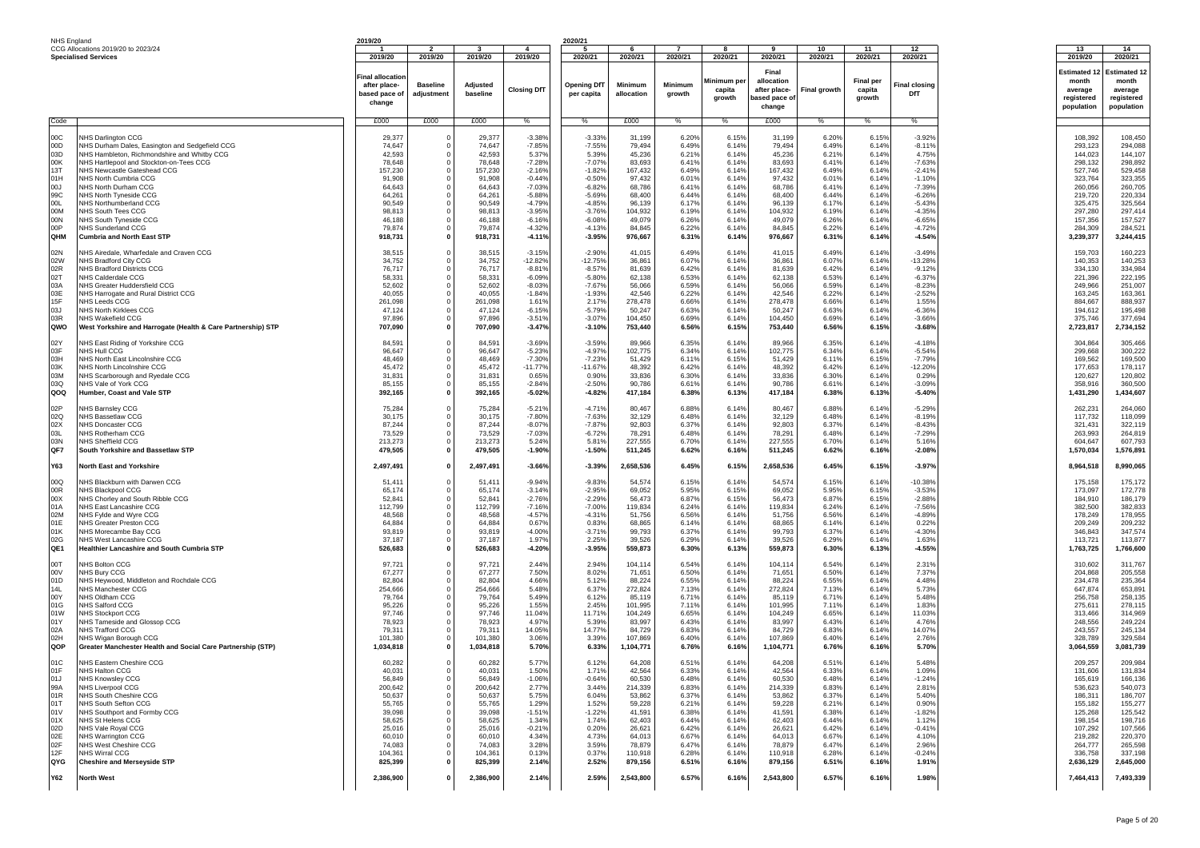NHS England
CCG Allocations 2019/20 to 2023/24
**Specialised Services**

| | | 2019/20 | | | | 2020/21 | | | | | | | | | |
|---|---|---|---|---|---|---|---|---|---|---|---|---|---|---|---|
| | | 1 | 2 | 3 | 4 | 5 | 6 | 7 | 8 | 9 | 10 | 11 | 12 | 13 | 14 |
| | | 2019/20 | 2019/20 | 2019/20 | 2019/20 | 2020/21 | 2020/21 | 2020/21 | 2020/21 | 2020/21 | 2020/21 | 2020/21 | 2020/21 | 2019/20 | 2020/21 |
| | | Final allocation after place-based pace of change | Baseline adjustment | Adjusted baseline | Closing DfT | Opening DfT per capita | Minimum allocation | Minimum growth | Minimum per capita growth | Final allocation after place-based pace of change | Final growth | Final per capita growth | Final closing DfT | Estimated 12 month average registered population | Estimated 12 month average registered population |
| Code | | £000 | £000 | £000 | % | % | £000 | % | % | £000 | % | % | % | | |
| 00C | NHS Darlington CCG | 29,377 | 0 | 29,377 | -3.38% | -3.33% | 31,199 | 6.20% | 6.15% | 31,199 | 6.20% | 6.15% | -3.92% | 108,392 | 108,450 |
| 00D | NHS Durham Dales, Easington and Sedgefield CCG | 74,647 | 0 | 74,647 | -7.85% | -7.55% | 79,494 | 6.49% | 6.14% | 79,494 | 6.49% | 6.14% | -8.11% | 293,123 | 294,088 |
| 03D | NHS Hambleton, Richmondshire and Whitby CCG | 42,593 | 0 | 42,593 | 5.37% | 5.39% | 45,236 | 6.21% | 6.14% | 45,236 | 6.21% | 6.14% | 4.75% | 144,023 | 144,107 |
| 00K | NHS Hartlepool and Stockton-on-Tees CCG | 78,648 | 0 | 78,648 | -7.28% | -7.07% | 83,693 | 6.41% | 6.14% | 83,693 | 6.41% | 6.14% | -7.63% | 298,132 | 298,892 |
| 13T | NHS Newcastle Gateshead CCG | 157,230 | 0 | 157,230 | -2.16% | -1.82% | 167,432 | 6.49% | 6.14% | 167,432 | 6.49% | 6.14% | -2.41% | 527,746 | 529,458 |
| 01H | NHS North Cumbria CCG | 91,908 | 0 | 91,908 | -0.44% | -0.50% | 97,432 | 6.01% | 6.14% | 97,432 | 6.01% | 6.14% | -1.10% | 323,764 | 323,355 |
| 00J | NHS North Durham CCG | 64,643 | 0 | 64,643 | -7.03% | -6.82% | 68,786 | 6.41% | 6.14% | 68,786 | 6.41% | 6.14% | -7.39% | 260,056 | 260,705 |
| 99C | NHS North Tyneside CCG | 64,261 | 0 | 64,261 | -5.88% | -5.69% | 68,400 | 6.44% | 6.14% | 68,400 | 6.44% | 6.14% | -6.26% | 219,720 | 220,334 |
| 00L | NHS Northumberland CCG | 90,549 | 0 | 90,549 | -4.79% | -4.85% | 96,139 | 6.17% | 6.14% | 96,139 | 6.17% | 6.14% | -5.43% | 325,475 | 325,564 |
| 00M | NHS South Tees CCG | 98,813 | 0 | 98,813 | -3.95% | -3.76% | 104,932 | 6.19% | 6.14% | 104,932 | 6.19% | 6.14% | -4.35% | 297,280 | 297,414 |
| 00N | NHS South Tyneside CCG | 46,188 | 0 | 46,188 | -6.16% | -6.08% | 49,079 | 6.26% | 6.14% | 49,079 | 6.26% | 6.14% | -6.65% | 157,356 | 157,527 |
| 00P | NHS Sunderland CCG | 79,874 | 0 | 79,874 | -4.32% | -4.13% | 84,845 | 6.22% | 6.14% | 84,845 | 6.22% | 6.14% | -4.72% | 284,309 | 284,521 |
| **QHM** | **Cumbria and North East STP** | **918,731** | **0** | **918,731** | **-4.11%** | **-3.95%** | **976,667** | **6.31%** | **6.14%** | **976,667** | **6.31%** | **6.14%** | **-4.54%** | **3,239,377** | **3,244,415** |
| 02N | NHS Airedale, Wharfedale and Craven CCG | 38,515 | 0 | 38,515 | -3.15% | -2.90% | 41,015 | 6.49% | 6.14% | 41,015 | 6.49% | 6.14% | -3.49% | 159,703 | 160,223 |
| 02W | NHS Bradford City CCG | 34,752 | 0 | 34,752 | -12.82% | -12.75% | 36,861 | 6.07% | 6.14% | 36,861 | 6.07% | 6.14% | -13.28% | 140,353 | 140,253 |
| 02R | NHS Bradford Districts CCG | 76,717 | 0 | 76,717 | -8.81% | -8.57% | 81,639 | 6.42% | 6.14% | 81,639 | 6.42% | 6.14% | -9.12% | 334,130 | 334,984 |
| 02T | NHS Calderdale CCG | 58,331 | 0 | 58,331 | -6.09% | -5.80% | 62,138 | 6.53% | 6.14% | 62,138 | 6.53% | 6.14% | -6.37% | 221,396 | 222,195 |
| 03A | NHS Greater Huddersfield CCG | 52,602 | 0 | 52,602 | -8.03% | -7.67% | 56,066 | 6.59% | 6.14% | 56,066 | 6.59% | 6.14% | -8.23% | 249,966 | 251,007 |
| 03E | NHS Harrogate and Rural District CCG | 40,055 | 0 | 40,055 | -1.84% | -1.93% | 42,546 | 6.22% | 6.14% | 42,546 | 6.22% | 6.14% | -2.52% | 163,245 | 163,361 |
| 15F | NHS Leeds CCG | 261,098 | 0 | 261,098 | 1.61% | 2.17% | 278,478 | 6.66% | 6.14% | 278,478 | 6.66% | 6.14% | 1.55% | 884,667 | 888,937 |
| 03J | NHS North Kirklees CCG | 47,124 | 0 | 47,124 | -6.15% | -5.79% | 50,247 | 6.63% | 6.14% | 50,247 | 6.63% | 6.14% | -6.36% | 194,612 | 195,498 |
| 03R | NHS Wakefield CCG | 97,896 | 0 | 97,896 | -3.51% | -3.07% | 104,450 | 6.69% | 6.14% | 104,450 | 6.69% | 6.14% | -3.66% | 375,746 | 377,694 |
| **QWO** | **West Yorkshire and Harrogate (Health & Care Partnership) STP** | **707,090** | **0** | **707,090** | **-3.47%** | **-3.10%** | **753,440** | **6.56%** | **6.15%** | **753,440** | **6.56%** | **6.15%** | **-3.68%** | **2,723,817** | **2,734,152** |
| 02Y | NHS East Riding of Yorkshire CCG | 84,591 | 0 | 84,591 | -3.69% | -3.59% | 89,966 | 6.35% | 6.14% | 89,966 | 6.35% | 6.14% | -4.18% | 304,864 | 305,466 |
| 03F | NHS Hull CCG | 96,647 | 0 | 96,647 | -5.23% | -4.97% | 102,775 | 6.34% | 6.14% | 102,775 | 6.34% | 6.14% | -5.54% | 299,668 | 300,222 |
| 03H | NHS North East Lincolnshire CCG | 48,469 | 0 | 48,469 | -7.30% | -7.23% | 51,429 | 6.11% | 6.15% | 51,429 | 6.11% | 6.15% | -7.79% | 169,562 | 169,500 |
| 03K | NHS North Lincolnshire CCG | 45,472 | 0 | 45,472 | -11.77% | -11.67% | 48,392 | 6.42% | 6.14% | 48,392 | 6.42% | 6.14% | -12.20% | 177,653 | 178,117 |
| 03M | NHS Scarborough and Ryedale CCG | 31,831 | 0 | 31,831 | 0.65% | 0.90% | 33,836 | 6.30% | 6.14% | 33,836 | 6.30% | 6.14% | 0.29% | 120,627 | 120,802 |
| 03Q | NHS Vale of York CCG | 85,155 | 0 | 85,155 | -2.84% | -2.50% | 90,786 | 6.61% | 6.14% | 90,786 | 6.61% | 6.14% | -3.09% | 358,916 | 360,500 |
| **QOQ** | **Humber, Coast and Vale STP** | **392,165** | **0** | **392,165** | **-5.02%** | **-4.82%** | **417,184** | **6.38%** | **6.13%** | **417,184** | **6.38%** | **6.13%** | **-5.40%** | **1,431,290** | **1,434,607** |
| 02P | NHS Barnsley CCG | 75,284 | 0 | 75,284 | -5.21% | -4.71% | 80,467 | 6.88% | 6.14% | 80,467 | 6.88% | 6.14% | -5.29% | 262,231 | 264,060 |
| 02Q | NHS Bassetlaw CCG | 30,175 | 0 | 30,175 | -7.80% | -7.63% | 32,129 | 6.48% | 6.14% | 32,129 | 6.48% | 6.14% | -8.19% | 117,732 | 118,099 |
| 02X | NHS Doncaster CCG | 87,244 | 0 | 87,244 | -8.07% | -7.87% | 92,803 | 6.37% | 6.14% | 92,803 | 6.37% | 6.14% | -8.43% | 321,431 | 322,119 |
| 03L | NHS Rotherham CCG | 73,529 | 0 | 73,529 | -7.03% | -6.72% | 78,291 | 6.48% | 6.14% | 78,291 | 6.48% | 6.14% | -7.29% | 263,993 | 264,819 |
| 03N | NHS Sheffield CCG | 213,273 | 0 | 213,273 | 5.24% | 5.81% | 227,555 | 6.70% | 6.14% | 227,555 | 6.70% | 6.14% | 5.16% | 604,647 | 607,793 |
| **QF7** | **South Yorkshire and Bassetlaw STP** | **479,505** | **0** | **479,505** | **-1.90%** | **-1.50%** | **511,245** | **6.62%** | **6.16%** | **511,245** | **6.62%** | **6.16%** | **-2.08%** | **1,570,034** | **1,576,891** |
| **Y63** | **North East and Yorkshire** | **2,497,491** | **0** | **2,497,491** | **-3.66%** | **-3.39%** | **2,658,536** | **6.45%** | **6.15%** | **2,658,536** | **6.45%** | **6.15%** | **-3.97%** | **8,964,518** | **8,990,065** |
| 00Q | NHS Blackburn with Darwen CCG | 51,411 | 0 | 51,411 | -9.94% | -9.83% | 54,574 | 6.15% | 6.14% | 54,574 | 6.15% | 6.14% | -10.38% | 175,158 | 175,172 |
| 00R | NHS Blackpool CCG | 65,174 | 0 | 65,174 | -3.14% | -2.95% | 69,052 | 5.95% | 6.15% | 69,052 | 5.95% | 6.15% | -3.53% | 173,097 | 172,778 |
| 00X | NHS Chorley and South Ribble CCG | 52,841 | 0 | 52,841 | -2.76% | -2.29% | 56,473 | 6.87% | 6.15% | 56,473 | 6.87% | 6.15% | -2.88% | 184,910 | 186,179 |
| 01A | NHS East Lancashire CCG | 112,799 | 0 | 112,799 | -7.16% | -7.00% | 119,834 | 6.24% | 6.14% | 119,834 | 6.24% | 6.14% | -7.56% | 382,500 | 382,833 |
| 02M | NHS Fylde and Wyre CCG | 48,568 | 0 | 48,568 | -4.57% | -4.31% | 51,756 | 6.56% | 6.14% | 51,756 | 6.56% | 6.14% | -4.89% | 178,249 | 178,955 |
| 01E | NHS Greater Preston CCG | 64,884 | 0 | 64,884 | 0.67% | 0.83% | 68,865 | 6.14% | 6.14% | 68,865 | 6.14% | 6.14% | 0.23% | 209,249 | 209,232 |
| 01K | NHS Morecambe Bay CCG | 93,819 | 0 | 93,819 | -4.00% | -3.71% | 99,793 | 6.37% | 6.14% | 99,793 | 6.37% | 6.14% | -4.30% | 346,843 | 347,574 |
| 02G | NHS West Lancashire CCG | 37,187 | 0 | 37,187 | 1.97% | 2.25% | 39,526 | 6.29% | 6.14% | 39,526 | 6.29% | 6.14% | 1.63% | 113,721 | 113,877 |
| **QE1** | **Healthier Lancashire and South Cumbria STP** | **526,683** | **0** | **526,683** | **-4.20%** | **-3.95%** | **559,873** | **6.30%** | **6.13%** | **559,873** | **6.30%** | **6.13%** | **-4.55%** | **1,763,725** | **1,766,600** |
| 00T | NHS Bolton CCG | 97,721 | 0 | 97,721 | 2.44% | 2.94% | 104,114 | 6.54% | 6.14% | 104,114 | 6.54% | 6.14% | 2.31% | 310,602 | 311,767 |
| 00V | NHS Bury CCG | 67,277 | 0 | 67,277 | 7.50% | 8.02% | 71,651 | 6.50% | 6.14% | 71,651 | 6.50% | 6.14% | 7.37% | 204,868 | 205,558 |
| 01D | NHS Heywood, Middleton and Rochdale CCG | 82,804 | 0 | 82,804 | 4.66% | 5.12% | 88,224 | 6.55% | 6.14% | 88,224 | 6.55% | 6.14% | 4.48% | 234,478 | 235,364 |
| 14L | NHS Manchester CCG | 254,666 | 0 | 254,666 | 5.48% | 6.37% | 272,824 | 7.13% | 6.14% | 272,824 | 7.13% | 6.14% | 5.73% | 647,874 | 653,891 |
| 00Y | NHS Oldham CCG | 79,764 | 0 | 79,764 | 5.49% | 6.12% | 85,119 | 6.71% | 6.14% | 85,119 | 6.71% | 6.14% | 5.48% | 256,758 | 258,135 |
| 01G | NHS Salford CCG | 95,226 | 0 | 95,226 | 1.55% | 2.45% | 101,995 | 7.11% | 6.14% | 101,995 | 7.11% | 6.14% | 1.83% | 275,611 | 278,115 |
| 01W | NHS Stockport CCG | 97,746 | 0 | 97,746 | 11.04% | 11.71% | 104,249 | 6.65% | 6.14% | 104,249 | 6.65% | 6.14% | 11.03% | 313,466 | 314,969 |
| 01Y | NHS Tameside and Glossop CCG | 78,923 | 0 | 78,923 | 4.97% | 5.39% | 83,997 | 6.43% | 6.14% | 83,997 | 6.43% | 6.14% | 4.76% | 248,556 | 249,224 |
| 02A | NHS Trafford CCG | 79,311 | 0 | 79,311 | 14.05% | 14.77% | 84,729 | 6.83% | 6.14% | 84,729 | 6.83% | 6.14% | 14.07% | 243,557 | 245,134 |
| 02H | NHS Wigan Borough CCG | 101,380 | 0 | 101,380 | 3.06% | 3.39% | 107,869 | 6.40% | 6.14% | 107,869 | 6.40% | 6.14% | 2.76% | 328,789 | 329,584 |
| **QOP** | **Greater Manchester Health and Social Care Partnership (STP)** | **1,034,818** | **0** | **1,034,818** | **5.70%** | **6.33%** | **1,104,771** | **6.76%** | **6.16%** | **1,104,771** | **6.76%** | **6.16%** | **5.70%** | **3,064,559** | **3,081,739** |
| 01C | NHS Eastern Cheshire CCG | 60,282 | 0 | 60,282 | 5.77% | 6.12% | 64,208 | 6.51% | 6.14% | 64,208 | 6.51% | 6.14% | 5.48% | 209,257 | 209,984 |
| 01F | NHS Halton CCG | 40,031 | 0 | 40,031 | 1.50% | 1.71% | 42,564 | 6.33% | 6.14% | 42,564 | 6.33% | 6.14% | 1.09% | 131,606 | 131,834 |
| 01J | NHS Knowsley CCG | 56,849 | 0 | 56,849 | -1.06% | -0.64% | 60,530 | 6.48% | 6.14% | 60,530 | 6.48% | 6.14% | -1.24% | 165,619 | 166,136 |
| 99A | NHS Liverpool CCG | 200,642 | 0 | 200,642 | 2.77% | 3.44% | 214,339 | 6.83% | 6.14% | 214,339 | 6.83% | 6.14% | 2.81% | 536,623 | 540,073 |
| 01R | NHS South Cheshire CCG | 50,637 | 0 | 50,637 | 5.75% | 6.04% | 53,862 | 6.37% | 6.14% | 53,862 | 6.37% | 6.14% | 5.40% | 186,311 | 186,707 |
| 01T | NHS South Sefton CCG | 55,765 | 0 | 55,765 | 1.29% | 1.52% | 59,228 | 6.21% | 6.14% | 59,228 | 6.21% | 6.14% | 0.90% | 155,182 | 155,277 |
| 01V | NHS Southport and Formby CCG | 39,098 | 0 | 39,098 | -1.51% | -1.22% | 41,591 | 6.38% | 6.14% | 41,591 | 6.38% | 6.14% | -1.82% | 125,268 | 125,542 |
| 01X | NHS St Helens CCG | 58,625 | 0 | 58,625 | 1.34% | 1.74% | 62,403 | 6.44% | 6.14% | 62,403 | 6.44% | 6.14% | 1.12% | 198,154 | 198,716 |
| 02D | NHS Vale Royal CCG | 25,016 | 0 | 25,016 | -0.21% | 0.20% | 26,621 | 6.42% | 6.14% | 26,621 | 6.42% | 6.14% | -0.41% | 107,292 | 107,566 |
| 02E | NHS Warrington CCG | 60,010 | 0 | 60,010 | 4.34% | 4.73% | 64,013 | 6.67% | 6.14% | 64,013 | 6.67% | 6.14% | 4.10% | 219,282 | 220,370 |
| 02F | NHS West Cheshire CCG | 74,083 | 0 | 74,083 | 3.28% | 3.59% | 78,879 | 6.47% | 6.14% | 78,879 | 6.47% | 6.14% | 2.96% | 264,777 | 265,598 |
| 12F | NHS Wirral CCG | 104,361 | 0 | 104,361 | 0.13% | 0.37% | 110,918 | 6.28% | 6.14% | 110,918 | 6.28% | 6.14% | -0.24% | 336,758 | 337,198 |
| **QYG** | **Cheshire and Merseyside STP** | **825,399** | **0** | **825,399** | **2.14%** | **2.52%** | **879,156** | **6.51%** | **6.16%** | **879,156** | **6.51%** | **6.16%** | **1.91%** | **2,636,129** | **2,645,000** |
| **Y62** | **North West** | **2,386,900** | **0** | **2,386,900** | **2.14%** | **2.59%** | **2,543,800** | **6.57%** | **6.16%** | **2,543,800** | **6.57%** | **6.16%** | **1.98%** | **7,464,413** | **7,493,339** |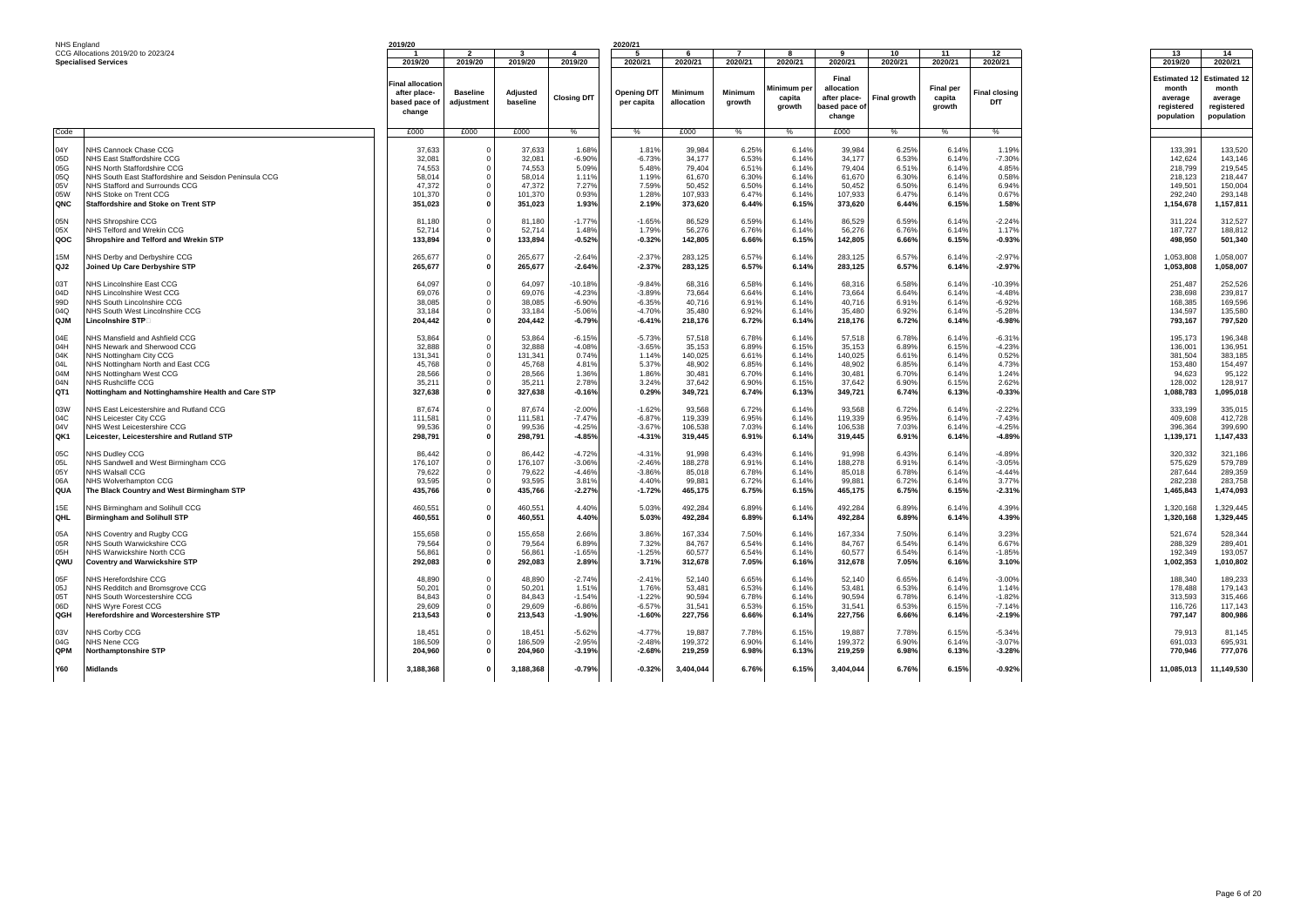NHS England
CCG Allocations 2019/20 to 2023/24
**Specialised Services**

| Code | | 2019/20 1 | 2019/20 2 | 2019/20 3 | 2019/20 4 | 2020/21 5 | 2020/21 6 | 2020/21 7 | 2020/21 8 | 2020/21 9 | 2020/21 10 | 2020/21 11 | 2020/21 12 | 2019/20 13 | 2020/21 14 |
|---|---|---|---|---|---|---|---|---|---|---|---|---|---|---|---|
| | | Final allocation after place-based pace of change | Baseline adjustment | Adjusted baseline | Closing DfT | Opening DfT per capita | Minimum allocation | Minimum growth | Minimum per capita growth | Final allocation after place-based pace of change | Final growth | Final per capita growth | Final closing DfT | Estimated 12 month average registered population | Estimated 12 month average registered population |
| | | £000 | £000 | £000 | % | % | £000 | % | % | £000 | % | % | % | | |
| 04Y | NHS Cannock Chase CCG | 37,633 | 0 | 37,633 | 1.68% | 1.81% | 39,984 | 6.25% | 6.14% | 39,984 | 6.25% | 6.14% | 1.19% | 133,391 | 133,520 |
| 05D | NHS East Staffordshire CCG | 32,081 | 0 | 32,081 | -6.90% | -6.73% | 34,177 | 6.53% | 6.14% | 34,177 | 6.53% | 6.14% | -7.30% | 142,624 | 143,146 |
| 05G | NHS North Staffordshire CCG | 74,553 | 0 | 74,553 | 5.09% | 5.48% | 79,404 | 6.51% | 6.14% | 79,404 | 6.51% | 6.14% | 4.85% | 218,799 | 219,545 |
| 05Q | NHS South East Staffordshire and Seisdon Peninsula CCG | 58,014 | 0 | 58,014 | 1.11% | 1.19% | 61,670 | 6.30% | 6.14% | 61,670 | 6.30% | 6.14% | 0.58% | 218,123 | 218,447 |
| 05V | NHS Stafford and Surrounds CCG | 47,372 | 0 | 47,372 | 7.27% | 7.59% | 50,452 | 6.50% | 6.14% | 50,452 | 6.50% | 6.14% | 6.94% | 149,501 | 150,004 |
| 05W | NHS Stoke on Trent CCG | 101,370 | 0 | 101,370 | 0.93% | 1.28% | 107,933 | 6.47% | 6.14% | 107,933 | 6.47% | 6.14% | 0.67% | 292,240 | 293,148 |
| **QNC** | **Staffordshire and Stoke on Trent STP** | **351,023** | **0** | **351,023** | **1.93%** | **2.19%** | **373,620** | **6.44%** | **6.15%** | **373,620** | **6.44%** | **6.15%** | **1.58%** | **1,154,678** | **1,157,811** |
| 05N | NHS Shropshire CCG | 81,180 | 0 | 81,180 | -1.77% | -1.65% | 86,529 | 6.59% | 6.14% | 86,529 | 6.59% | 6.14% | -2.24% | 311,224 | 312,527 |
| 05X | NHS Telford and Wrekin CCG | 52,714 | 0 | 52,714 | 1.48% | 1.79% | 56,276 | 6.76% | 6.14% | 56,276 | 6.76% | 6.14% | 1.17% | 187,727 | 188,812 |
| **QOC** | **Shropshire and Telford and Wrekin STP** | **133,894** | **0** | **133,894** | **-0.52%** | **-0.32%** | **142,805** | **6.66%** | **6.15%** | **142,805** | **6.66%** | **6.15%** | **-0.93%** | **498,950** | **501,340** |
| 15M | NHS Derby and Derbyshire CCG | 265,677 | 0 | 265,677 | -2.64% | -2.37% | 283,125 | 6.57% | 6.14% | 283,125 | 6.57% | 6.14% | -2.97% | 1,053,808 | 1,058,007 |
| **QJ2** | **Joined Up Care Derbyshire STP** | **265,677** | **0** | **265,677** | **-2.64%** | **-2.37%** | **283,125** | **6.57%** | **6.14%** | **283,125** | **6.57%** | **6.14%** | **-2.97%** | **1,053,808** | **1,058,007** |
| 03T | NHS Lincolnshire East CCG | 64,097 | 0 | 64,097 | -10.18% | -9.84% | 68,316 | 6.58% | 6.14% | 68,316 | 6.58% | 6.14% | -10.39% | 251,487 | 252,526 |
| 04D | NHS Lincolnshire West CCG | 69,076 | 0 | 69,076 | -4.23% | -3.89% | 73,664 | 6.64% | 6.14% | 73,664 | 6.64% | 6.14% | -4.48% | 238,698 | 239,817 |
| 99D | NHS South Lincolnshire CCG | 38,085 | 0 | 38,085 | -6.90% | -6.35% | 40,716 | 6.91% | 6.14% | 40,716 | 6.91% | 6.14% | -6.92% | 168,385 | 169,596 |
| 04Q | NHS South West Lincolnshire CCG | 33,184 | 0 | 33,184 | -5.06% | -4.70% | 35,480 | 6.92% | 6.14% | 35,480 | 6.92% | 6.14% | -5.28% | 134,597 | 135,580 |
| **QJM** | **Lincolnshire STP** | **204,442** | **0** | **204,442** | **-6.79%** | **-6.41%** | **218,176** | **6.72%** | **6.14%** | **218,176** | **6.72%** | **6.14%** | **-6.98%** | **793,167** | **797,520** |
| 04E | NHS Mansfield and Ashfield CCG | 53,864 | 0 | 53,864 | -6.15% | -5.73% | 57,518 | 6.78% | 6.14% | 57,518 | 6.78% | 6.14% | -6.31% | 195,173 | 196,348 |
| 04H | NHS Newark and Sherwood CCG | 32,888 | 0 | 32,888 | -4.08% | -3.65% | 35,153 | 6.89% | 6.15% | 35,153 | 6.89% | 6.15% | -4.23% | 136,001 | 136,951 |
| 04K | NHS Nottingham City CCG | 131,341 | 0 | 131,341 | 0.74% | 1.14% | 140,025 | 6.61% | 6.14% | 140,025 | 6.61% | 6.14% | 0.52% | 381,504 | 383,185 |
| 04L | NHS Nottingham North and East CCG | 45,768 | 0 | 45,768 | 4.81% | 5.37% | 48,902 | 6.85% | 6.14% | 48,902 | 6.85% | 6.14% | 4.73% | 153,480 | 154,497 |
| 04M | NHS Nottingham West CCG | 28,566 | 0 | 28,566 | 1.36% | 1.86% | 30,481 | 6.70% | 6.14% | 30,481 | 6.70% | 6.14% | 1.24% | 94,623 | 95,122 |
| 04N | NHS Rushcliffe CCG | 35,211 | 0 | 35,211 | 2.78% | 3.24% | 37,642 | 6.90% | 6.15% | 37,642 | 6.90% | 6.15% | 2.62% | 128,002 | 128,917 |
| **QT1** | **Nottingham and Nottinghamshire Health and Care STP** | **327,638** | **0** | **327,638** | **-0.16%** | **0.29%** | **349,721** | **6.74%** | **6.13%** | **349,721** | **6.74%** | **6.13%** | **-0.33%** | **1,088,783** | **1,095,018** |
| 03W | NHS East Leicestershire and Rutland CCG | 87,674 | 0 | 87,674 | -2.00% | -1.62% | 93,568 | 6.72% | 6.14% | 93,568 | 6.72% | 6.14% | -2.22% | 333,199 | 335,015 |
| 04C | NHS Leicester City CCG | 111,581 | 0 | 111,581 | -7.47% | -6.87% | 119,339 | 6.95% | 6.14% | 119,339 | 6.95% | 6.14% | -7.43% | 409,608 | 412,728 |
| 04V | NHS West Leicestershire CCG | 99,536 | 0 | 99,536 | -4.25% | -3.67% | 106,538 | 7.03% | 6.14% | 106,538 | 7.03% | 6.14% | -4.25% | 396,364 | 399,690 |
| **QK1** | **Leicester, Leicestershire and Rutland STP** | **298,791** | **0** | **298,791** | **-4.85%** | **-4.31%** | **319,445** | **6.91%** | **6.14%** | **319,445** | **6.91%** | **6.14%** | **-4.89%** | **1,139,171** | **1,147,433** |
| 05C | NHS Dudley CCG | 86,442 | 0 | 86,442 | -4.72% | -4.31% | 91,998 | 6.43% | 6.14% | 91,998 | 6.43% | 6.14% | -4.89% | 320,332 | 321,186 |
| 05L | NHS Sandwell and West Birmingham CCG | 176,107 | 0 | 176,107 | -3.06% | -2.46% | 188,278 | 6.91% | 6.14% | 188,278 | 6.91% | 6.14% | -3.05% | 575,629 | 579,789 |
| 05Y | NHS Walsall CCG | 79,622 | 0 | 79,622 | -4.46% | -3.86% | 85,018 | 6.78% | 6.14% | 85,018 | 6.78% | 6.14% | -4.44% | 287,644 | 289,359 |
| 06A | NHS Wolverhampton CCG | 93,595 | 0 | 93,595 | 3.81% | 4.40% | 99,881 | 6.72% | 6.14% | 99,881 | 6.72% | 6.14% | 3.77% | 282,238 | 283,758 |
| **QUA** | **The Black Country and West Birmingham STP** | **435,766** | **0** | **435,766** | **-2.27%** | **-1.72%** | **465,175** | **6.75%** | **6.15%** | **465,175** | **6.75%** | **6.15%** | **-2.31%** | **1,465,843** | **1,474,093** |
| 15E | NHS Birmingham and Solihull CCG | 460,551 | 0 | 460,551 | 4.40% | 5.03% | 492,284 | 6.89% | 6.14% | 492,284 | 6.89% | 6.14% | 4.39% | 1,320,168 | 1,329,445 |
| **QHL** | **Birmingham and Solihull STP** | **460,551** | **0** | **460,551** | **4.40%** | **5.03%** | **492,284** | **6.89%** | **6.14%** | **492,284** | **6.89%** | **6.14%** | **4.39%** | **1,320,168** | **1,329,445** |
| 05A | NHS Coventry and Rugby CCG | 155,658 | 0 | 155,658 | 2.66% | 3.86% | 167,334 | 7.50% | 6.14% | 167,334 | 7.50% | 6.14% | 3.23% | 521,674 | 528,344 |
| 05R | NHS South Warwickshire CCG | 79,564 | 0 | 79,564 | 6.89% | 7.32% | 84,767 | 6.54% | 6.14% | 84,767 | 6.54% | 6.14% | 6.67% | 288,329 | 289,401 |
| 05H | NHS Warwickshire North CCG | 56,861 | 0 | 56,861 | -1.65% | -1.25% | 60,577 | 6.54% | 6.14% | 60,577 | 6.54% | 6.14% | -1.85% | 192,349 | 193,057 |
| **QWU** | **Coventry and Warwickshire STP** | **292,083** | **0** | **292,083** | **2.89%** | **3.71%** | **312,678** | **7.05%** | **6.16%** | **312,678** | **7.05%** | **6.16%** | **3.10%** | **1,002,353** | **1,010,802** |
| 05F | NHS Herefordshire CCG | 48,890 | 0 | 48,890 | -2.74% | -2.41% | 52,140 | 6.65% | 6.14% | 52,140 | 6.65% | 6.14% | -3.00% | 188,340 | 189,233 |
| 05J | NHS Redditch and Bromsgrove CCG | 50,201 | 0 | 50,201 | 1.51% | 1.76% | 53,481 | 6.53% | 6.14% | 53,481 | 6.53% | 6.14% | 1.14% | 178,488 | 179,143 |
| 05T | NHS South Worcestershire CCG | 84,843 | 0 | 84,843 | -1.54% | -1.22% | 90,594 | 6.78% | 6.14% | 90,594 | 6.78% | 6.14% | -1.82% | 313,593 | 315,466 |
| 06D | NHS Wyre Forest CCG | 29,609 | 0 | 29,609 | -6.86% | -6.57% | 31,541 | 6.53% | 6.15% | 31,541 | 6.53% | 6.15% | -7.14% | 116,726 | 117,143 |
| **QGH** | **Herefordshire and Worcestershire STP** | **213,543** | **0** | **213,543** | **-1.90%** | **-1.60%** | **227,756** | **6.66%** | **6.14%** | **227,756** | **6.66%** | **6.14%** | **-2.19%** | **797,147** | **800,986** |
| 03V | NHS Corby CCG | 18,451 | 0 | 18,451 | -5.62% | -4.77% | 19,887 | 7.78% | 6.15% | 19,887 | 7.78% | 6.15% | -5.34% | 79,913 | 81,145 |
| 04G | NHS Nene CCG | 186,509 | 0 | 186,509 | -2.95% | -2.48% | 199,372 | 6.90% | 6.14% | 199,372 | 6.90% | 6.14% | -3.07% | 691,033 | 695,931 |
| **QPM** | **Northamptonshire STP** | **204,960** | **0** | **204,960** | **-3.19%** | **-2.68%** | **219,259** | **6.98%** | **6.13%** | **219,259** | **6.98%** | **6.13%** | **-3.28%** | **770,946** | **777,076** |
| **Y60** | **Midlands** | **3,188,368** | **0** | **3,188,368** | **-0.79%** | **-0.32%** | **3,404,044** | **6.76%** | **6.15%** | **3,404,044** | **6.76%** | **6.15%** | **-0.92%** | **11,085,013** | **11,149,530** |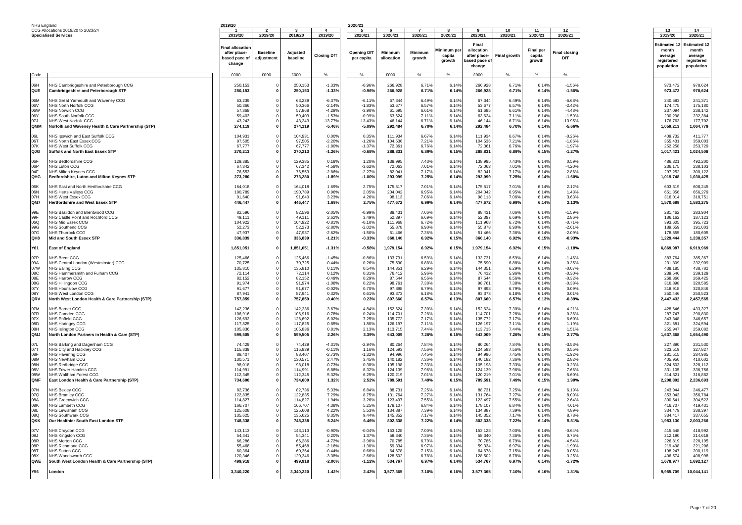NHS England
CCG Allocations 2019/20 to 2023/24
**Specialised Services**

| | | 2019/20 | | | | 2020/21 | | | | | | | | | |
|---|---|---|---|---|---|---|---|---|---|---|---|---|---|---|---|
| | | 1 | 2 | 3 | 4 | 5 | 6 | 7 | 8 | 9 | 10 | 11 | 12 | 13 | 14 |
| | | 2019/20 | 2019/20 | 2019/20 | 2019/20 | 2020/21 | 2020/21 | 2020/21 | 2020/21 | 2020/21 | 2020/21 | 2020/21 | 2020/21 | 2019/20 | 2020/21 |
| | | Final allocation after place-based pace of change | Baseline adjustment | Adjusted baseline | Closing DfT | Opening DfT per capita | Minimum allocation | Minimum growth | Minimum per capita growth | Final allocation after place-based pace of change | Final growth | Final per capita growth | Final closing DfT | Estimated 12 month average registered population | Estimated 12 month average registered population |
| Code | | £000 | £000 | £000 | % | % | £000 | % | % | £000 | % | % | % | | |
| 06H | NHS Cambridgeshire and Peterborough CCG | 250,153 | 0 | 250,153 | -1.33% | -0.96% | 266,928 | 6.71% | 6.14% | 266,928 | 6.71% | 6.14% | -1.56% | 973,472 | 978,624 |
| **QUE** | **Cambridgeshire and Peterborough STP** | **250,153** | **0** | **250,153** | **-1.33%** | **-0.96%** | **266,928** | **6.71%** | **6.14%** | **266,928** | **6.71%** | **6.14%** | **-1.56%** | **973,472** | **978,624** |
| 06M | NHS Great Yarmouth and Waveney CCG | 63,239 | 0 | 63,239 | -6.37% | -6.11% | 67,344 | 6.49% | 6.14% | 67,344 | 6.49% | 6.14% | -6.68% | 240,583 | 241,371 |
| 06V | NHS North Norfolk CCG | 50,366 | 0 | 50,366 | -2.14% | -1.83% | 53,677 | 6.57% | 6.14% | 53,677 | 6.57% | 6.14% | -2.42% | 174,475 | 175,180 |
| 06W | NHS Norwich CCG | 57,868 | 0 | 57,868 | -4.28% | -3.90% | 61,695 | 6.61% | 6.14% | 61,695 | 6.61% | 6.14% | -4.48% | 237,094 | 238,142 |
| 06Y | NHS South Norfolk CCG | 59,403 | 0 | 59,403 | -1.53% | -0.99% | 63,624 | 7.11% | 6.14% | 63,624 | 7.11% | 6.14% | -1.59% | 230,298 | 232,384 |
| 07J | NHS West Norfolk CCG | 43,243 | 0 | 43,243 | -13.77% | -13.43% | 46,144 | 6.71% | 6.14% | 46,144 | 6.71% | 6.14% | -13.95% | 176,763 | 177,702 |
| **QMM** | **Norfolk and Waveney Health & Care Partnership (STP)** | **274,119** | **0** | **274,119** | **-5.46%** | **-5.09%** | **292,484** | **6.70%** | **6.14%** | **292,484** | **6.70%** | **6.14%** | **-5.66%** | **1,059,213** | **1,064,779** |
| 06L | NHS Ipswich and East Suffolk CCG | 104,931 | 0 | 104,931 | 0.00% | 0.35% | 111,934 | 6.67% | 6.14% | 111,934 | 6.67% | 6.14% | -0.26% | 409,732 | 411,777 |
| 06T | NHS North East Essex CCG | 97,505 | 0 | 97,505 | -2.20% | -1.26% | 104,536 | 7.21% | 6.14% | 104,536 | 7.21% | 6.14% | -1.86% | 355,431 | 359,003 |
| 07K | NHS West Suffolk CCG | 67,777 | 0 | 67,777 | -1.80% | -1.37% | 72,361 | 6.76% | 6.14% | 72,361 | 6.76% | 6.14% | -1.97% | 252,258 | 253,729 |
| **QJG** | **Suffolk and North East Essex STP** | **270,213** | **0** | **270,213** | **-1.26%** | **-0.68%** | **288,831** | **6.89%** | **6.15%** | **288,831** | **6.89%** | **6.15%** | **-1.27%** | **1,017,421** | **1,024,508** |
| 06F | NHS Bedfordshire CCG | 129,385 | 0 | 129,385 | 0.18% | 1.20% | 138,995 | 7.43% | 6.14% | 138,995 | 7.43% | 6.14% | 0.59% | 486,321 | 492,200 |
| 06P | NHS Luton CCG | 67,342 | 0 | 67,342 | -4.58% | -3.62% | 72,063 | 7.01% | 6.14% | 72,063 | 7.01% | 6.14% | -4.20% | 236,175 | 238,103 |
| 04F | NHS Milton Keynes CCG | 76,553 | 0 | 76,553 | -2.86% | -2.27% | 82,041 | 7.17% | 6.14% | 82,041 | 7.17% | 6.14% | -2.86% | 297,252 | 300,122 |
| **QHG** | **Bedfordshire, Luton and Milton Keynes STP** | **273,280** | **0** | **273,280** | **-1.89%** | **-1.00%** | **293,099** | **7.25%** | **6.14%** | **293,099** | **7.25%** | **6.14%** | **-1.60%** | **1,019,748** | **1,030,425** |
| 06K | NHS East and North Hertfordshire CCG | 164,018 | 0 | 164,018 | 1.69% | 2.75% | 175,517 | 7.01% | 6.14% | 175,517 | 7.01% | 6.14% | 2.12% | 603,319 | 608,245 |
| 06N | NHS Herts Valleys CCG | 190,789 | 0 | 190,789 | 0.96% | 2.05% | 204,042 | 6.95% | 6.14% | 204,042 | 6.95% | 6.14% | 1.43% | 651,356 | 656,279 |
| 07H | NHS West Essex CCG | 91,640 | 0 | 91,640 | 3.23% | 4.26% | 98,113 | 7.06% | 6.14% | 98,113 | 7.06% | 6.14% | 3.63% | 316,014 | 318,751 |
| **QM7** | **Hertfordshire and West Essex STP** | **446,447** | **0** | **446,447** | **1.69%** | **2.75%** | **477,672** | **6.99%** | **6.14%** | **477,672** | **6.99%** | **6.14%** | **2.13%** | **1,570,689** | **1,583,275** |
| 99E | NHS Basildon and Brentwood CCG | 82,596 | 0 | 82,596 | -2.05% | -0.99% | 88,431 | 7.06% | 6.14% | 88,431 | 7.06% | 6.14% | -1.59% | 281,462 | 283,904 |
| 99F | NHS Castle Point and Rochford CCG | 49,111 | 0 | 49,111 | 2.62% | 3.49% | 52,397 | 6.69% | 6.14% | 52,397 | 6.69% | 6.14% | 2.86% | 186,162 | 187,123 |
| 06Q | NHS Mid Essex CCG | 104,922 | 0 | 104,922 | -0.81% | -0.10% | 111,968 | 6.72% | 6.14% | 111,968 | 6.72% | 6.14% | -0.71% | 393,605 | 395,723 |
| 99G | NHS Southend CCG | 52,273 | 0 | 52,273 | -2.80% | -2.02% | 55,878 | 6.90% | 6.14% | 55,878 | 6.90% | 6.14% | -2.61% | 189,659 | 191,003 |
| 07G | NHS Thurrock CCG | 47,937 | 0 | 47,937 | -2.62% | -1.50% | 51,466 | 7.36% | 6.14% | 51,466 | 7.36% | 6.14% | -2.09% | 178,555 | 180,605 |
| **QH8** | **Mid and South Essex STP** | **336,839** | **0** | **336,839** | **-1.21%** | **-0.33%** | **360,140** | **6.92%** | **6.15%** | **360,140** | **6.92%** | **6.15%** | **-0.93%** | **1,229,444** | **1,238,357** |
| **Y61** | **East of England** | **1,851,051** | **0** | **1,851,051** | **-1.31%** | **-0.58%** | **1,979,154** | **6.92%** | **6.15%** | **1,979,154** | **6.92%** | **6.15%** | **-1.18%** | **6,869,987** | **6,919,969** |
| 07P | NHS Brent CCG | 125,466 | 0 | 125,466 | -1.45% | -0.86% | 133,731 | 6.59% | 6.14% | 133,731 | 6.59% | 6.14% | -1.46% | 383,764 | 385,367 |
| 09A | NHS Central London (Westminster) CCG | 70,725 | 0 | 70,725 | -0.44% | 0.26% | 75,590 | 6.88% | 6.14% | 75,590 | 6.88% | 6.14% | -0.35% | 231,309 | 232,909 |
| 07W | NHS Ealing CCG | 135,810 | 0 | 135,810 | 0.11% | 0.54% | 144,351 | 6.29% | 6.14% | 144,351 | 6.29% | 6.14% | -0.07% | 438,185 | 438,782 |
| 08C | NHS Hammersmith and Fulham CCG | 72,114 | 0 | 72,114 | 0.12% | 0.31% | 76,412 | 5.96% | 6.14% | 76,412 | 5.96% | 6.14% | -0.30% | 239,546 | 239,129 |
| 08E | NHS Harrow CCG | 82,152 | 0 | 82,152 | -0.49% | 0.29% | 87,544 | 6.56% | 6.14% | 87,544 | 6.56% | 6.14% | -0.32% | 268,366 | 269,425 |
| 08G | NHS Hillingdon CCG | 91,974 | 0 | 91,974 | -1.08% | 0.22% | 98,761 | 7.38% | 6.14% | 98,761 | 7.38% | 6.14% | -0.38% | 316,898 | 320,585 |
| 07Y | NHS Hounslow CCG | 91,677 | 0 | 91,677 | -0.02% | 0.70% | 97,898 | 6.79% | 6.14% | 97,898 | 6.79% | 6.14% | 0.09% | 318,918 | 320,846 |
| 08Y | NHS West London CCG | 87,941 | 0 | 87,941 | 0.32% | 0.61% | 93,373 | 6.18% | 6.14% | 93,373 | 6.18% | 6.14% | 0.01% | 250,446 | 250,523 |
| **QRV** | **North West London Health & Care Partnership (STP)** | **757,859** | **0** | **757,859** | **-0.40%** | **0.23%** | **807,660** | **6.57%** | **6.13%** | **807,660** | **6.57%** | **6.13%** | **-0.39%** | **2,447,432** | **2,457,565** |
| 07M | NHS Barnet CCG | 142,236 | 0 | 142,236 | 3.67% | 4.84% | 152,624 | 7.30% | 6.14% | 152,624 | 7.30% | 6.14% | 4.21% | 428,646 | 433,327 |
| 07R | NHS Camden CCG | 106,916 | 0 | 106,916 | -0.78% | 0.24% | 114,701 | 7.28% | 6.14% | 114,701 | 7.28% | 6.14% | -0.36% | 287,747 | 290,830 |
| 07X | NHS Enfield CCG | 126,692 | 0 | 126,692 | 6.02% | 7.25% | 135,772 | 7.17% | 6.14% | 135,772 | 7.17% | 6.14% | 6.60% | 343,348 | 346,657 |
| 08D | NHS Haringey CCG | 117,825 | 0 | 117,825 | 0.85% | 1.80% | 126,197 | 7.11% | 6.14% | 126,197 | 7.11% | 6.14% | 1.19% | 321,681 | 324,594 |
| 08H | NHS Islington CCG | 105,836 | 0 | 105,836 | 0.81% | 2.13% | 113,715 | 7.44% | 6.14% | 113,715 | 7.44% | 6.14% | 1.51% | 255,947 | 259,082 |
| **QMJ** | **North London Partners in Health & Care (STP)** | **599,505** | **0** | **599,505** | **2.26%** | **3.39%** | **643,009** | **7.26%** | **6.15%** | **643,009** | **7.26%** | **6.15%** | **2.77%** | **1,637,368** | **1,654,490** |
| 07L | NHS Barking and Dagenham CCG | 74,429 | 0 | 74,429 | -4.31% | -2.94% | 80,264 | 7.84% | 6.14% | 80,264 | 7.84% | 6.14% | -3.53% | 227,890 | 231,530 |
| 07T | NHS City and Hackney CCG | 115,839 | 0 | 115,839 | -0.11% | 1.16% | 124,593 | 7.56% | 6.14% | 124,593 | 7.56% | 6.14% | 0.55% | 323,519 | 327,827 |
| 08F | NHS Havering CCG | 88,407 | 0 | 88,407 | -2.73% | -1.32% | 94,996 | 7.45% | 6.14% | 94,996 | 7.45% | 6.14% | -1.92% | 281,515 | 284,985 |
| 08M | NHS Newham CCG | 130,571 | 0 | 130,571 | 2.47% | 3.45% | 140,182 | 7.36% | 6.14% | 140,182 | 7.36% | 6.14% | 2.82% | 405,950 | 410,602 |
| 08N | NHS Redbridge CCG | 98,018 | 0 | 98,018 | -0.73% | 0.38% | 105,198 | 7.33% | 6.14% | 105,198 | 7.33% | 6.14% | -0.23% | 324,503 | 328,112 |
| 08V | NHS Tower Hamlets CCG | 114,991 | 0 | 114,991 | 6.88% | 8.32% | 124,139 | 7.96% | 6.14% | 124,139 | 7.96% | 6.14% | 7.66% | 331,105 | 336,756 |
| 08W | NHS Waltham Forest CCG | 112,345 | 0 | 112,345 | 5.32% | 6.25% | 120,219 | 7.01% | 6.14% | 120,219 | 7.01% | 6.14% | 5.60% | 314,321 | 316,882 |
| **QMF** | **East London Health & Care Partnership (STP)** | **734,600** | **0** | **734,600** | **1.32%** | **2.52%** | **789,591** | **7.49%** | **6.15%** | **789,591** | **7.49%** | **6.15%** | **1.90%** | **2,208,802** | **2,236,693** |
| 07N | NHS Bexley CCG | 82,736 | 0 | 82,736 | 5.33% | 6.84% | 88,731 | 7.25% | 6.14% | 88,731 | 7.25% | 6.14% | 6.19% | 243,944 | 246,477 |
| 07Q | NHS Bromley CCG | 122,835 | 0 | 122,835 | 7.29% | 8.75% | 131,764 | 7.27% | 6.14% | 131,764 | 7.27% | 6.14% | 8.09% | 353,043 | 356,784 |
| 08A | NHS Greenwich CCG | 114,827 | 0 | 114,827 | 1.94% | 3.26% | 123,497 | 7.55% | 6.14% | 123,497 | 7.55% | 6.14% | 2.64% | 300,541 | 304,522 |
| 08K | NHS Lambeth CCG | 166,707 | 0 | 166,707 | 4.38% | 5.25% | 178,107 | 6.84% | 6.14% | 178,107 | 6.84% | 6.14% | 4.61% | 416,707 | 419,431 |
| 08L | NHS Lewisham CCG | 125,608 | 0 | 125,608 | 4.22% | 5.53% | 134,887 | 7.39% | 6.14% | 134,887 | 7.39% | 6.14% | 4.89% | 334,479 | 338,397 |
| 08Q | NHS Southwark CCG | 135,625 | 0 | 135,625 | 8.35% | 9.44% | 145,352 | 7.17% | 6.14% | 145,352 | 7.17% | 6.14% | 8.78% | 334,417 | 337,655 |
| **QKK** | **Our Healthier South East London STP** | **748,338** | **0** | **748,338** | **5.24%** | **6.46%** | **802,338** | **7.22%** | **6.14%** | **802,338** | **7.22%** | **6.14%** | **5.81%** | **1,983,130** | **2,003,266** |
| 07V | NHS Croydon CCG | 143,113 | 0 | 143,113 | -0.90% | -0.04% | 153,128 | 7.00% | 6.14% | 153,128 | 7.00% | 6.14% | -0.64% | 415,648 | 418,992 |
| 08J | NHS Kingston CCG | 54,341 | 0 | 54,341 | 0.20% | 1.37% | 58,340 | 7.36% | 6.14% | 58,340 | 7.36% | 6.14% | 0.75% | 212,190 | 214,618 |
| 08R | NHS Merton CCG | 66,286 | 0 | 66,286 | -4.72% | -3.96% | 70,785 | 6.79% | 6.14% | 70,785 | 6.79% | 6.14% | -4.54% | 226,819 | 228,195 |
| 08P | NHS Richmond CCG | 55,468 | 0 | 55,468 | -2.16% | -1.30% | 59,334 | 6.97% | 6.14% | 59,334 | 6.97% | 6.14% | -1.90% | 219,498 | 221,206 |
| 08T | NHS Sutton CCG | 60,364 | 0 | 60,364 | -0.44% | 0.66% | 64,678 | 7.15% | 6.14% | 64,678 | 7.15% | 6.14% | 0.05% | 198,247 | 200,119 |
| 08X | NHS Wandsworth CCG | 120,346 | 0 | 120,346 | -3.38% | -2.66% | 128,502 | 6.78% | 6.14% | 128,502 | 6.78% | 6.14% | -3.25% | 406,574 | 408,998 |
| **QWE** | **South West London Health & Care Partnership (STP)** | **499,918** | **0** | **499,918** | **-2.00%** | **-1.12%** | **534,767** | **6.97%** | **6.14%** | **534,767** | **6.97%** | **6.14%** | **-1.72%** | **1,678,977** | **1,692,127** |
| **Y56** | **London** | **3,340,220** | **0** | **3,340,220** | **1.42%** | **2.42%** | **3,577,365** | **7.10%** | **6.16%** | **3,577,365** | **7.10%** | **6.16%** | **1.81%** | **9,955,709** | **10,044,141** |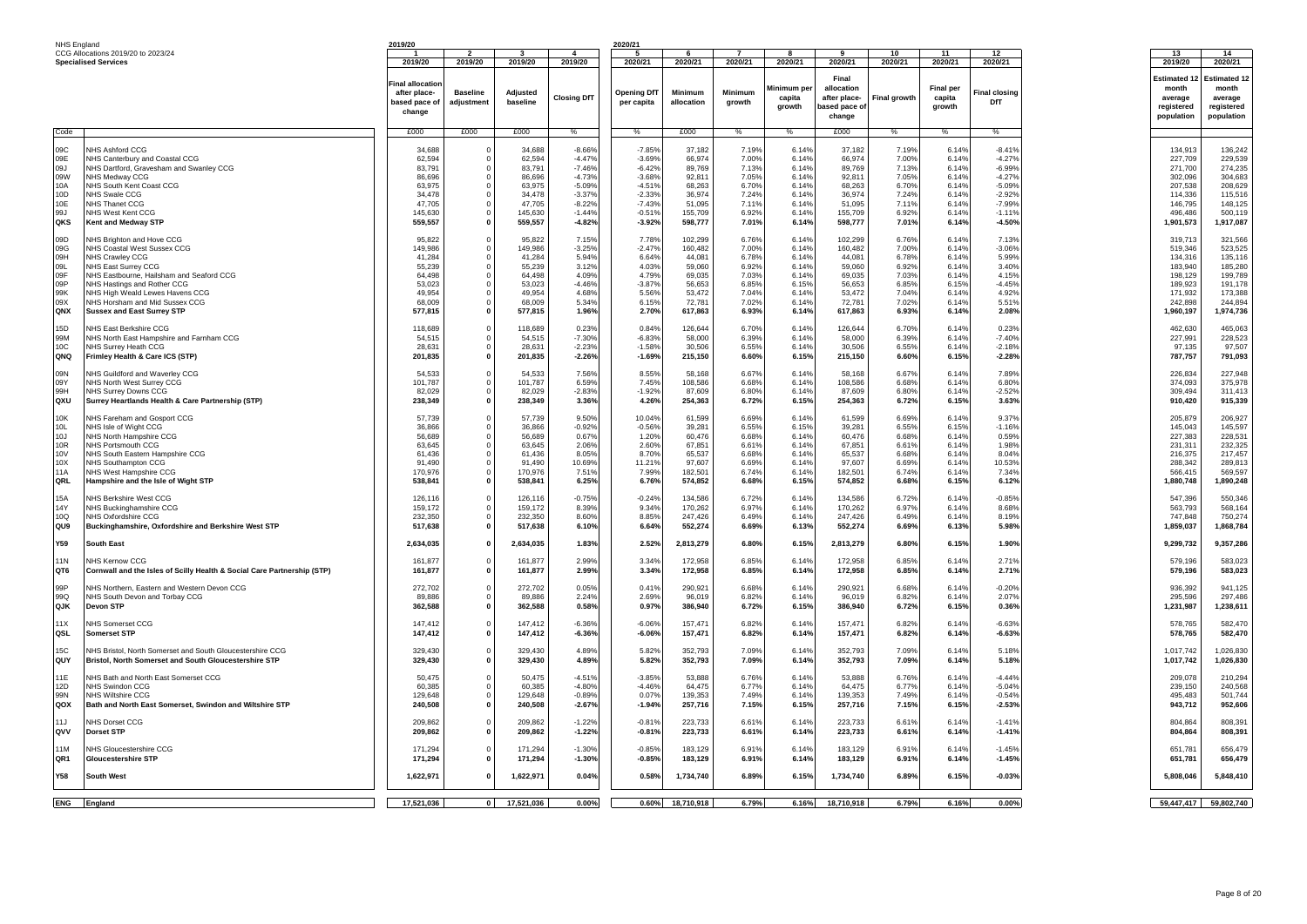NHS England
CCG Allocations 2019/20 to 2023/24
**Specialised Services**

| Code | | 1 | 2 | 3 | 4 | 5 | 6 | 7 | 8 | 9 | 10 | 11 | 12 | 13 | 14 |
|---|---|---|---|---|---|---|---|---|---|---|---|---|---|---|---|
| | | 2019/20 | 2019/20 | 2019/20 | 2019/20 | 2020/21 | 2020/21 | 2020/21 | 2020/21 | 2020/21 | 2020/21 | 2020/21 | 2020/21 | 2019/20 | 2020/21 |
| | | Final allocation after place-based pace of change | Baseline adjustment | Adjusted baseline | Closing DfT | Opening DfT per capita | Minimum allocation | Minimum growth | Minimum per capita growth | Final allocation after place-based pace of change | Final growth | Final per capita growth | Final closing DfT | Estimated 12 month average registered population | Estimated 12 month average registered population |
| | | £000 | £000 | £000 | % | % | £000 | % | % | £000 | % | % | % | | |
| 09C | NHS Ashford CCG | 34,688 | 0 | 34,688 | -8.66% | -7.85% | 37,182 | 7.19% | 6.14% | 37,182 | 7.19% | 6.14% | -8.41% | 134,913 | 136,242 |
| 09E | NHS Canterbury and Coastal CCG | 62,594 | 0 | 62,594 | -4.47% | -3.69% | 66,974 | 7.00% | 6.14% | 66,974 | 7.00% | 6.14% | -4.27% | 227,709 | 229,539 |
| 09J | NHS Dartford, Gravesham and Swanley CCG | 83,791 | 0 | 83,791 | -7.46% | -6.42% | 89,769 | 7.13% | 6.14% | 89,769 | 7.13% | 6.14% | -6.99% | 271,700 | 274,235 |
| 09W | NHS Medway CCG | 86,696 | 0 | 86,696 | -4.73% | -3.68% | 92,811 | 7.05% | 6.14% | 92,811 | 7.05% | 6.14% | -4.27% | 302,096 | 304,683 |
| 10A | NHS South Kent Coast CCG | 63,975 | 0 | 63,975 | -5.09% | -4.51% | 68,263 | 6.70% | 6.14% | 68,263 | 6.70% | 6.14% | -5.09% | 207,538 | 208,629 |
| 10D | NHS Swale CCG | 34,478 | 0 | 34,478 | -3.37% | -2.33% | 36,974 | 7.24% | 6.14% | 36,974 | 7.24% | 6.14% | -2.92% | 114,336 | 115,516 |
| 10E | NHS Thanet CCG | 47,705 | 0 | 47,705 | -8.22% | -7.43% | 51,095 | 7.11% | 6.14% | 51,095 | 7.11% | 6.14% | -7.99% | 146,795 | 148,125 |
| 99J | NHS West Kent CCG | 145,630 | 0 | 145,630 | -1.44% | -0.51% | 155,709 | 6.92% | 6.14% | 155,709 | 6.92% | 6.14% | -1.11% | 496,486 | 500,119 |
| **QKS** | **Kent and Medway STP** | **559,557** | **0** | **559,557** | **-4.82%** | **-3.92%** | **598,777** | **7.01%** | **6.14%** | **598,777** | **7.01%** | **6.14%** | **-4.50%** | **1,901,573** | **1,917,087** |
| 09D | NHS Brighton and Hove CCG | 95,822 | 0 | 95,822 | 7.15% | 7.78% | 102,299 | 6.76% | 6.14% | 102,299 | 6.76% | 6.14% | 7.13% | 319,713 | 321,566 |
| 09G | NHS Coastal West Sussex CCG | 149,986 | 0 | 149,986 | -3.25% | -2.47% | 160,482 | 7.00% | 6.14% | 160,482 | 7.00% | 6.14% | -3.06% | 519,346 | 523,525 |
| 09H | NHS Crawley CCG | 41,284 | 0 | 41,284 | 5.94% | 6.64% | 44,081 | 6.78% | 6.14% | 44,081 | 6.78% | 6.14% | 5.99% | 134,316 | 135,116 |
| 09L | NHS East Surrey CCG | 55,239 | 0 | 55,239 | 3.12% | 4.03% | 59,060 | 6.92% | 6.14% | 59,060 | 6.92% | 6.14% | 3.40% | 183,940 | 185,280 |
| 09F | NHS Eastbourne, Hailsham and Seaford CCG | 64,498 | 0 | 64,498 | 4.09% | 4.79% | 69,035 | 7.03% | 6.14% | 69,035 | 7.03% | 6.14% | 4.15% | 198,129 | 199,789 |
| 09P | NHS Hastings and Rother CCG | 53,023 | 0 | 53,023 | -4.46% | -3.87% | 56,653 | 6.85% | 6.15% | 56,653 | 6.85% | 6.15% | -4.45% | 189,923 | 191,178 |
| 99K | NHS High Weald Lewes Havens CCG | 49,954 | 0 | 49,954 | 4.68% | 5.56% | 53,472 | 7.04% | 6.14% | 53,472 | 7.04% | 6.14% | 4.92% | 171,932 | 173,388 |
| 09X | NHS Horsham and Mid Sussex CCG | 68,009 | 0 | 68,009 | 5.34% | 6.15% | 72,781 | 7.02% | 6.14% | 72,781 | 7.02% | 6.14% | 5.51% | 242,898 | 244,894 |
| **QNX** | **Sussex and East Surrey STP** | **577,815** | **0** | **577,815** | **1.96%** | **2.70%** | **617,863** | **6.93%** | **6.14%** | **617,863** | **6.93%** | **6.14%** | **2.08%** | **1,960,197** | **1,974,736** |
| 15D | NHS East Berkshire CCG | 118,689 | 0 | 118,689 | 0.23% | 0.84% | 126,644 | 6.70% | 6.14% | 126,644 | 6.70% | 6.14% | 0.23% | 462,630 | 465,063 |
| 99M | NHS North East Hampshire and Farnham CCG | 54,515 | 0 | 54,515 | -7.30% | -6.83% | 58,000 | 6.39% | 6.14% | 58,000 | 6.39% | 6.14% | -7.40% | 227,991 | 228,523 |
| 10C | NHS Surrey Heath CCG | 28,631 | 0 | 28,631 | -2.23% | -1.58% | 30,506 | 6.55% | 6.14% | 30,506 | 6.55% | 6.14% | -2.18% | 97,135 | 97,507 |
| **QNQ** | **Frimley Health & Care ICS (STP)** | **201,835** | **0** | **201,835** | **-2.26%** | **-1.69%** | **215,150** | **6.60%** | **6.15%** | **215,150** | **6.60%** | **6.15%** | **-2.28%** | **787,757** | **791,093** |
| 09N | NHS Guildford and Waverley CCG | 54,533 | 0 | 54,533 | 7.56% | 8.55% | 58,168 | 6.67% | 6.14% | 58,168 | 6.67% | 6.14% | 7.89% | 226,834 | 227,948 |
| 09Y | NHS North West Surrey CCG | 101,787 | 0 | 101,787 | 6.59% | 7.45% | 108,586 | 6.68% | 6.14% | 108,586 | 6.68% | 6.14% | 6.80% | 374,093 | 375,978 |
| 99H | NHS Surrey Downs CCG | 82,029 | 0 | 82,029 | -2.83% | -1.92% | 87,609 | 6.80% | 6.14% | 87,609 | 6.80% | 6.14% | -2.52% | 309,494 | 311,413 |
| **QXU** | **Surrey Heartlands Health & Care Partnership (STP)** | **238,349** | **0** | **238,349** | **3.36%** | **4.26%** | **254,363** | **6.72%** | **6.15%** | **254,363** | **6.72%** | **6.15%** | **3.63%** | **910,420** | **915,339** |
| 10K | NHS Fareham and Gosport CCG | 57,739 | 0 | 57,739 | 9.50% | 10.04% | 61,599 | 6.69% | 6.14% | 61,599 | 6.69% | 6.14% | 9.37% | 205,879 | 206,927 |
| 10L | NHS Isle of Wight CCG | 36,866 | 0 | 36,866 | -0.92% | -0.56% | 39,281 | 6.55% | 6.15% | 39,281 | 6.55% | 6.15% | -1.16% | 145,043 | 145,597 |
| 10J | NHS North Hampshire CCG | 56,689 | 0 | 56,689 | 0.67% | 1.20% | 60,476 | 6.68% | 6.14% | 60,476 | 6.68% | 6.14% | 0.59% | 227,383 | 228,531 |
| 10R | NHS Portsmouth CCG | 63,645 | 0 | 63,645 | 2.06% | 2.60% | 67,851 | 6.61% | 6.14% | 67,851 | 6.61% | 6.14% | 1.98% | 231,311 | 232,325 |
| 10V | NHS South Eastern Hampshire CCG | 61,436 | 0 | 61,436 | 8.05% | 8.70% | 65,537 | 6.68% | 6.14% | 65,537 | 6.68% | 6.14% | 8.04% | 216,375 | 217,457 |
| 10X | NHS Southampton CCG | 91,490 | 0 | 91,490 | 10.69% | 11.21% | 97,607 | 6.69% | 6.14% | 97,607 | 6.69% | 6.14% | 10.53% | 288,342 | 289,813 |
| 11A | NHS West Hampshire CCG | 170,976 | 0 | 170,976 | 7.51% | 7.99% | 182,501 | 6.74% | 6.14% | 182,501 | 6.74% | 6.14% | 7.34% | 566,415 | 569,597 |
| **QRL** | **Hampshire and the Isle of Wight STP** | **538,841** | **0** | **538,841** | **6.25%** | **6.76%** | **574,852** | **6.68%** | **6.15%** | **574,852** | **6.68%** | **6.15%** | **6.12%** | **1,880,748** | **1,890,248** |
| 15A | NHS Berkshire West CCG | 126,116 | 0 | 126,116 | -0.75% | -0.24% | 134,586 | 6.72% | 6.14% | 134,586 | 6.72% | 6.14% | -0.85% | 547,396 | 550,346 |
| 14Y | NHS Buckinghamshire CCG | 159,172 | 0 | 159,172 | 8.39% | 9.34% | 170,262 | 6.97% | 6.14% | 170,262 | 6.97% | 6.14% | 8.68% | 563,793 | 568,164 |
| 10Q | NHS Oxfordshire CCG | 232,350 | 0 | 232,350 | 8.60% | 8.85% | 247,426 | 6.49% | 6.14% | 247,426 | 6.49% | 6.14% | 8.19% | 747,848 | 750,274 |
| **QU9** | **Buckinghamshire, Oxfordshire and Berkshire West STP** | **517,638** | **0** | **517,638** | **6.10%** | **6.64%** | **552,274** | **6.69%** | **6.13%** | **552,274** | **6.69%** | **6.13%** | **5.98%** | **1,859,037** | **1,868,784** |
| **Y59** | **South East** | **2,634,035** | **0** | **2,634,035** | **1.83%** | **2.52%** | **2,813,279** | **6.80%** | **6.15%** | **2,813,279** | **6.80%** | **6.15%** | **1.90%** | **9,299,732** | **9,357,286** |
| 11N | NHS Kernow CCG | 161,877 | 0 | 161,877 | 2.99% | 3.34% | 172,958 | 6.85% | 6.14% | 172,958 | 6.85% | 6.14% | 2.71% | 579,196 | 583,023 |
| **QT6** | **Cornwall and the Isles of Scilly Health & Social Care Partnership (STP)** | **161,877** | **0** | **161,877** | **2.99%** | **3.34%** | **172,958** | **6.85%** | **6.14%** | **172,958** | **6.85%** | **6.14%** | **2.71%** | **579,196** | **583,023** |
| 99P | NHS Northern, Eastern and Western Devon CCG | 272,702 | 0 | 272,702 | 0.05% | 0.41% | 290,921 | 6.68% | 6.14% | 290,921 | 6.68% | 6.14% | -0.20% | 936,392 | 941,125 |
| 99Q | NHS South Devon and Torbay CCG | 89,886 | 0 | 89,886 | 2.24% | 2.69% | 96,019 | 6.82% | 6.14% | 96,019 | 6.82% | 6.14% | 2.07% | 295,596 | 297,486 |
| **QJK** | **Devon STP** | **362,588** | **0** | **362,588** | **0.58%** | **0.97%** | **386,940** | **6.72%** | **6.15%** | **386,940** | **6.72%** | **6.15%** | **0.36%** | **1,231,987** | **1,238,611** |
| 11X | NHS Somerset CCG | 147,412 | 0 | 147,412 | -6.36% | -6.06% | 157,471 | 6.82% | 6.14% | 157,471 | 6.82% | 6.14% | -6.63% | 578,765 | 582,470 |
| **QSL** | **Somerset STP** | **147,412** | **0** | **147,412** | **-6.36%** | **-6.06%** | **157,471** | **6.82%** | **6.14%** | **157,471** | **6.82%** | **6.14%** | **-6.63%** | **578,765** | **582,470** |
| 15C | NHS Bristol, North Somerset and South Gloucestershire CCG | 329,430 | 0 | 329,430 | 4.89% | 5.82% | 352,793 | 7.09% | 6.14% | 352,793 | 7.09% | 6.14% | 5.18% | 1,017,742 | 1,026,830 |
| **QUY** | **Bristol, North Somerset and South Gloucestershire STP** | **329,430** | **0** | **329,430** | **4.89%** | **5.82%** | **352,793** | **7.09%** | **6.14%** | **352,793** | **7.09%** | **6.14%** | **5.18%** | **1,017,742** | **1,026,830** |
| 11E | NHS Bath and North East Somerset CCG | 50,475 | 0 | 50,475 | -4.51% | -3.85% | 53,888 | 6.76% | 6.14% | 53,888 | 6.76% | 6.14% | -4.44% | 209,078 | 210,294 |
| 12D | NHS Swindon CCG | 60,385 | 0 | 60,385 | -4.80% | -4.46% | 64,475 | 6.77% | 6.14% | 64,475 | 6.77% | 6.14% | -5.04% | 239,150 | 240,568 |
| 99N | NHS Wiltshire CCG | 129,648 | 0 | 129,648 | -0.89% | 0.07% | 139,353 | 7.49% | 6.14% | 139,353 | 7.49% | 6.14% | -0.54% | 495,483 | 501,744 |
| **QOX** | **Bath and North East Somerset, Swindon and Wiltshire STP** | **240,508** | **0** | **240,508** | **-2.67%** | **-1.94%** | **257,716** | **7.15%** | **6.15%** | **257,716** | **7.15%** | **6.15%** | **-2.53%** | **943,712** | **952,606** |
| 11J | NHS Dorset CCG | 209,862 | 0 | 209,862 | -1.22% | -0.81% | 223,733 | 6.61% | 6.14% | 223,733 | 6.61% | 6.14% | -1.41% | 804,864 | 808,391 |
| **QVV** | **Dorset STP** | **209,862** | **0** | **209,862** | **-1.22%** | **-0.81%** | **223,733** | **6.61%** | **6.14%** | **223,733** | **6.61%** | **6.14%** | **-1.41%** | **804,864** | **808,391** |
| 11M | NHS Gloucestershire CCG | 171,294 | 0 | 171,294 | -1.30% | -0.85% | 183,129 | 6.91% | 6.14% | 183,129 | 6.91% | 6.14% | -1.45% | 651,781 | 656,479 |
| **QR1** | **Gloucestershire STP** | **171,294** | **0** | **171,294** | **-1.30%** | **-0.85%** | **183,129** | **6.91%** | **6.14%** | **183,129** | **6.91%** | **6.14%** | **-1.45%** | **651,781** | **656,479** |
| **Y58** | **South West** | **1,622,971** | **0** | **1,622,971** | **0.04%** | **0.58%** | **1,734,740** | **6.89%** | **6.15%** | **1,734,740** | **6.89%** | **6.15%** | **-0.03%** | **5,808,046** | **5,848,410** |
| **ENG** | **England** | **17,521,036** | **0** | **17,521,036** | **0.00%** | **0.60%** | **18,710,918** | **6.79%** | **6.16%** | **18,710,918** | **6.79%** | **6.16%** | **0.00%** | **59,447,417** | **59,802,740** |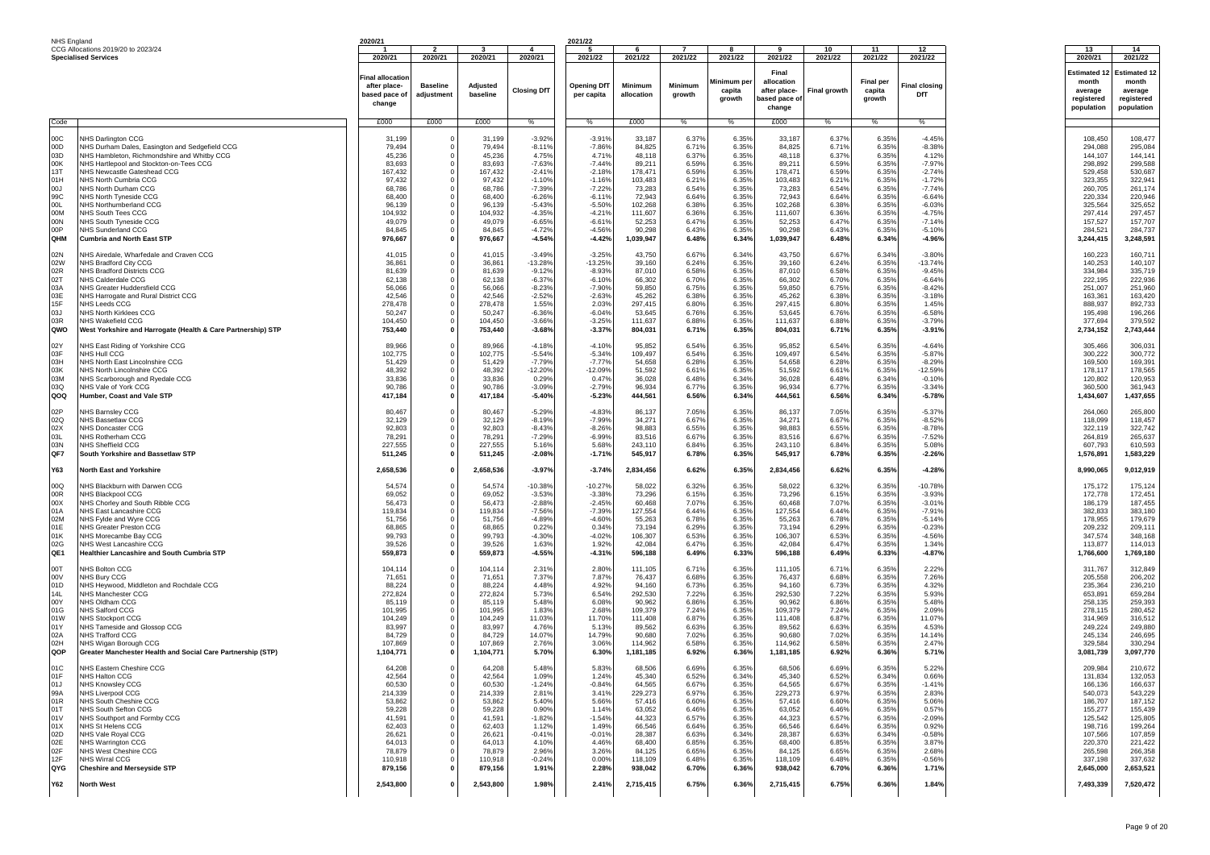NHS England
CCG Allocations 2019/20 to 2023/24
**Specialised Services**

| Code | | 1 | 2 | 3 | 4 | 5 | 6 | 7 | 8 | 9 | 10 | 11 | 12 | 13 | 14 |
|---|---|---|---|---|---|---|---|---|---|---|---|---|---|---|---|
| | | 2020/21 | 2020/21 | 2020/21 | 2020/21 | 2021/22 | 2021/22 | 2021/22 | 2021/22 | 2021/22 | 2021/22 | 2021/22 | 2021/22 | 2020/21 | 2021/22 |
| | | Final allocation after place-based pace of change | Baseline adjustment | Adjusted baseline | Closing DfT | Opening DfT per capita | Minimum allocation | Minimum growth | Minimum per capita growth | Final allocation after place-based pace of change | Final growth | Final per capita growth | Final closing DfT | Estimated 12 month average registered population | Estimated 12 month average registered population |
| | | £000 | £000 | £000 | % | % | £000 | % | % | £000 | % | % | % | | |
| 00C | NHS Darlington CCG | 31,199 | 0 | 31,199 | -3.92% | -3.91% | 33,187 | 6.37% | 6.35% | 33,187 | 6.37% | 6.35% | -4.45% | 108,450 | 108,477 |
| 00D | NHS Durham Dales, Easington and Sedgefield CCG | 79,494 | 0 | 79,494 | -8.11% | -7.86% | 84,825 | 6.71% | 6.35% | 84,825 | 6.71% | 6.35% | -8.38% | 294,088 | 295,084 |
| 03D | NHS Hambleton, Richmondshire and Whitby CCG | 45,236 | 0 | 45,236 | 4.75% | 4.71% | 48,118 | 6.37% | 6.35% | 48,118 | 6.37% | 6.35% | 4.12% | 144,107 | 144,141 |
| 00K | NHS Hartlepool and Stockton-on-Tees CCG | 83,693 | 0 | 83,693 | -7.63% | -7.44% | 89,211 | 6.59% | 6.35% | 89,211 | 6.59% | 6.35% | -7.97% | 298,892 | 299,588 |
| 13T | NHS Newcastle Gateshead CCG | 167,432 | 0 | 167,432 | -2.41% | -2.18% | 178,471 | 6.59% | 6.35% | 178,471 | 6.59% | 6.35% | -2.74% | 529,458 | 530,687 |
| 01H | NHS North Cumbria CCG | 97,432 | 0 | 97,432 | -1.10% | -1.16% | 103,483 | 6.21% | 6.35% | 103,483 | 6.21% | 6.35% | -1.72% | 323,355 | 322,941 |
| 00J | NHS North Durham CCG | 68,786 | 0 | 68,786 | -7.39% | -7.22% | 73,283 | 6.54% | 6.35% | 73,283 | 6.54% | 6.35% | -7.74% | 260,705 | 261,174 |
| 99C | NHS North Tyneside CCG | 68,400 | 0 | 68,400 | -6.26% | -6.11% | 72,943 | 6.64% | 6.35% | 72,943 | 6.64% | 6.35% | -6.64% | 220,334 | 220,946 |
| 00L | NHS Northumberland CCG | 96,139 | 0 | 96,139 | -5.43% | -5.50% | 102,268 | 6.38% | 6.35% | 102,268 | 6.38% | 6.35% | -6.03% | 325,564 | 325,652 |
| 00M | NHS South Tees CCG | 104,932 | 0 | 104,932 | -4.35% | -4.21% | 111,607 | 6.36% | 6.35% | 111,607 | 6.36% | 6.35% | -4.75% | 297,414 | 297,457 |
| 00N | NHS South Tyneside CCG | 49,079 | 0 | 49,079 | -6.65% | -6.61% | 52,253 | 6.47% | 6.35% | 52,253 | 6.47% | 6.35% | -7.14% | 157,527 | 157,707 |
| 00P | NHS Sunderland CCG | 84,845 | 0 | 84,845 | -4.72% | -4.56% | 90,298 | 6.43% | 6.35% | 90,298 | 6.43% | 6.35% | -5.10% | 284,521 | 284,737 |
| **QHM** | **Cumbria and North East STP** | **976,667** | **0** | **976,667** | **-4.54%** | **-4.42%** | **1,039,947** | **6.48%** | **6.34%** | **1,039,947** | **6.48%** | **6.34%** | **-4.96%** | **3,244,415** | **3,248,591** |
| 02N | NHS Airedale, Wharfedale and Craven CCG | 41,015 | 0 | 41,015 | -3.49% | -3.25% | 43,750 | 6.67% | 6.34% | 43,750 | 6.67% | 6.34% | -3.80% | 160,223 | 160,711 |
| 02W | NHS Bradford City CCG | 36,861 | 0 | 36,861 | -13.28% | -13.25% | 39,160 | 6.24% | 6.35% | 39,160 | 6.24% | 6.35% | -13.74% | 140,253 | 140,107 |
| 02R | NHS Bradford Districts CCG | 81,639 | 0 | 81,639 | -9.12% | -8.93% | 87,010 | 6.58% | 6.35% | 87,010 | 6.58% | 6.35% | -9.45% | 334,984 | 335,719 |
| 02T | NHS Calderdale CCG | 62,138 | 0 | 62,138 | -6.37% | -6.10% | 66,302 | 6.70% | 6.35% | 66,302 | 6.70% | 6.35% | -6.64% | 222,195 | 222,936 |
| 03A | NHS Greater Huddersfield CCG | 56,066 | 0 | 56,066 | -8.23% | -7.90% | 59,850 | 6.75% | 6.35% | 59,850 | 6.75% | 6.35% | -8.42% | 251,007 | 251,960 |
| 03E | NHS Harrogate and Rural District CCG | 42,546 | 0 | 42,546 | -2.52% | -2.63% | 45,262 | 6.38% | 6.35% | 45,262 | 6.38% | 6.35% | -3.18% | 163,361 | 163,420 |
| 15F | NHS Leeds CCG | 278,478 | 0 | 278,478 | 1.55% | 2.03% | 297,415 | 6.80% | 6.35% | 297,415 | 6.80% | 6.35% | 1.45% | 888,937 | 892,733 |
| 03J | NHS North Kirklees CCG | 50,247 | 0 | 50,247 | -6.36% | -6.04% | 53,645 | 6.76% | 6.35% | 53,645 | 6.76% | 6.35% | -6.58% | 195,498 | 196,266 |
| 03R | NHS Wakefield CCG | 104,450 | 0 | 104,450 | -3.66% | -3.25% | 111,637 | 6.88% | 6.35% | 111,637 | 6.88% | 6.35% | -3.79% | 377,694 | 379,592 |
| **QWO** | **West Yorkshire and Harrogate (Health & Care Partnership) STP** | **753,440** | **0** | **753,440** | **-3.68%** | **-3.37%** | **804,031** | **6.71%** | **6.35%** | **804,031** | **6.71%** | **6.35%** | **-3.91%** | **2,734,152** | **2,743,444** |
| 02Y | NHS East Riding of Yorkshire CCG | 89,966 | 0 | 89,966 | -4.18% | -4.10% | 95,852 | 6.54% | 6.35% | 95,852 | 6.54% | 6.35% | -4.64% | 305,466 | 306,031 |
| 03F | NHS Hull CCG | 102,775 | 0 | 102,775 | -5.54% | -5.34% | 109,497 | 6.54% | 6.35% | 109,497 | 6.54% | 6.35% | -5.87% | 300,222 | 300,772 |
| 03H | NHS North East Lincolnshire CCG | 51,429 | 0 | 51,429 | -7.79% | -7.77% | 54,658 | 6.28% | 6.35% | 54,658 | 6.28% | 6.35% | -8.29% | 169,500 | 169,391 |
| 03K | NHS North Lincolnshire CCG | 48,392 | 0 | 48,392 | -12.20% | -12.09% | 51,592 | 6.61% | 6.35% | 51,592 | 6.61% | 6.35% | -12.56% | 178,117 | 178,565 |
| 03M | NHS Scarborough and Ryedale CCG | 33,836 | 0 | 33,836 | 0.29% | 0.47% | 36,028 | 6.48% | 6.34% | 36,028 | 6.48% | 6.34% | -0.10% | 120,802 | 120,953 |
| 03Q | NHS Vale of York CCG | 90,786 | 0 | 90,786 | -3.09% | -2.79% | 96,934 | 6.77% | 6.35% | 96,934 | 6.77% | 6.35% | -3.34% | 360,500 | 361,943 |
| **QOQ** | **Humber, Coast and Vale STP** | **417,184** | **0** | **417,184** | **-5.40%** | **-5.23%** | **444,561** | **6.56%** | **6.34%** | **444,561** | **6.56%** | **6.34%** | **-5.78%** | **1,434,607** | **1,437,655** |
| 02P | NHS Barnsley CCG | 80,467 | 0 | 80,467 | -5.29% | -4.83% | 86,137 | 7.05% | 6.35% | 86,137 | 7.05% | 6.35% | -5.37% | 264,060 | 265,800 |
| 02Q | NHS Bassetlaw CCG | 32,129 | 0 | 32,129 | -8.19% | -7.99% | 34,271 | 6.67% | 6.35% | 34,271 | 6.67% | 6.35% | -8.52% | 118,099 | 118,457 |
| 02X | NHS Doncaster CCG | 92,803 | 0 | 92,803 | -8.43% | -8.26% | 98,883 | 6.55% | 6.35% | 98,883 | 6.55% | 6.35% | -8.78% | 322,119 | 322,742 |
| 03L | NHS Rotherham CCG | 78,291 | 0 | 78,291 | -7.29% | -6.99% | 83,516 | 6.67% | 6.35% | 83,516 | 6.67% | 6.35% | -7.52% | 264,819 | 265,637 |
| 03N | NHS Sheffield CCG | 227,555 | 0 | 227,555 | 5.16% | 5.68% | 243,110 | 6.84% | 6.35% | 243,110 | 6.84% | 6.35% | 5.08% | 607,793 | 610,593 |
| **QF7** | **South Yorkshire and Bassetlaw STP** | **511,245** | **0** | **511,245** | **-2.08%** | **-1.71%** | **545,917** | **6.78%** | **6.35%** | **545,917** | **6.78%** | **6.35%** | **-2.26%** | **1,576,891** | **1,583,229** |
| **Y63** | **North East and Yorkshire** | **2,658,536** | **0** | **2,658,536** | **-3.97%** | **-3.74%** | **2,834,456** | **6.62%** | **6.35%** | **2,834,456** | **6.62%** | **6.35%** | **-4.28%** | **8,990,065** | **9,012,919** |
| 00Q | NHS Blackburn with Darwen CCG | 54,574 | 0 | 54,574 | -10.38% | -10.27% | 58,022 | 6.32% | 6.35% | 58,022 | 6.32% | 6.35% | -10.78% | 175,172 | 175,124 |
| 00R | NHS Blackpool CCG | 69,052 | 0 | 69,052 | -3.53% | -3.38% | 73,296 | 6.15% | 6.35% | 73,296 | 6.15% | 6.35% | -3.93% | 172,778 | 172,451 |
| 00X | NHS Chorley and South Ribble CCG | 56,473 | 0 | 56,473 | -2.88% | -2.45% | 60,468 | 7.07% | 6.35% | 60,468 | 7.07% | 6.35% | -3.01% | 186,179 | 187,455 |
| 01A | NHS East Lancashire CCG | 119,834 | 0 | 119,834 | -7.56% | -7.39% | 127,554 | 6.44% | 6.35% | 127,554 | 6.44% | 6.35% | -7.91% | 382,833 | 383,180 |
| 02M | NHS Fylde and Wyre CCG | 51,756 | 0 | 51,756 | -4.89% | -4.60% | 55,263 | 6.78% | 6.35% | 55,263 | 6.78% | 6.35% | -5.14% | 178,955 | 179,679 |
| 01E | NHS Greater Preston CCG | 68,865 | 0 | 68,865 | 0.22% | 0.34% | 73,194 | 6.29% | 6.35% | 73,194 | 6.29% | 6.35% | -0.23% | 209,232 | 209,111 |
| 01K | NHS Morecambe Bay CCG | 99,793 | 0 | 99,793 | -4.30% | -4.02% | 106,307 | 6.53% | 6.35% | 106,307 | 6.53% | 6.35% | -4.56% | 347,574 | 348,168 |
| 02G | NHS West Lancashire CCG | 39,526 | 0 | 39,526 | 1.63% | 1.92% | 42,084 | 6.47% | 6.35% | 42,084 | 6.47% | 6.35% | 1.34% | 113,877 | 114,013 |
| **QE1** | **Healthier Lancashire and South Cumbria STP** | **559,873** | **0** | **559,873** | **-4.55%** | **-4.31%** | **596,188** | **6.49%** | **6.33%** | **596,188** | **6.49%** | **6.33%** | **-4.87%** | **1,766,600** | **1,769,180** |
| 00T | NHS Bolton CCG | 104,114 | 0 | 104,114 | 2.31% | 2.80% | 111,105 | 6.71% | 6.35% | 111,105 | 6.71% | 6.35% | 2.22% | 311,767 | 312,849 |
| 00V | NHS Bury CCG | 71,651 | 0 | 71,651 | 7.37% | 7.87% | 76,437 | 6.68% | 6.35% | 76,437 | 6.68% | 6.35% | 7.26% | 205,558 | 206,202 |
| 01D | NHS Heywood, Middleton and Rochdale CCG | 88,224 | 0 | 88,224 | 4.48% | 4.92% | 94,160 | 6.73% | 6.35% | 94,160 | 6.73% | 6.35% | 4.32% | 235,364 | 236,210 |
| 14L | NHS Manchester CCG | 272,824 | 0 | 272,824 | 5.73% | 6.54% | 292,530 | 7.22% | 6.35% | 292,530 | 7.22% | 6.35% | 5.93% | 653,891 | 659,284 |
| 00Y | NHS Oldham CCG | 85,119 | 0 | 85,119 | 5.48% | 6.08% | 90,962 | 6.86% | 6.35% | 90,962 | 6.86% | 6.35% | 5.48% | 258,135 | 259,393 |
| 01G | NHS Salford CCG | 101,995 | 0 | 101,995 | 1.83% | 2.68% | 109,379 | 7.24% | 6.35% | 109,379 | 7.24% | 6.35% | 2.09% | 278,115 | 280,452 |
| 01W | NHS Stockport CCG | 104,249 | 0 | 104,249 | 11.03% | 11.70% | 111,408 | 6.87% | 6.35% | 111,408 | 6.87% | 6.35% | 11.07% | 314,969 | 316,512 |
| 01Y | NHS Tameside and Glossop CCG | 83,997 | 0 | 83,997 | 4.76% | 5.13% | 89,562 | 6.63% | 6.35% | 89,562 | 6.63% | 6.35% | 4.53% | 249,224 | 249,880 |
| 02A | NHS Trafford CCG | 84,729 | 0 | 84,729 | 14.07% | 14.79% | 90,680 | 7.02% | 6.35% | 90,680 | 7.02% | 6.35% | 14.14% | 245,134 | 246,695 |
| 02H | NHS Wigan Borough CCG | 107,869 | 0 | 107,869 | 2.76% | 3.06% | 114,962 | 6.58% | 6.35% | 114,962 | 6.58% | 6.35% | 2.47% | 329,584 | 330,294 |
| **QOP** | **Greater Manchester Health and Social Care Partnership (STP)** | **1,104,771** | **0** | **1,104,771** | **5.70%** | **6.30%** | **1,181,185** | **6.92%** | **6.36%** | **1,181,185** | **6.92%** | **6.36%** | **5.71%** | **3,081,739** | **3,097,770** |
| 01C | NHS Eastern Cheshire CCG | 64,208 | 0 | 64,208 | 5.48% | 5.83% | 68,506 | 6.69% | 6.35% | 68,506 | 6.69% | 6.35% | 5.22% | 209,984 | 210,672 |
| 01F | NHS Halton CCG | 42,564 | 0 | 42,564 | 1.09% | 1.24% | 45,340 | 6.52% | 6.34% | 45,340 | 6.52% | 6.34% | 0.66% | 131,834 | 132,053 |
| 01J | NHS Knowsley CCG | 60,530 | 0 | 60,530 | -1.24% | -0.84% | 64,565 | 6.67% | 6.35% | 64,565 | 6.67% | 6.35% | -1.41% | 166,136 | 166,637 |
| 99A | NHS Liverpool CCG | 214,339 | 0 | 214,339 | 2.81% | 3.41% | 229,273 | 6.97% | 6.35% | 229,273 | 6.97% | 6.35% | 2.83% | 540,073 | 543,229 |
| 01R | NHS South Cheshire CCG | 53,862 | 0 | 53,862 | 5.40% | 5.66% | 57,416 | 6.60% | 6.35% | 57,416 | 6.60% | 6.35% | 5.06% | 186,707 | 187,152 |
| 01T | NHS South Sefton CCG | 59,228 | 0 | 59,228 | 0.90% | 1.14% | 63,052 | 6.46% | 6.35% | 63,052 | 6.46% | 6.35% | 0.57% | 155,277 | 155,439 |
| 01V | NHS Southport and Formby CCG | 41,591 | 0 | 41,591 | -1.82% | -1.54% | 44,323 | 6.57% | 6.35% | 44,323 | 6.57% | 6.35% | -2.09% | 125,542 | 125,805 |
| 01X | NHS St Helens CCG | 62,403 | 0 | 62,403 | 1.12% | 1.49% | 66,546 | 6.64% | 6.35% | 66,546 | 6.64% | 6.35% | 0.92% | 198,716 | 199,264 |
| 02D | NHS Vale Royal CCG | 26,621 | 0 | 26,621 | -0.41% | -0.01% | 28,387 | 6.63% | 6.34% | 28,387 | 6.63% | 6.34% | -0.58% | 107,566 | 107,859 |
| 02E | NHS Warrington CCG | 64,013 | 0 | 64,013 | 4.10% | 4.46% | 68,400 | 6.85% | 6.35% | 68,400 | 6.85% | 6.35% | 3.87% | 220,370 | 221,422 |
| 02F | NHS West Cheshire CCG | 78,879 | 0 | 78,879 | 2.96% | 3.26% | 84,125 | 6.65% | 6.35% | 84,125 | 6.65% | 6.35% | 2.68% | 265,598 | 266,358 |
| 12F | NHS Wirral CCG | 110,918 | 0 | 110,918 | -0.24% | 0.00% | 118,109 | 6.48% | 6.35% | 118,109 | 6.48% | 6.35% | -0.56% | 337,198 | 337,632 |
| **QYG** | **Cheshire and Merseyside STP** | **879,156** | **0** | **879,156** | **1.91%** | **2.28%** | **938,042** | **6.70%** | **6.36%** | **938,042** | **6.70%** | **6.36%** | **1.71%** | **2,645,000** | **2,653,521** |
| **Y62** | **North West** | **2,543,800** | **0** | **2,543,800** | **1.98%** | **2.41%** | **2,715,415** | **6.75%** | **6.36%** | **2,715,415** | **6.75%** | **6.36%** | **1.84%** | **7,493,339** | **7,520,472** |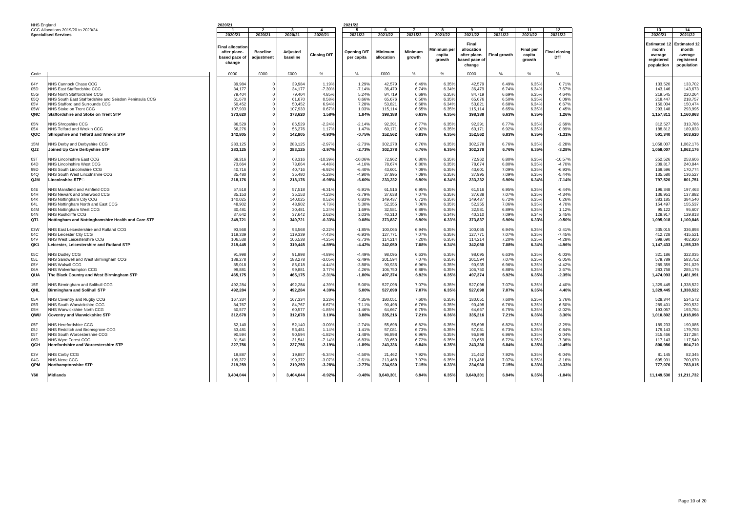NHS England
CCG Allocations 2019/20 to 2023/24
**Specialised Services**

| Code | | 2020/21 1 | 2 | 3 | 4 | 2021/22 5 | 6 | 7 | 8 | 9 | 10 | 11 | 12 | 13 | 14 |
|---|---|---|---|---|---|---|---|---|---|---|---|---|---|---|---|
| | | 2020/21 | 2020/21 | 2020/21 | 2020/21 | 2021/22 | 2021/22 | 2021/22 | 2021/22 | 2021/22 | 2021/22 | 2021/22 | 2021/22 | 2020/21 | 2021/22 |
| | | Final allocation after place-based pace of change | Baseline adjustment | Adjusted baseline | Closing DfT | Opening DfT per capita | Minimum allocation | Minimum growth | Minimum per capita growth | Final allocation after place-based pace of change | Final growth | Final per capita growth | Final closing DfT | Estimated 12 month average registered population | Estimated 12 month average registered population |
| | | £000 | £000 | £000 | % | % | £000 | % | % | £000 | % | % | % | | |
| 04Y | NHS Cannock Chase CCG | 39,984 | 0 | 39,984 | 1.19% | 1.29% | 42,579 | 6.49% | 6.35% | 42,579 | 6.49% | 6.35% | 0.71% | 133,520 | 133,702 |
| 05D | NHS East Staffordshire CCG | 34,177 | 0 | 34,177 | -7.30% | -7.14% | 36,479 | 6.74% | 6.34% | 36,479 | 6.74% | 6.34% | -7.67% | 143,146 | 143,673 |
| 05G | NHS North Staffordshire CCG | 79,404 | 0 | 79,404 | 4.85% | 5.24% | 84,719 | 6.69% | 6.35% | 84,719 | 6.69% | 6.35% | 4.64% | 219,545 | 220,264 |
| 05Q | NHS South East Staffordshire and Seisdon Peninsula CCG | 61,670 | 0 | 61,670 | 0.58% | 0.66% | 65,676 | 6.50% | 6.35% | 65,676 | 6.50% | 6.35% | 0.09% | 218,447 | 218,757 |
| 05V | NHS Stafford and Surrounds CCG | 50,452 | 0 | 50,452 | 6.94% | 7.28% | 53,821 | 6.68% | 6.34% | 53,821 | 6.68% | 6.34% | 6.67% | 150,004 | 150,474 |
| 05W | NHS Stoke on Trent CCG | 107,933 | 0 | 107,933 | 0.67% | 1.03% | 115,114 | 6.65% | 6.35% | 115,114 | 6.65% | 6.35% | 0.45% | 293,148 | 293,995 |
| **QNC** | **Staffordshire and Stoke on Trent STP** | **373,620** | **0** | **373,620** | **1.58%** | **1.84%** | **398,388** | **6.63%** | **6.35%** | **398,388** | **6.63%** | **6.35%** | **1.26%** | **1,157,811** | **1,160,863** |
| 05N | NHS Shropshire CCG | 86,529 | 0 | 86,529 | -2.24% | -2.14% | 92,391 | 6.77% | 6.35% | 92,391 | 6.77% | 6.35% | -2.69% | 312,527 | 313,786 |
| 05X | NHS Telford and Wrekin CCG | 56,276 | 0 | 56,276 | 1.17% | 1.47% | 60,171 | 6.92% | 6.35% | 60,171 | 6.92% | 6.35% | 0.89% | 188,812 | 189,833 |
| **QOC** | **Shropshire and Telford and Wrekin STP** | **142,805** | **0** | **142,805** | **-0.93%** | **-0.75%** | **152,562** | **6.83%** | **6.35%** | **152,562** | **6.83%** | **6.35%** | **-1.31%** | **501,340** | **503,620** |
| 15M | NHS Derby and Derbyshire CCG | 283,125 | 0 | 283,125 | -2.97% | -2.73% | 302,278 | 6.76% | 6.35% | 302,278 | 6.76% | 6.35% | -3.28% | 1,058,007 | 1,062,176 |
| **QJ2** | **Joined Up Care Derbyshire STP** | **283,125** | **0** | **283,125** | **-2.97%** | **-2.73%** | **302,278** | **6.76%** | **6.35%** | **302,278** | **6.76%** | **6.35%** | **-3.28%** | **1,058,007** | **1,062,176** |
| 03T | NHS Lincolnshire East CCG | 68,316 | 0 | 68,316 | -10.39% | -10.06% | 72,962 | 6.80% | 6.35% | 72,962 | 6.80% | 6.35% | -10.57% | 252,526 | 253,606 |
| 04D | NHS Lincolnshire West CCG | 73,664 | 0 | 73,664 | -4.48% | -4.16% | 78,674 | 6.80% | 6.35% | 78,674 | 6.80% | 6.35% | -4.70% | 239,817 | 240,844 |
| 99D | NHS South Lincolnshire CCG | 40,716 | 0 | 40,716 | -6.92% | -6.40% | 43,601 | 7.09% | 6.35% | 43,601 | 7.09% | 6.35% | -6.93% | 169,596 | 170,774 |
| 04Q | NHS South West Lincolnshire CCG | 35,480 | 0 | 35,480 | -5.28% | -4.90% | 37,995 | 7.09% | 6.35% | 37,995 | 7.09% | 6.35% | -5.44% | 135,580 | 136,527 |
| **QJM** | **Lincolnshire STP** | **218,176** | **0** | **218,176** | **-6.98%** | **-6.60%** | **233,232** | **6.90%** | **6.34%** | **233,232** | **6.90%** | **6.34%** | **-7.14%** | **797,520** | **801,751** |
| 04E | NHS Mansfield and Ashfield CCG | 57,518 | 0 | 57,518 | -6.31% | -5.91% | 61,516 | 6.95% | 6.35% | 61,516 | 6.95% | 6.35% | -6.44% | 196,348 | 197,463 |
| 04H | NHS Newark and Sherwood CCG | 35,153 | 0 | 35,153 | -4.23% | -3.79% | 37,638 | 7.07% | 6.35% | 37,638 | 7.07% | 6.35% | -4.34% | 136,951 | 137,882 |
| 04K | NHS Nottingham City CCG | 140,025 | 0 | 140,025 | 0.52% | 0.83% | 149,437 | 6.72% | 6.35% | 149,437 | 6.72% | 6.35% | 0.26% | 383,185 | 384,540 |
| 04L | NHS Nottingham North and East CCG | 48,902 | 0 | 48,902 | 4.73% | 5.30% | 52,355 | 7.06% | 6.35% | 52,355 | 7.06% | 6.35% | 4.70% | 154,497 | 155,537 |
| 04M | NHS Nottingham West CCG | 30,481 | 0 | 30,481 | 1.24% | 1.69% | 32,581 | 6.89% | 6.35% | 32,581 | 6.89% | 6.35% | 1.12% | 95,122 | 95,607 |
| 04N | NHS Rushcliffe CCG | 37,642 | 0 | 37,642 | 2.62% | 3.03% | 40,310 | 7.09% | 6.34% | 40,310 | 7.09% | 6.34% | 2.45% | 128,917 | 129,818 |
| **QT1** | **Nottingham and Nottinghamshire Health and Care STP** | **349,721** | **0** | **349,721** | **-0.33%** | **0.08%** | **373,837** | **6.90%** | **6.33%** | **373,837** | **6.90%** | **6.33%** | **-0.50%** | **1,095,018** | **1,100,846** |
| 03W | NHS East Leicestershire and Rutland CCG | 93,568 | 0 | 93,568 | -2.22% | -1.85% | 100,065 | 6.94% | 6.35% | 100,065 | 6.94% | 6.35% | -2.41% | 335,015 | 336,898 |
| 04C | NHS Leicester City CCG | 119,339 | 0 | 119,339 | -7.43% | -6.93% | 127,771 | 7.07% | 6.35% | 127,771 | 7.07% | 6.35% | -7.45% | 412,728 | 415,521 |
| 04V | NHS West Leicestershire CCG | 106,538 | 0 | 106,538 | -4.25% | -3.73% | 114,214 | 7.20% | 6.35% | 114,214 | 7.20% | 6.35% | -4.28% | 399,690 | 402,920 |
| **QK1** | **Leicester, Leicestershire and Rutland STP** | **319,445** | **0** | **319,445** | **-4.89%** | **-4.42%** | **342,050** | **7.08%** | **6.34%** | **342,050** | **7.08%** | **6.34%** | **-4.96%** | **1,147,433** | **1,155,339** |
| 05C | NHS Dudley CCG | 91,998 | 0 | 91,998 | -4.89% | -4.49% | 98,095 | 6.63% | 6.35% | 98,095 | 6.63% | 6.35% | -5.03% | 321,186 | 322,035 |
| 05L | NHS Sandwell and West Birmingham CCG | 188,278 | 0 | 188,278 | -3.05% | -2.49% | 201,594 | 7.07% | 6.35% | 201,594 | 7.07% | 6.35% | -3.05% | 579,789 | 583,752 |
| 05Y | NHS Walsall CCG | 85,018 | 0 | 85,018 | -4.44% | -3.88% | 90,935 | 6.96% | 6.35% | 90,935 | 6.96% | 6.35% | -4.42% | 289,359 | 291,029 |
| 06A | NHS Wolverhampton CCG | 99,881 | 0 | 99,881 | 3.77% | 4.26% | 106,750 | 6.88% | 6.35% | 106,750 | 6.88% | 6.35% | 3.67% | 283,758 | 285,176 |
| **QUA** | **The Black Country and West Birmingham STP** | **465,175** | **0** | **465,175** | **-2.31%** | **-1.80%** | **497,374** | **6.92%** | **6.35%** | **497,374** | **6.92%** | **6.35%** | **-2.35%** | **1,474,093** | **1,481,991** |
| 15E | NHS Birmingham and Solihull CCG | 492,284 | 0 | 492,284 | 4.39% | 5.00% | 527,098 | 7.07% | 6.35% | 527,098 | 7.07% | 6.35% | 4.40% | 1,329,445 | 1,338,522 |
| **QHL** | **Birmingham and Solihull STP** | **492,284** | **0** | **492,284** | **4.39%** | **5.00%** | **527,098** | **7.07%** | **6.35%** | **527,098** | **7.07%** | **6.35%** | **4.40%** | **1,329,445** | **1,338,522** |
| 05A | NHS Coventry and Rugby CCG | 167,334 | 0 | 167,334 | 3.23% | 4.35% | 180,051 | 7.60% | 6.35% | 180,051 | 7.60% | 6.35% | 3.76% | 528,344 | 534,572 |
| 05R | NHS South Warwickshire CCG | 84,767 | 0 | 84,767 | 6.67% | 7.11% | 90,498 | 6.76% | 6.35% | 90,498 | 6.76% | 6.35% | 6.50% | 289,401 | 290,532 |
| 05H | NHS Warwickshire North CCG | 60,577 | 0 | 60,577 | -1.85% | -1.46% | 64,667 | 6.75% | 6.35% | 64,667 | 6.75% | 6.35% | -2.02% | 193,057 | 193,794 |
| **QWU** | **Coventry and Warwickshire STP** | **312,678** | **0** | **312,678** | **3.10%** | **3.88%** | **335,216** | **7.21%** | **6.36%** | **335,216** | **7.21%** | **6.36%** | **3.30%** | **1,010,802** | **1,018,898** |
| 05F | NHS Herefordshire CCG | 52,140 | 0 | 52,140 | -3.00% | -2.74% | 55,698 | 6.82% | 6.35% | 55,698 | 6.82% | 6.35% | -3.29% | 189,233 | 190,085 |
| 05J | NHS Redditch and Bromsgrove CCG | 53,481 | 0 | 53,481 | 1.14% | 1.41% | 57,081 | 6.73% | 6.35% | 57,081 | 6.73% | 6.35% | 0.84% | 179,143 | 179,793 |
| 05T | NHS South Worcestershire CCG | 90,594 | 0 | 90,594 | -1.82% | -1.48% | 96,898 | 6.96% | 6.35% | 96,898 | 6.96% | 6.35% | -2.04% | 315,466 | 317,284 |
| 06D | NHS Wyre Forest CCG | 31,541 | 0 | 31,541 | -7.14% | -6.83% | 33,659 | 6.72% | 6.35% | 33,659 | 6.72% | 6.35% | -7.36% | 117,143 | 117,549 |
| **QGH** | **Herefordshire and Worcestershire STP** | **227,756** | **0** | **227,756** | **-2.19%** | **-1.89%** | **243,336** | **6.84%** | **6.35%** | **243,336** | **6.84%** | **6.35%** | **-2.45%** | **800,986** | **804,710** |
| 03V | NHS Corby CCG | 19,887 | 0 | 19,887 | -5.34% | -4.50% | 21,462 | 7.92% | 6.35% | 21,462 | 7.92% | 6.35% | -5.04% | 81,145 | 82,345 |
| 04G | NHS Nene CCG | 199,372 | 0 | 199,372 | -3.07% | -2.61% | 213,468 | 7.07% | 6.35% | 213,468 | 7.07% | 6.35% | -3.16% | 695,931 | 700,670 |
| **QPM** | **Northamptonshire STP** | **219,259** | **0** | **219,259** | **-3.28%** | **-2.77%** | **234,930** | **7.15%** | **6.33%** | **234,930** | **7.15%** | **6.33%** | **-3.33%** | **777,076** | **783,015** |
| **Y60** | **Midlands** | **3,404,044** | **0** | **3,404,044** | **-0.92%** | **-0.48%** | **3,640,301** | **6.94%** | **6.35%** | **3,640,301** | **6.94%** | **6.35%** | **-1.04%** | **11,149,530** | **11,211,732** |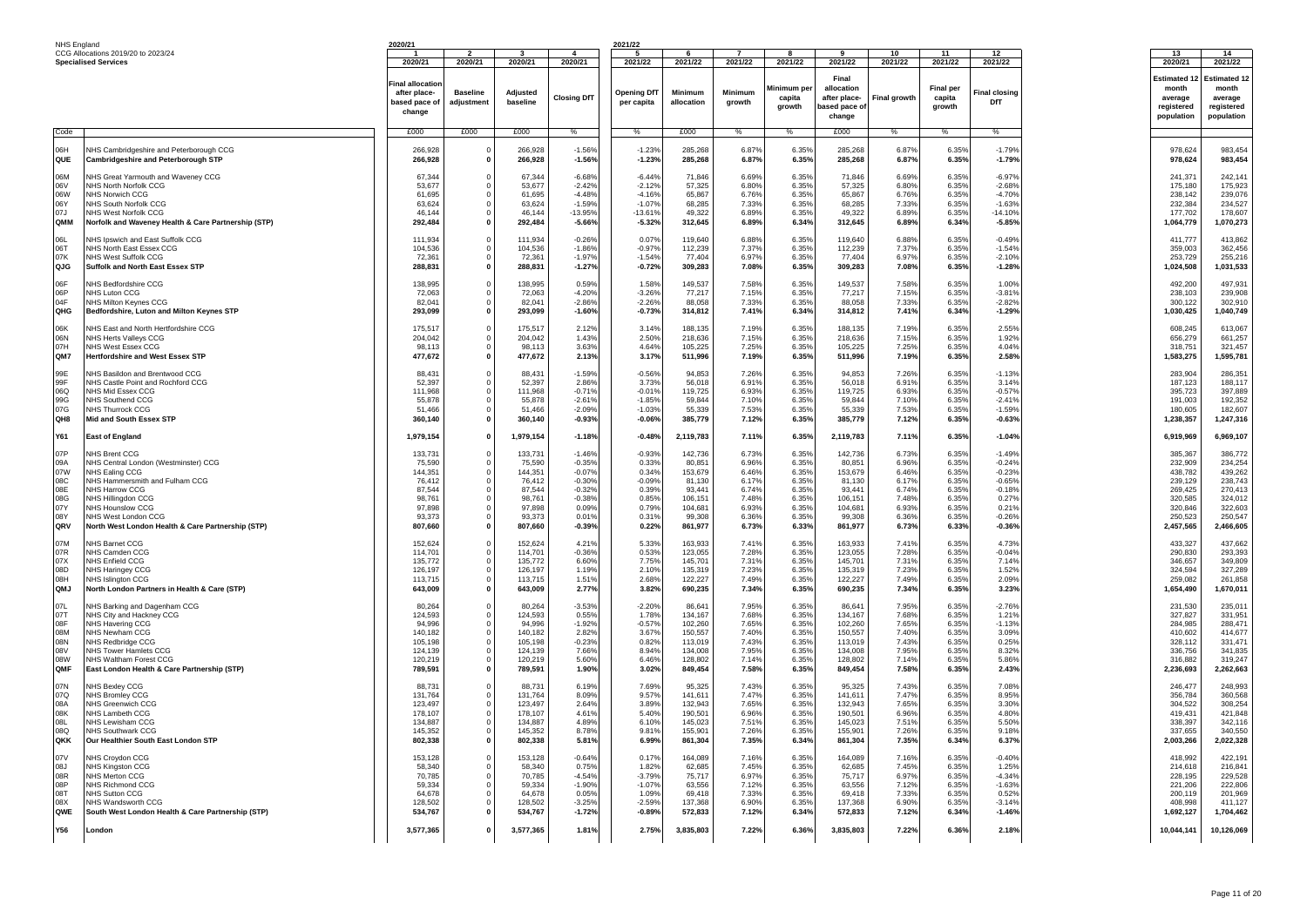NHS England
CCG Allocations 2019/20 to 2023/24
**Specialised Services**

| Code | | 2020/21 1 | 2 | 3 | 4 | 2021/22 5 | 6 | 7 | 8 | 9 | 10 | 11 | 12 | 13 | 14 |
|---|---|---|---|---|---|---|---|---|---|---|---|---|---|---|---|
| | | 2020/21 | 2020/21 | 2020/21 | 2020/21 | 2021/22 | 2021/22 | 2021/22 | 2021/22 | 2021/22 | 2021/22 | 2021/22 | 2021/22 | 2020/21 | 2021/22 |
| | | Final allocation after place-based pace of change | Baseline adjustment | Adjusted baseline | Closing DfT | Opening DfT per capita | Minimum allocation | Minimum growth | Minimum per capita growth | Final allocation after place-based pace of change | Final growth | Final per capita growth | Final closing DfT | Estimated 12 month average registered population | Estimated 12 month average registered population |
| | | £000 | £000 | £000 | % | % | £000 | % | % | £000 | % | % | % | | |
| 06H | NHS Cambridgeshire and Peterborough CCG | 266,928 | 0 | 266,928 | -1.56% | -1.23% | 285,268 | 6.87% | 6.35% | 285,268 | 6.87% | 6.35% | -1.79% | 978,624 | 983,454 |
| QUE | **Cambridgeshire and Peterborough STP** | **266,928** | **0** | **266,928** | **-1.56%** | **-1.23%** | **285,268** | **6.87%** | **6.35%** | **285,268** | **6.87%** | **6.35%** | **-1.79%** | **978,624** | **983,454** |
| 06M | NHS Great Yarmouth and Waveney CCG | 67,344 | 0 | 67,344 | -6.68% | -6.44% | 71,846 | 6.69% | 6.35% | 71,846 | 6.69% | 6.35% | -6.97% | 241,371 | 242,141 |
| 06V | NHS North Norfolk CCG | 53,677 | 0 | 53,677 | -2.42% | -2.12% | 57,325 | 6.80% | 6.35% | 57,325 | 6.80% | 6.35% | -2.68% | 175,180 | 175,923 |
| 06W | NHS Norwich CCG | 61,695 | 0 | 61,695 | -4.48% | -4.16% | 65,867 | 6.76% | 6.35% | 65,867 | 6.76% | 6.35% | -4.70% | 238,142 | 239,076 |
| 06Y | NHS South Norfolk CCG | 63,624 | 0 | 63,624 | -1.59% | -1.07% | 68,285 | 7.33% | 6.35% | 68,285 | 7.33% | 6.35% | -1.63% | 232,384 | 234,527 |
| 07J | NHS West Norfolk CCG | 46,144 | 0 | 46,144 | -13.95% | -13.61% | 49,322 | 6.89% | 6.35% | 49,322 | 6.89% | 6.35% | -14.10% | 177,702 | 178,607 |
| QMM | **Norfolk and Waveney Health & Care Partnership (STP)** | **292,484** | **0** | **292,484** | **-5.66%** | **-5.32%** | **312,645** | **6.89%** | **6.34%** | **312,645** | **6.89%** | **6.34%** | **-5.85%** | **1,064,779** | **1,070,273** |
| 06L | NHS Ipswich and East Suffolk CCG | 111,934 | 0 | 111,934 | -0.26% | 0.07% | 119,640 | 6.88% | 6.35% | 119,640 | 6.88% | 6.35% | -0.49% | 411,777 | 413,862 |
| 06T | NHS North East Essex CCG | 104,536 | 0 | 104,536 | -1.86% | -0.97% | 112,239 | 7.37% | 6.35% | 112,239 | 7.37% | 6.35% | -1.54% | 359,003 | 362,456 |
| 07K | NHS West Suffolk CCG | 72,361 | 0 | 72,361 | -1.97% | -1.54% | 77,404 | 6.97% | 6.35% | 77,404 | 6.97% | 6.35% | -2.10% | 253,729 | 255,216 |
| QJG | **Suffolk and North East Essex STP** | **288,831** | **0** | **288,831** | **-1.27%** | **-0.72%** | **309,283** | **7.08%** | **6.35%** | **309,283** | **7.08%** | **6.35%** | **-1.28%** | **1,024,508** | **1,031,533** |
| 06F | NHS Bedfordshire CCG | 138,995 | 0 | 138,995 | 0.59% | 1.58% | 149,537 | 7.58% | 6.35% | 149,537 | 7.58% | 6.35% | 1.00% | 492,200 | 497,931 |
| 06P | NHS Luton CCG | 72,063 | 0 | 72,063 | -4.20% | -3.26% | 77,217 | 7.15% | 6.35% | 77,217 | 7.15% | 6.35% | -3.81% | 238,103 | 239,908 |
| 04F | NHS Milton Keynes CCG | 82,041 | 0 | 82,041 | -2.86% | -2.26% | 88,058 | 7.33% | 6.35% | 88,058 | 7.33% | 6.35% | -2.82% | 300,122 | 302,910 |
| QHG | **Bedfordshire, Luton and Milton Keynes STP** | **293,099** | **0** | **293,099** | **-1.60%** | **-0.73%** | **314,812** | **7.41%** | **6.34%** | **314,812** | **7.41%** | **6.34%** | **-1.29%** | **1,030,425** | **1,040,749** |
| 06K | NHS East and North Hertfordshire CCG | 175,517 | 0 | 175,517 | 2.12% | 3.14% | 188,135 | 7.19% | 6.35% | 188,135 | 7.19% | 6.35% | 2.55% | 608,245 | 613,067 |
| 06N | NHS Herts Valleys CCG | 204,042 | 0 | 204,042 | 1.43% | 2.50% | 218,636 | 7.15% | 6.35% | 218,636 | 7.15% | 6.35% | 1.92% | 656,279 | 661,257 |
| 07H | NHS West Essex CCG | 98,113 | 0 | 98,113 | 3.63% | 4.64% | 105,225 | 7.25% | 6.35% | 105,225 | 7.25% | 6.35% | 4.04% | 318,751 | 321,457 |
| QM7 | **Hertfordshire and West Essex STP** | **477,672** | **0** | **477,672** | **2.13%** | **3.17%** | **511,996** | **7.19%** | **6.35%** | **511,996** | **7.19%** | **6.35%** | **2.58%** | **1,583,275** | **1,595,781** |
| 99E | NHS Basildon and Brentwood CCG | 88,431 | 0 | 88,431 | -1.59% | -0.56% | 94,853 | 7.26% | 6.35% | 94,853 | 7.26% | 6.35% | -1.13% | 283,904 | 286,351 |
| 99F | NHS Castle Point and Rochford CCG | 52,397 | 0 | 52,397 | 2.86% | 3.73% | 56,018 | 6.91% | 6.35% | 56,018 | 6.91% | 6.35% | 3.14% | 187,123 | 188,117 |
| 06Q | NHS Mid Essex CCG | 111,968 | 0 | 111,968 | -0.71% | -0.01% | 119,725 | 6.93% | 6.35% | 119,725 | 6.93% | 6.35% | -0.57% | 395,723 | 397,889 |
| 99G | NHS Southend CCG | 55,878 | 0 | 55,878 | -2.61% | -1.85% | 59,844 | 7.10% | 6.35% | 59,844 | 7.10% | 6.35% | -2.41% | 191,003 | 192,352 |
| 07G | NHS Thurrock CCG | 51,466 | 0 | 51,466 | -2.09% | -1.03% | 55,339 | 7.53% | 6.35% | 55,339 | 7.53% | 6.35% | -1.59% | 180,605 | 182,607 |
| QH8 | **Mid and South Essex STP** | **360,140** | **0** | **360,140** | **-0.93%** | **-0.06%** | **385,779** | **7.12%** | **6.35%** | **385,779** | **7.12%** | **6.35%** | **-0.63%** | **1,238,357** | **1,247,316** |
| Y61 | **East of England** | **1,979,154** | **0** | **1,979,154** | **-1.18%** | **-0.48%** | **2,119,783** | **7.11%** | **6.35%** | **2,119,783** | **7.11%** | **6.35%** | **-1.04%** | **6,919,969** | **6,969,107** |
| 07P | NHS Brent CCG | 133,731 | 0 | 133,731 | -1.46% | -0.93% | 142,736 | 6.73% | 6.35% | 142,736 | 6.73% | 6.35% | -1.49% | 385,367 | 386,772 |
| 09A | NHS Central London (Westminster) CCG | 75,590 | 0 | 75,590 | -0.35% | 0.33% | 80,851 | 6.96% | 6.35% | 80,851 | 6.96% | 6.35% | -0.24% | 232,909 | 234,254 |
| 07W | NHS Ealing CCG | 144,351 | 0 | 144,351 | -0.07% | 0.34% | 153,679 | 6.46% | 6.35% | 153,679 | 6.46% | 6.35% | -0.23% | 438,782 | 439,262 |
| 08C | NHS Hammersmith and Fulham CCG | 76,412 | 0 | 76,412 | -0.30% | -0.09% | 81,130 | 6.17% | 6.35% | 81,130 | 6.17% | 6.35% | -0.65% | 239,129 | 238,743 |
| 08E | NHS Harrow CCG | 87,544 | 0 | 87,544 | -0.32% | 0.39% | 93,441 | 6.74% | 6.35% | 93,441 | 6.74% | 6.35% | -0.18% | 269,425 | 270,413 |
| 08G | NHS Hillingdon CCG | 98,761 | 0 | 98,761 | -0.38% | 0.85% | 106,151 | 7.48% | 6.35% | 106,151 | 7.48% | 6.35% | 0.27% | 320,585 | 324,012 |
| 07Y | NHS Hounslow CCG | 97,898 | 0 | 97,898 | 0.09% | 0.79% | 104,681 | 6.93% | 6.35% | 104,681 | 6.93% | 6.35% | 0.21% | 320,846 | 322,603 |
| 08Y | NHS West London CCG | 93,373 | 0 | 93,373 | 0.01% | 0.31% | 99,308 | 6.36% | 6.35% | 99,308 | 6.36% | 6.35% | -0.26% | 250,523 | 250,547 |
| QRV | **North West London Health & Care Partnership (STP)** | **807,660** | **0** | **807,660** | **-0.39%** | **0.22%** | **861,977** | **6.73%** | **6.33%** | **861,977** | **6.73%** | **6.33%** | **-0.36%** | **2,457,565** | **2,466,605** |
| 07M | NHS Barnet CCG | 152,624 | 0 | 152,624 | 4.21% | 5.33% | 163,933 | 7.41% | 6.35% | 163,933 | 7.41% | 6.35% | 4.73% | 433,327 | 437,662 |
| 07R | NHS Camden CCG | 114,701 | 0 | 114,701 | -0.36% | 0.53% | 123,055 | 7.28% | 6.35% | 123,055 | 7.28% | 6.35% | -0.04% | 290,830 | 293,393 |
| 07X | NHS Enfield CCG | 135,772 | 0 | 135,772 | 6.60% | 7.75% | 145,701 | 7.31% | 6.35% | 145,701 | 7.31% | 6.35% | 7.14% | 346,657 | 349,809 |
| 08D | NHS Haringey CCG | 126,197 | 0 | 126,197 | 1.19% | 2.10% | 135,319 | 7.23% | 6.35% | 135,319 | 7.23% | 6.35% | 1.52% | 324,594 | 327,289 |
| 08H | NHS Islington CCG | 113,715 | 0 | 113,715 | 1.51% | 2.68% | 122,227 | 7.49% | 6.35% | 122,227 | 7.49% | 6.35% | 2.09% | 259,082 | 261,858 |
| QMJ | **North London Partners in Health & Care (STP)** | **643,009** | **0** | **643,009** | **2.77%** | **3.82%** | **690,235** | **7.34%** | **6.35%** | **690,235** | **7.34%** | **6.35%** | **3.23%** | **1,654,490** | **1,670,011** |
| 07L | NHS Barking and Dagenham CCG | 80,264 | 0 | 80,264 | -3.53% | -2.20% | 86,641 | 7.95% | 6.35% | 86,641 | 7.95% | 6.35% | -2.76% | 231,530 | 235,011 |
| 07T | NHS City and Hackney CCG | 124,593 | 0 | 124,593 | 0.55% | 1.78% | 134,167 | 7.68% | 6.35% | 134,167 | 7.68% | 6.35% | 1.21% | 327,827 | 331,951 |
| 08F | NHS Havering CCG | 94,996 | 0 | 94,996 | -1.92% | -0.57% | 102,260 | 7.65% | 6.35% | 102,260 | 7.65% | 6.35% | -1.13% | 284,985 | 288,471 |
| 08M | NHS Newham CCG | 140,182 | 0 | 140,182 | 2.82% | 3.67% | 150,557 | 7.40% | 6.35% | 150,557 | 7.40% | 6.35% | 3.09% | 410,602 | 414,677 |
| 08N | NHS Redbridge CCG | 105,198 | 0 | 105,198 | -0.23% | 0.82% | 113,019 | 7.43% | 6.35% | 113,019 | 7.43% | 6.35% | 0.25% | 328,112 | 331,471 |
| 08V | NHS Tower Hamlets CCG | 124,139 | 0 | 124,139 | 7.66% | 8.94% | 134,008 | 7.95% | 6.35% | 134,008 | 7.95% | 6.35% | 8.32% | 336,756 | 341,835 |
| 08W | NHS Waltham Forest CCG | 120,219 | 0 | 120,219 | 5.60% | 6.46% | 128,802 | 7.14% | 6.35% | 128,802 | 7.14% | 6.35% | 5.86% | 316,882 | 319,247 |
| QMF | **East London Health & Care Partnership (STP)** | **789,591** | **0** | **789,591** | **1.90%** | **3.02%** | **849,454** | **7.58%** | **6.35%** | **849,454** | **7.58%** | **6.35%** | **2.43%** | **2,236,693** | **2,262,663** |
| 07N | NHS Bexley CCG | 88,731 | 0 | 88,731 | 6.19% | 7.69% | 95,325 | 7.43% | 6.35% | 95,325 | 7.43% | 6.35% | 7.08% | 246,477 | 248,993 |
| 07Q | NHS Bromley CCG | 131,764 | 0 | 131,764 | 8.09% | 9.57% | 141,611 | 7.47% | 6.35% | 141,611 | 7.47% | 6.35% | 8.95% | 356,784 | 360,568 |
| 08A | NHS Greenwich CCG | 123,497 | 0 | 123,497 | 2.64% | 3.89% | 132,943 | 7.65% | 6.35% | 132,943 | 7.65% | 6.35% | 3.30% | 304,522 | 308,254 |
| 08K | NHS Lambeth CCG | 178,107 | 0 | 178,107 | 4.61% | 5.40% | 190,501 | 6.96% | 6.35% | 190,501 | 6.96% | 6.35% | 4.80% | 419,431 | 421,848 |
| 08L | NHS Lewisham CCG | 134,887 | 0 | 134,887 | 4.89% | 6.10% | 145,023 | 7.51% | 6.35% | 145,023 | 7.51% | 6.35% | 5.50% | 338,397 | 342,116 |
| 08Q | NHS Southwark CCG | 145,352 | 0 | 145,352 | 8.78% | 9.81% | 155,901 | 7.26% | 6.35% | 155,901 | 7.26% | 6.35% | 9.18% | 337,655 | 340,550 |
| QKK | **Our Healthier South East London STP** | **802,338** | **0** | **802,338** | **5.81%** | **6.99%** | **861,304** | **7.35%** | **6.34%** | **861,304** | **7.35%** | **6.34%** | **6.37%** | **2,003,266** | **2,022,328** |
| 07V | NHS Croydon CCG | 153,128 | 0 | 153,128 | -0.64% | 0.17% | 164,089 | 7.16% | 6.35% | 164,089 | 7.16% | 6.35% | -0.40% | 418,992 | 422,191 |
| 08J | NHS Kingston CCG | 58,340 | 0 | 58,340 | 0.75% | 1.82% | 62,685 | 7.45% | 6.35% | 62,685 | 7.45% | 6.35% | 1.25% | 214,618 | 216,841 |
| 08R | NHS Merton CCG | 70,785 | 0 | 70,785 | -4.54% | -3.79% | 75,717 | 6.97% | 6.35% | 75,717 | 6.97% | 6.35% | -4.34% | 228,195 | 229,528 |
| 08P | NHS Richmond CCG | 59,334 | 0 | 59,334 | -1.90% | -1.07% | 63,556 | 7.12% | 6.35% | 63,556 | 7.12% | 6.35% | -1.63% | 221,206 | 222,806 |
| 08T | NHS Sutton CCG | 64,678 | 0 | 64,678 | 0.05% | 1.09% | 69,418 | 7.33% | 6.35% | 69,418 | 7.33% | 6.35% | 0.52% | 200,119 | 201,969 |
| 08X | NHS Wandsworth CCG | 128,502 | 0 | 128,502 | -3.25% | -2.59% | 137,368 | 6.90% | 6.35% | 137,368 | 6.90% | 6.35% | -3.14% | 408,998 | 411,127 |
| QWE | **South West London Health & Care Partnership (STP)** | **534,767** | **0** | **534,767** | **-1.72%** | **-0.89%** | **572,833** | **7.12%** | **6.34%** | **572,833** | **7.12%** | **6.34%** | **-1.46%** | **1,692,127** | **1,704,462** |
| Y56 | **London** | **3,577,365** | **0** | **3,577,365** | **1.81%** | **2.75%** | **3,835,803** | **7.22%** | **6.36%** | **3,835,803** | **7.22%** | **6.36%** | **2.18%** | **10,044,141** | **10,126,069** |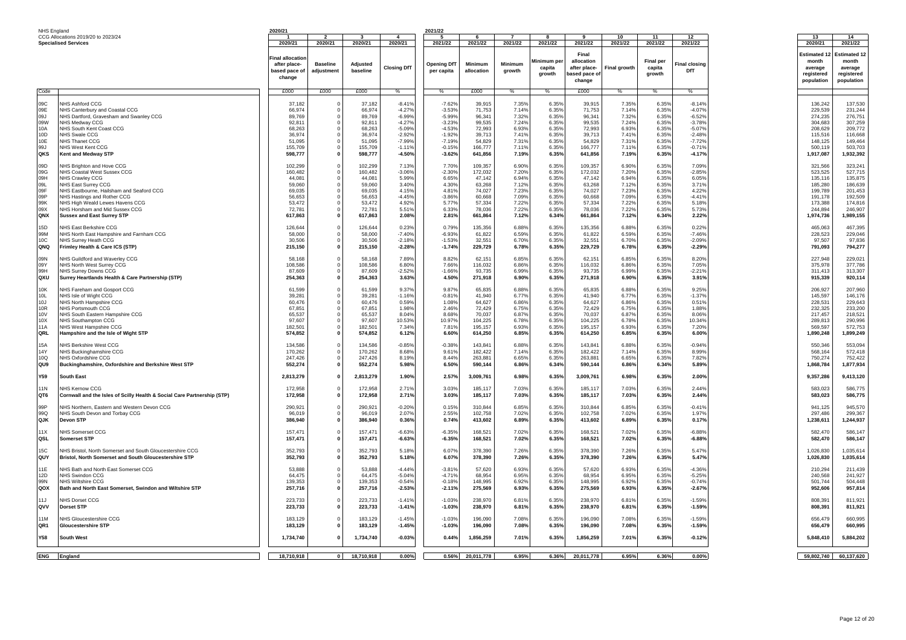NHS England
CCG Allocations 2019/20 to 2023/24
**Specialised Services**

| Code | | 1 | 2 | 3 | 4 | 5 | 6 | 7 | 8 | 9 | 10 | 11 | 12 | 13 | 14 |
|---|---|---|---|---|---|---|---|---|---|---|---|---|---|---|---|
| | | 2020/21 | 2020/21 | 2020/21 | 2020/21 | 2021/22 | 2021/22 | 2021/22 | 2021/22 | 2021/22 | 2021/22 | 2021/22 | 2021/22 | 2020/21 | 2021/22 |
| | | Final allocation after place-based pace of change | Baseline adjustment | Adjusted baseline | Closing DfT | Opening DfT per capita | Minimum allocation | Minimum growth | Minimum per capita growth | Final allocation after place-based pace of change | Final growth | Final per capita growth | Final closing DfT | Estimated 12 month average registered population | Estimated 12 month average registered population |
| | | £000 | £000 | £000 | % | % | £000 | % | % | £000 | % | % | % | | |
| 09C | NHS Ashford CCG | 37,182 | 0 | 37,182 | -8.41% | -7.62% | 39,915 | 7.35% | 6.35% | 39,915 | 7.35% | 6.35% | -8.14% | 136,242 | 137,530 |
| 09E | NHS Canterbury and Coastal CCG | 66,974 | 0 | 66,974 | -4.27% | -3.53% | 71,753 | 7.14% | 6.35% | 71,753 | 7.14% | 6.35% | -4.07% | 229,539 | 231,244 |
| 09J | NHS Dartford, Gravesham and Swanley CCG | 89,769 | 0 | 89,769 | -6.99% | -5.99% | 96,341 | 7.32% | 6.35% | 96,341 | 7.32% | 6.35% | -6.52% | 274,235 | 276,751 |
| 09W | NHS Medway CCG | 92,811 | 0 | 92,811 | -4.27% | -3.23% | 99,535 | 7.24% | 6.35% | 99,535 | 7.24% | 6.35% | -3.78% | 304,683 | 307,259 |
| 10A | NHS South Kent Coast CCG | 68,263 | 0 | 68,263 | -5.09% | -4.53% | 72,993 | 6.93% | 6.35% | 72,993 | 6.93% | 6.35% | -5.07% | 208,629 | 209,772 |
| 10D | NHS Swale CCG | 36,974 | 0 | 36,974 | -2.92% | -1.92% | 39,713 | 7.41% | 6.35% | 39,713 | 7.41% | 6.35% | -2.48% | 115,516 | 116,668 |
| 10E | NHS Thanet CCG | 51,095 | 0 | 51,095 | -7.99% | -7.19% | 54,829 | 7.31% | 6.35% | 54,829 | 7.31% | 6.35% | -7.72% | 148,125 | 149,464 |
| 99J | NHS West Kent CCG | 155,709 | 0 | 155,709 | -1.11% | -0.15% | 166,777 | 7.11% | 6.35% | 166,777 | 7.11% | 6.35% | -0.71% | 500,119 | 503,703 |
| **QKS** | **Kent and Medway STP** | **598,777** | **0** | **598,777** | **-4.50%** | **-3.62%** | **641,856** | **7.19%** | **6.35%** | **641,856** | **7.19%** | **6.35%** | **-4.17%** | **1,917,087** | **1,932,392** |
| 09D | NHS Brighton and Hove CCG | 102,299 | 0 | 102,299 | 7.13% | 7.70% | 109,357 | 6.90% | 6.35% | 109,357 | 6.90% | 6.35% | 7.09% | 321,566 | 323,241 |
| 09G | NHS Coastal West Sussex CCG | 160,482 | 0 | 160,482 | -3.06% | -2.30% | 172,032 | 7.20% | 6.35% | 172,032 | 7.20% | 6.35% | -2.85% | 523,525 | 527,715 |
| 09H | NHS Crawley CCG | 44,081 | 0 | 44,081 | 5.99% | 6.65% | 47,142 | 6.94% | 6.35% | 47,142 | 6.94% | 6.35% | 6.05% | 135,116 | 135,875 |
| 09L | NHS East Surrey CCG | 59,060 | 0 | 59,060 | 3.40% | 4.30% | 63,268 | 7.12% | 6.35% | 63,268 | 7.12% | 6.35% | 3.71% | 185,280 | 186,639 |
| 09F | NHS Eastbourne, Hailsham and Seaford CCG | 69,035 | 0 | 69,035 | 4.15% | 4.81% | 74,027 | 7.23% | 6.35% | 74,027 | 7.23% | 6.35% | 4.22% | 199,789 | 201,453 |
| 09P | NHS Hastings and Rother CCG | 56,653 | 0 | 56,653 | -4.45% | -3.86% | 60,668 | 7.09% | 6.35% | 60,668 | 7.09% | 6.35% | -4.41% | 191,178 | 192,509 |
| 99K | NHS High Weald Lewes Havens CCG | 53,472 | 0 | 53,472 | 4.92% | 5.77% | 57,334 | 7.22% | 6.35% | 57,334 | 7.22% | 6.35% | 5.18% | 173,388 | 174,816 |
| 09X | NHS Horsham and Mid Sussex CCG | 72,781 | 0 | 72,781 | 5.51% | 6.33% | 78,036 | 7.22% | 6.35% | 78,036 | 7.22% | 6.35% | 5.73% | 244,894 | 246,907 |
| **QNX** | **Sussex and East Surrey STP** | **617,863** | **0** | **617,863** | **2.08%** | **2.81%** | **661,864** | **7.12%** | **6.34%** | **661,864** | **7.12%** | **6.34%** | **2.22%** | **1,974,736** | **1,989,155** |
| 15D | NHS East Berkshire CCG | 126,644 | 0 | 126,644 | 0.23% | 0.79% | 135,356 | 6.88% | 6.35% | 135,356 | 6.88% | 6.35% | 0.22% | 465,063 | 467,395 |
| 99M | NHS North East Hampshire and Farnham CCG | 58,000 | 0 | 58,000 | -7.40% | -6.93% | 61,822 | 6.59% | 6.35% | 61,822 | 6.59% | 6.35% | -7.46% | 228,523 | 229,046 |
| 10C | NHS Surrey Heath CCG | 30,506 | 0 | 30,506 | -2.18% | -1.53% | 32,551 | 6.70% | 6.35% | 32,551 | 6.70% | 6.35% | -2.09% | 97,507 | 97,836 |
| **QNQ** | **Frimley Health & Care ICS (STP)** | **215,150** | **0** | **215,150** | **-2.28%** | **-1.74%** | **229,729** | **6.78%** | **6.35%** | **229,729** | **6.78%** | **6.35%** | **-2.29%** | **791,093** | **794,277** |
| 09N | NHS Guildford and Waverley CCG | 58,168 | 0 | 58,168 | 7.89% | 8.82% | 62,151 | 6.85% | 6.35% | 62,151 | 6.85% | 6.35% | 8.20% | 227,948 | 229,021 |
| 09Y | NHS North West Surrey CCG | 108,586 | 0 | 108,586 | 6.80% | 7.66% | 116,032 | 6.86% | 6.35% | 116,032 | 6.86% | 6.35% | 7.05% | 375,978 | 377,786 |
| 99H | NHS Surrey Downs CCG | 87,609 | 0 | 87,609 | -2.52% | -1.66% | 93,735 | 6.99% | 6.35% | 93,735 | 6.99% | 6.35% | -2.21% | 311,413 | 313,307 |
| **QXU** | **Surrey Heartlands Health & Care Partnership (STP)** | **254,363** | **0** | **254,363** | **3.63%** | **4.50%** | **271,918** | **6.90%** | **6.35%** | **271,918** | **6.90%** | **6.35%** | **3.91%** | **915,339** | **920,114** |
| 10K | NHS Fareham and Gosport CCG | 61,599 | 0 | 61,599 | 9.37% | 9.87% | 65,835 | 6.88% | 6.35% | 65,835 | 6.88% | 6.35% | 9.25% | 206,927 | 207,960 |
| 10L | NHS Isle of Wight CCG | 39,281 | 0 | 39,281 | -1.16% | -0.81% | 41,940 | 6.77% | 6.35% | 41,940 | 6.77% | 6.35% | -1.37% | 145,597 | 146,176 |
| 10J | NHS North Hampshire CCG | 60,476 | 0 | 60,476 | 0.59% | 1.08% | 64,627 | 6.86% | 6.35% | 64,627 | 6.86% | 6.35% | 0.51% | 228,531 | 229,643 |
| 10R | NHS Portsmouth CCG | 67,851 | 0 | 67,851 | 1.98% | 2.46% | 72,429 | 6.75% | 6.35% | 72,429 | 6.75% | 6.35% | 1.88% | 232,325 | 233,200 |
| 10V | NHS South Eastern Hampshire CCG | 65,537 | 0 | 65,537 | 8.04% | 8.68% | 70,037 | 6.87% | 6.35% | 70,037 | 6.87% | 6.35% | 8.06% | 217,457 | 218,521 |
| 10X | NHS Southampton CCG | 97,607 | 0 | 97,607 | 10.53% | 10.97% | 104,225 | 6.78% | 6.35% | 104,225 | 6.78% | 6.35% | 10.34% | 289,813 | 290,996 |
| 11A | NHS West Hampshire CCG | 182,501 | 0 | 182,501 | 7.34% | 7.81% | 195,157 | 6.93% | 6.35% | 195,157 | 6.93% | 6.35% | 7.20% | 569,597 | 572,753 |
| **QRL** | **Hampshire and the Isle of Wight STP** | **574,852** | **0** | **574,852** | **6.12%** | **6.60%** | **614,250** | **6.85%** | **6.35%** | **614,250** | **6.85%** | **6.35%** | **6.00%** | **1,890,248** | **1,899,249** |
| 15A | NHS Berkshire West CCG | 134,586 | 0 | 134,586 | -0.85% | -0.38% | 143,841 | 6.88% | 6.35% | 143,841 | 6.88% | 6.35% | -0.94% | 550,346 | 553,094 |
| 14Y | NHS Buckinghamshire CCG | 170,262 | 0 | 170,262 | 8.68% | 9.61% | 182,422 | 7.14% | 6.35% | 182,422 | 7.14% | 6.35% | 8.99% | 568,164 | 572,418 |
| 10Q | NHS Oxfordshire CCG | 247,426 | 0 | 247,426 | 8.19% | 8.44% | 263,881 | 6.65% | 6.35% | 263,881 | 6.65% | 6.35% | 7.82% | 750,274 | 752,422 |
| **QU9** | **Buckinghamshire, Oxfordshire and Berkshire West STP** | **552,274** | **0** | **552,274** | **5.98%** | **6.50%** | **590,144** | **6.86%** | **6.34%** | **590,144** | **6.86%** | **6.34%** | **5.89%** | **1,868,784** | **1,877,934** |
| **Y59** | **South East** | **2,813,279** | **0** | **2,813,279** | **1.90%** | **2.57%** | **3,009,761** | **6.98%** | **6.35%** | **3,009,761** | **6.98%** | **6.35%** | **2.00%** | **9,357,286** | **9,413,120** |
| 11N | NHS Kernow CCG | 172,958 | 0 | 172,958 | 2.71% | 3.03% | 185,117 | 7.03% | 6.35% | 185,117 | 7.03% | 6.35% | 2.44% | 583,023 | 586,775 |
| **QT6** | **Cornwall and the Isles of Scilly Health & Social Care Partnership (STP)** | **172,958** | **0** | **172,958** | **2.71%** | **3.03%** | **185,117** | **7.03%** | **6.35%** | **185,117** | **7.03%** | **6.35%** | **2.44%** | **583,023** | **586,775** |
| 99P | NHS Northern, Eastern and Western Devon CCG | 290,921 | 0 | 290,921 | -0.20% | 0.15% | 310,844 | 6.85% | 6.35% | 310,844 | 6.85% | 6.35% | -0.41% | 941,125 | 945,570 |
| 99Q | NHS South Devon and Torbay CCG | 96,019 | 0 | 96,019 | 2.07% | 2.55% | 102,758 | 7.02% | 6.35% | 102,758 | 7.02% | 6.35% | 1.97% | 297,486 | 299,367 |
| **QJK** | **Devon STP** | **386,940** | **0** | **386,940** | **0.36%** | **0.74%** | **413,602** | **6.89%** | **6.35%** | **413,602** | **6.89%** | **6.35%** | **0.17%** | **1,238,611** | **1,244,937** |
| 11X | NHS Somerset CCG | 157,471 | 0 | 157,471 | -6.63% | -6.35% | 168,521 | 7.02% | 6.35% | 168,521 | 7.02% | 6.35% | -6.88% | 582,470 | 586,147 |
| **QSL** | **Somerset STP** | **157,471** | **0** | **157,471** | **-6.63%** | **-6.35%** | **168,521** | **7.02%** | **6.35%** | **168,521** | **7.02%** | **6.35%** | **-6.88%** | **582,470** | **586,147** |
| 15C | NHS Bristol, North Somerset and South Gloucestershire CCG | 352,793 | 0 | 352,793 | 5.18% | 6.07% | 378,390 | 7.26% | 6.35% | 378,390 | 7.26% | 6.35% | 5.47% | 1,026,830 | 1,035,614 |
| **QUY** | **Bristol, North Somerset and South Gloucestershire STP** | **352,793** | **0** | **352,793** | **5.18%** | **6.07%** | **378,390** | **7.26%** | **6.35%** | **378,390** | **7.26%** | **6.35%** | **5.47%** | **1,026,830** | **1,035,614** |
| 11E | NHS Bath and North East Somerset CCG | 53,888 | 0 | 53,888 | -4.44% | -3.81% | 57,620 | 6.93% | 6.35% | 57,620 | 6.93% | 6.35% | -4.36% | 210,294 | 211,439 |
| 12D | NHS Swindon CCG | 64,475 | 0 | 64,475 | -5.04% | -4.71% | 68,954 | 6.95% | 6.35% | 68,954 | 6.95% | 6.35% | -5.25% | 240,568 | 241,927 |
| 99N | NHS Wiltshire CCG | 139,353 | 0 | 139,353 | -0.54% | -0.18% | 148,995 | 6.92% | 6.35% | 148,995 | 6.92% | 6.35% | -0.74% | 501,744 | 504,448 |
| **QOX** | **Bath and North East Somerset, Swindon and Wiltshire STP** | **257,716** | **0** | **257,716** | **-2.53%** | **-2.11%** | **275,569** | **6.93%** | **6.35%** | **275,569** | **6.93%** | **6.35%** | **-2.67%** | **952,606** | **957,814** |
| 11J | NHS Dorset CCG | 223,733 | 0 | 223,733 | -1.41% | -1.03% | 238,970 | 6.81% | 6.35% | 238,970 | 6.81% | 6.35% | -1.59% | 808,391 | 811,921 |
| **QVV** | **Dorset STP** | **223,733** | **0** | **223,733** | **-1.41%** | **-1.03%** | **238,970** | **6.81%** | **6.35%** | **238,970** | **6.81%** | **6.35%** | **-1.59%** | **808,391** | **811,921** |
| 11M | NHS Gloucestershire CCG | 183,129 | 0 | 183,129 | -1.45% | -1.03% | 196,090 | 7.08% | 6.35% | 196,090 | 7.08% | 6.35% | -1.59% | 656,479 | 660,995 |
| **QR1** | **Gloucestershire STP** | **183,129** | **0** | **183,129** | **-1.45%** | **-1.03%** | **196,090** | **7.08%** | **6.35%** | **196,090** | **7.08%** | **6.35%** | **-1.59%** | **656,479** | **660,995** |
| **Y58** | **South West** | **1,734,740** | **0** | **1,734,740** | **-0.03%** | **0.44%** | **1,856,259** | **7.01%** | **6.35%** | **1,856,259** | **7.01%** | **6.35%** | **-0.12%** | **5,848,410** | **5,884,202** |
| **ENG** | **England** | **18,710,918** | **0** | **18,710,918** | **0.00%** | **0.56%** | **20,011,778** | **6.95%** | **6.36%** | **20,011,778** | **6.95%** | **6.36%** | **0.00%** | **59,802,740** | **60,137,620** |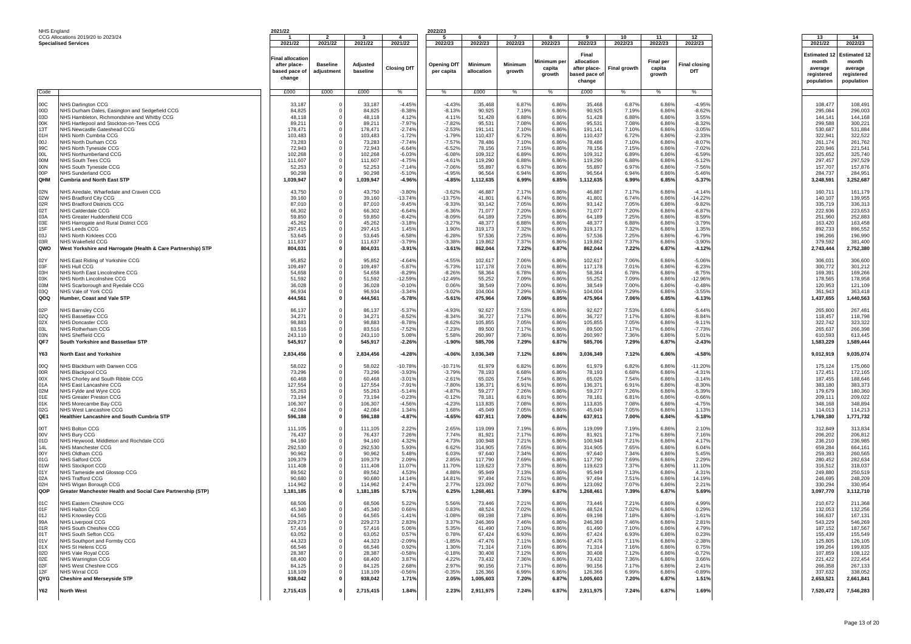NHS England
CCG Allocations 2019/20 to 2023/24
**Specialised Services**

| Code | | 2021/22 1<br>2021/22<br>Final allocation after place-based pace of change | 2<br>2021/22<br>Baseline adjustment | 3<br>2021/22<br>Adjusted baseline | 4<br>2021/22<br>Closing DfT | 2022/23 5<br>2022/23<br>Opening DfT per capita | 6<br>2022/23<br>Minimum allocation | 7<br>2022/23<br>Minimum growth | 8<br>2022/23<br>Minimum per capita growth | 9<br>2022/23<br>Final allocation after place-based pace of change | 10<br>2022/23<br>Final growth | 11<br>2022/23<br>Final per capita growth | 12<br>2022/23<br>Final closing DfT | 13<br>2021/22<br>Estimated 12 month average registered population | 14<br>2022/23<br>Estimated 12 month average registered population |
|---|---|---|---|---|---|---|---|---|---|---|---|---|---|---|---|
| | | £000 | £000 | £000 | % | % | £000 | % | % | £000 | % | % | % | | |
| 00C | NHS Darlington CCG | 33,187 | 0 | 33,187 | -4.45% | -4.43% | 35,468 | 6.87% | 6.86% | 35,468 | 6.87% | 6.86% | -4.95% | 108,477 | 108,491 |
| 00D | NHS Durham Dales, Easington and Sedgefield CCG | 84,825 | 0 | 84,825 | -8.38% | -8.13% | 90,925 | 7.19% | 6.86% | 90,925 | 7.19% | 6.86% | -8.62% | 295,084 | 296,003 |
| 03D | NHS Hambleton, Richmondshire and Whitby CCG | 48,118 | 0 | 48,118 | 4.12% | 4.11% | 51,428 | 6.88% | 6.86% | 51,428 | 6.88% | 6.86% | 3.55% | 144,141 | 144,168 |
| 00K | NHS Hartlepool and Stockton-on-Tees CCG | 89,211 | 0 | 89,211 | -7.97% | -7.82% | 95,531 | 7.08% | 6.86% | 95,531 | 7.08% | 6.86% | -8.32% | 299,588 | 300,221 |
| 13T | NHS Newcastle Gateshead CCG | 178,471 | 0 | 178,471 | -2.74% | -2.53% | 191,141 | 7.10% | 6.86% | 191,141 | 7.10% | 6.86% | -3.05% | 530,687 | 531,884 |
| 01H | NHS North Cumbria CCG | 103,483 | 0 | 103,483 | -1.72% | -1.79% | 110,437 | 6.72% | 6.86% | 110,437 | 6.72% | 6.86% | -2.33% | 322,941 | 322,522 |
| 00J | NHS North Durham CCG | 73,283 | 0 | 73,283 | -7.74% | -7.57% | 78,486 | 7.10% | 6.86% | 78,486 | 7.10% | 6.86% | -8.07% | 261,174 | 261,762 |
| 99C | NHS North Tyneside CCG | 72,943 | 0 | 72,943 | -6.64% | -6.52% | 78,156 | 7.15% | 6.86% | 78,156 | 7.15% | 6.86% | -7.02% | 220,946 | 221,541 |
| 00L | NHS Northumberland CCG | 102,268 | 0 | 102,268 | -6.03% | -6.08% | 109,312 | 6.89% | 6.86% | 109,312 | 6.89% | 6.86% | -6.59% | 325,652 | 325,740 |
| 00M | NHS South Tees CCG | 111,607 | 0 | 111,607 | -4.75% | -4.61% | 119,290 | 6.88% | 6.86% | 119,290 | 6.88% | 6.86% | -5.12% | 297,457 | 297,529 |
| 00N | NHS South Tyneside CCG | 52,253 | 0 | 52,253 | -7.14% | -7.06% | 55,897 | 6.97% | 6.86% | 55,897 | 6.97% | 6.86% | -7.56% | 157,707 | 157,876 |
| 00P | NHS Sunderland CCG | 90,298 | 0 | 90,298 | -5.10% | -4.95% | 96,564 | 6.94% | 6.86% | 96,564 | 6.94% | 6.86% | -5.46% | 284,737 | 284,951 |
| **QHM** | **Cumbria and North East STP** | **1,039,947** | **0** | **1,039,947** | **-4.96%** | **-4.85%** | **1,112,635** | **6.99%** | **6.85%** | **1,112,635** | **6.99%** | **6.85%** | **-5.37%** | **3,248,591** | **3,252,687** |
| 02N | NHS Airedale, Wharfedale and Craven CCG | 43,750 | 0 | 43,750 | -3.80% | -3.62% | 46,887 | 7.17% | 6.86% | 46,887 | 7.17% | 6.86% | -4.14% | 160,711 | 161,179 |
| 02W | NHS Bradford City CCG | 39,160 | 0 | 39,160 | -13.74% | -13.75% | 41,801 | 6.74% | 6.86% | 41,801 | 6.74% | 6.86% | -14.22% | 140,107 | 139,955 |
| 02R | NHS Bradford Districts CCG | 87,010 | 0 | 87,010 | -9.45% | -9.33% | 93,142 | 7.05% | 6.86% | 93,142 | 7.05% | 6.86% | -9.82% | 335,719 | 336,313 |
| 02T | NHS Calderdale CCG | 66,302 | 0 | 66,302 | -6.64% | -6.36% | 71,077 | 7.20% | 6.86% | 71,077 | 7.20% | 6.86% | -6.87% | 222,936 | 223,653 |
| 03A | NHS Greater Huddersfield CCG | 59,850 | 0 | 59,850 | -8.42% | -8.09% | 64,189 | 7.25% | 6.86% | 64,189 | 7.25% | 6.86% | -8.59% | 251,960 | 252,883 |
| 03E | NHS Harrogate and Rural District CCG | 45,262 | 0 | 45,262 | -3.18% | -3.27% | 48,377 | 6.88% | 6.86% | 48,377 | 6.88% | 6.86% | -3.79% | 163,420 | 163,458 |
| 15F | NHS Leeds CCG | 297,415 | 0 | 297,415 | 1.45% | 1.90% | 319,173 | 7.32% | 6.86% | 319,173 | 7.32% | 6.86% | 1.35% | 892,733 | 896,552 |
| 03J | NHS North Kirklees CCG | 53,645 | 0 | 53,645 | -6.58% | -6.28% | 57,536 | 7.25% | 6.86% | 57,536 | 7.25% | 6.86% | -6.79% | 196,266 | 196,990 |
| 03R | NHS Wakefield CCG | 111,637 | 0 | 111,637 | -3.79% | -3.38% | 119,862 | 7.37% | 6.86% | 119,862 | 7.37% | 6.86% | -3.90% | 379,592 | 381,400 |
| **QWO** | **West Yorkshire and Harrogate (Health & Care Partnership) STP** | **804,031** | **0** | **804,031** | **-3.91%** | **-3.61%** | **862,044** | **7.22%** | **6.87%** | **862,044** | **7.22%** | **6.87%** | **-4.12%** | **2,743,444** | **2,752,380** |
| 02Y | NHS East Riding of Yorkshire CCG | 95,852 | 0 | 95,852 | -4.64% | -4.55% | 102,617 | 7.06% | 6.86% | 102,617 | 7.06% | 6.86% | -5.06% | 306,031 | 306,600 |
| 03F | NHS Hull CCG | 109,497 | 0 | 109,497 | -5.87% | -5.73% | 117,178 | 7.01% | 6.86% | 117,178 | 7.01% | 6.86% | -6.23% | 300,772 | 301,212 |
| 03H | NHS North East Lincolnshire CCG | 54,658 | 0 | 54,658 | -8.29% | -8.26% | 58,364 | 6.78% | 6.86% | 58,364 | 6.78% | 6.86% | -8.75% | 169,391 | 169,266 |
| 03K | NHS North Lincolnshire CCG | 51,592 | 0 | 51,592 | -12.59% | -12.49% | 55,252 | 7.09% | 6.86% | 55,252 | 7.09% | 6.86% | -12.96% | 178,565 | 178,958 |
| 03M | NHS Scarborough and Ryedale CCG | 36,028 | 0 | 36,028 | -0.10% | 0.06% | 38,549 | 7.00% | 6.86% | 38,549 | 7.00% | 6.86% | -0.48% | 120,953 | 121,109 |
| 03Q | NHS Vale of York CCG | 96,934 | 0 | 96,934 | -3.34% | -3.02% | 104,004 | 7.29% | 6.86% | 104,004 | 7.29% | 6.86% | -3.55% | 361,943 | 363,418 |
| **QOQ** | **Humber, Coast and Vale STP** | **444,561** | **0** | **444,561** | **-5.78%** | **-5.61%** | **475,964** | **7.06%** | **6.85%** | **475,964** | **7.06%** | **6.85%** | **-6.13%** | **1,437,655** | **1,440,563** |
| 02P | NHS Barnsley CCG | 86,137 | 0 | 86,137 | -5.37% | -4.93% | 92,627 | 7.53% | 6.86% | 92,627 | 7.53% | 6.86% | -5.44% | 265,800 | 267,481 |
| 02Q | NHS Bassetlaw CCG | 34,271 | 0 | 34,271 | -8.52% | -8.34% | 36,727 | 7.17% | 6.86% | 36,727 | 7.17% | 6.86% | -8.84% | 118,457 | 118,798 |
| 02X | NHS Doncaster CCG | 98,883 | 0 | 98,883 | -8.78% | -8.62% | 105,855 | 7.05% | 6.86% | 105,855 | 7.05% | 6.86% | -9.11% | 322,742 | 323,322 |
| 03L | NHS Rotherham CCG | 83,516 | 0 | 83,516 | -7.52% | -7.23% | 89,500 | 7.17% | 6.86% | 89,500 | 7.17% | 6.86% | -7.73% | 265,637 | 266,398 |
| 03N | NHS Sheffield CCG | 243,110 | 0 | 243,110 | 5.08% | 5.58% | 260,997 | 7.36% | 6.86% | 260,997 | 7.36% | 6.86% | 5.01% | 610,593 | 613,445 |
| **QF7** | **South Yorkshire and Bassetlaw STP** | **545,917** | **0** | **545,917** | **-2.26%** | **-1.90%** | **585,706** | **7.29%** | **6.87%** | **585,706** | **7.29%** | **6.87%** | **-2.43%** | **1,583,229** | **1,589,444** |
| **Y63** | **North East and Yorkshire** | **2,834,456** | **0** | **2,834,456** | **-4.28%** | **-4.06%** | **3,036,349** | **7.12%** | **6.86%** | **3,036,349** | **7.12%** | **6.86%** | **-4.58%** | **9,012,919** | **9,035,074** |
| 00Q | NHS Blackburn with Darwen CCG | 58,022 | 0 | 58,022 | -10.78% | -10.71% | 61,979 | 6.82% | 6.86% | 61,979 | 6.82% | 6.86% | -11.20% | 175,124 | 175,060 |
| 00R | NHS Blackpool CCG | 73,296 | 0 | 73,296 | -3.93% | -3.79% | 78,193 | 6.68% | 6.86% | 78,193 | 6.68% | 6.86% | -4.31% | 172,451 | 172,165 |
| 00X | NHS Chorley and South Ribble CCG | 60,468 | 0 | 60,468 | -3.01% | -2.61% | 65,026 | 7.54% | 6.86% | 65,026 | 7.54% | 6.86% | -3.14% | 187,455 | 188,646 |
| 01A | NHS East Lancashire CCG | 127,554 | 0 | 127,554 | -7.91% | -7.80% | 136,371 | 6.91% | 6.86% | 136,371 | 6.91% | 6.86% | -8.30% | 383,180 | 383,373 |
| 02M | NHS Fylde and Wyre CCG | 55,263 | 0 | 55,263 | -5.14% | -4.87% | 59,277 | 7.26% | 6.86% | 59,277 | 7.26% | 6.86% | -5.39% | 179,679 | 180,360 |
| 01E | NHS Greater Preston CCG | 73,194 | 0 | 73,194 | -0.23% | -0.12% | 78,181 | 6.81% | 6.86% | 78,181 | 6.81% | 6.86% | -0.66% | 209,111 | 209,022 |
| 01K | NHS Morecambe Bay CCG | 106,307 | 0 | 106,307 | -4.56% | -4.23% | 113,835 | 7.08% | 6.86% | 113,835 | 7.08% | 6.86% | -4.75% | 348,168 | 348,894 |
| 02G | NHS West Lancashire CCG | 42,084 | 0 | 42,084 | 1.34% | 1.68% | 45,049 | 7.05% | 6.86% | 45,049 | 7.05% | 6.86% | 1.13% | 114,013 | 114,213 |
| **QE1** | **Healthier Lancashire and South Cumbria STP** | **596,188** | **0** | **596,188** | **-4.87%** | **-4.65%** | **637,911** | **7.00%** | **6.84%** | **637,911** | **7.00%** | **6.84%** | **-5.18%** | **1,769,180** | **1,771,732** |
| 00T | NHS Bolton CCG | 111,105 | 0 | 111,105 | 2.22% | 2.65% | 119,099 | 7.19% | 6.86% | 119,099 | 7.19% | 6.86% | 2.10% | 312,849 | 313,834 |
| 00V | NHS Bury CCG | 76,437 | 0 | 76,437 | 7.26% | 7.74% | 81,921 | 7.17% | 6.86% | 81,921 | 7.17% | 6.86% | 7.16% | 206,202 | 206,812 |
| 01D | NHS Heywood, Middleton and Rochdale CCG | 94,160 | 0 | 94,160 | 4.32% | 4.73% | 100,948 | 7.21% | 6.86% | 100,948 | 7.21% | 6.86% | 4.17% | 236,210 | 236,985 |
| 14L | NHS Manchester CCG | 292,530 | 0 | 292,530 | 5.93% | 6.62% | 314,905 | 7.65% | 6.86% | 314,905 | 7.65% | 6.86% | 6.04% | 659,284 | 664,161 |
| 00Y | NHS Oldham CCG | 90,962 | 0 | 90,962 | 5.48% | 6.03% | 97,640 | 7.34% | 6.86% | 97,640 | 7.34% | 6.86% | 5.45% | 259,393 | 260,565 |
| 01G | NHS Salford CCG | 109,379 | 0 | 109,379 | 2.09% | 2.85% | 117,790 | 7.69% | 6.86% | 117,790 | 7.69% | 6.86% | 2.29% | 280,452 | 282,634 |
| 01W | NHS Stockport CCG | 111,408 | 0 | 111,408 | 11.07% | 11.70% | 119,623 | 7.37% | 6.86% | 119,623 | 7.37% | 6.86% | 11.10% | 316,512 | 318,037 |
| 01Y | NHS Tameside and Glossop CCG | 89,562 | 0 | 89,562 | 4.53% | 4.88% | 95,949 | 7.13% | 6.86% | 95,949 | 7.13% | 6.86% | 4.31% | 249,880 | 250,519 |
| 02A | NHS Trafford CCG | 90,680 | 0 | 90,680 | 14.14% | 14.81% | 97,494 | 7.51% | 6.86% | 97,494 | 7.51% | 6.86% | 14.19% | 246,695 | 248,209 |
| 02H | NHS Wigan Borough CCG | 114,962 | 0 | 114,962 | 2.47% | 2.77% | 123,092 | 7.07% | 6.86% | 123,092 | 7.07% | 6.86% | 2.21% | 330,294 | 330,954 |
| **QOP** | **Greater Manchester Health and Social Care Partnership (STP)** | **1,181,185** | **0** | **1,181,185** | **5.71%** | **6.25%** | **1,268,461** | **7.39%** | **6.87%** | **1,268,461** | **7.39%** | **6.87%** | **5.69%** | **3,097,770** | **3,112,710** |
| 01C | NHS Eastern Cheshire CCG | 68,506 | 0 | 68,506 | 5.22% | 5.56% | 73,446 | 7.21% | 6.86% | 73,446 | 7.21% | 6.86% | 4.99% | 210,672 | 211,368 |
| 01F | NHS Halton CCG | 45,340 | 0 | 45,340 | 0.66% | 0.83% | 48,524 | 7.02% | 6.86% | 48,524 | 7.02% | 6.86% | 0.29% | 132,053 | 132,256 |
| 01J | NHS Knowsley CCG | 64,565 | 0 | 64,565 | -1.41% | -1.08% | 69,198 | 7.18% | 6.86% | 69,198 | 7.18% | 6.86% | -1.61% | 166,637 | 167,131 |
| 99A | NHS Liverpool CCG | 229,273 | 0 | 229,273 | 2.83% | 3.37% | 246,369 | 7.46% | 6.86% | 246,369 | 7.46% | 6.86% | 2.81% | 543,229 | 546,269 |
| 01R | NHS South Cheshire CCG | 57,416 | 0 | 57,416 | 5.06% | 5.35% | 61,490 | 7.10% | 6.86% | 61,490 | 7.10% | 6.86% | 4.79% | 187,152 | 187,567 |
| 01T | NHS South Sefton CCG | 63,052 | 0 | 63,052 | 0.57% | 0.78% | 67,424 | 6.93% | 6.86% | 67,424 | 6.93% | 6.86% | 0.23% | 155,439 | 155,549 |
| 01V | NHS Southport and Formby CCG | 44,323 | 0 | 44,323 | -2.09% | -1.85% | 47,476 | 7.11% | 6.86% | 47,476 | 7.11% | 6.86% | -2.38% | 125,805 | 126,105 |
| 01X | NHS St Helens CCG | 66,546 | 0 | 66,546 | 0.92% | 1.30% | 71,314 | 7.16% | 6.86% | 71,314 | 7.16% | 6.86% | 0.75% | 199,264 | 199,835 |
| 02D | NHS Vale Royal CCG | 28,387 | 0 | 28,387 | -0.58% | -0.18% | 30,408 | 7.12% | 6.86% | 30,408 | 7.12% | 6.86% | -0.72% | 107,859 | 108,122 |
| 02E | NHS Warrington CCG | 68,400 | 0 | 68,400 | 3.87% | 4.22% | 73,432 | 7.36% | 6.86% | 73,432 | 7.36% | 6.86% | 3.66% | 221,422 | 222,454 |
| 02F | NHS West Cheshire CCG | 84,125 | 0 | 84,125 | 2.68% | 2.97% | 90,156 | 7.17% | 6.86% | 90,156 | 7.17% | 6.86% | 2.41% | 266,358 | 267,133 |
| 12F | NHS Wirral CCG | 118,109 | 0 | 118,109 | -0.56% | -0.35% | 126,366 | 6.99% | 6.86% | 126,366 | 6.99% | 6.86% | -0.89% | 337,632 | 338,052 |
| **QYG** | **Cheshire and Merseyside STP** | **938,042** | **0** | **938,042** | **1.71%** | **2.05%** | **1,005,603** | **7.20%** | **6.87%** | **1,005,603** | **7.20%** | **6.87%** | **1.51%** | **2,653,521** | **2,661,841** |
| **Y62** | **North West** | **2,715,415** | **0** | **2,715,415** | **1.84%** | **2.23%** | **2,911,975** | **7.24%** | **6.87%** | **2,911,975** | **7.24%** | **6.87%** | **1.69%** | **7,520,472** | **7,546,283** |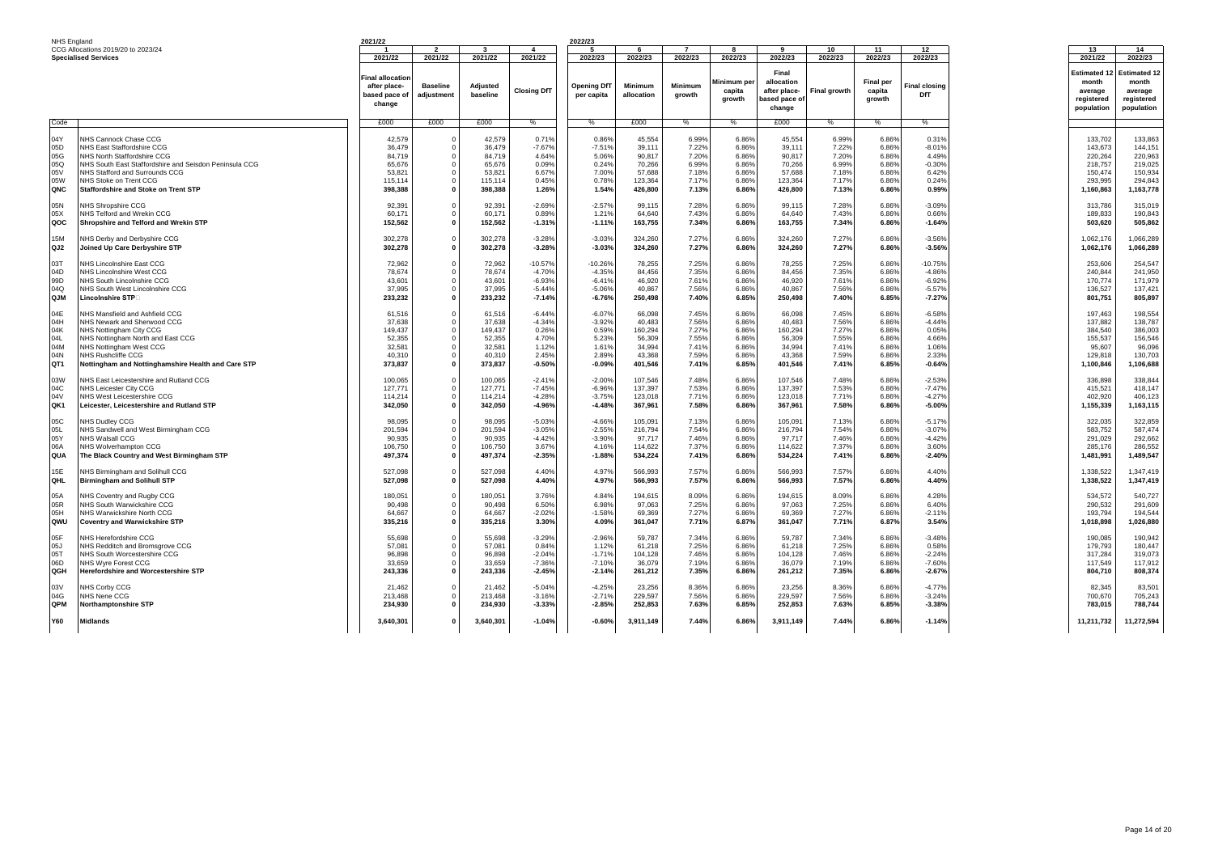NHS England
CCG Allocations 2019/20 to 2023/24
**Specialised Services**

| Code | | 1<br>2021/22<br>Final allocation after place-based pace of change | 2<br>2021/22<br>Baseline adjustment | 3<br>2021/22<br>Adjusted baseline | 4<br>2021/22<br>Closing DfT | 5<br>2022/23<br>Opening DfT per capita | 6<br>2022/23<br>Minimum allocation | 7<br>2022/23<br>Minimum growth | 8<br>2022/23<br>Minimum per capita growth | 9<br>2022/23<br>Final allocation after place-based pace of change | 10<br>2022/23<br>Final growth | 11<br>2022/23<br>Final per capita growth | 12<br>2022/23<br>Final closing DfT | 13<br>2021/22<br>Estimated 12 month average registered population | 14<br>2022/23<br>Estimated 12 month average registered population |
|---|---|---|---|---|---|---|---|---|---|---|---|---|---|---|---|
| | | £000 | £000 | £000 | % | % | £000 | % | % | £000 | % | % | % | | |
| 04Y | NHS Cannock Chase CCG | 42,579 | 0 | 42,579 | 0.71% | 0.86% | 45,554 | 6.99% | 6.86% | 45,554 | 6.99% | 6.86% | 0.31% | 133,702 | 133,863 |
| 05D | NHS East Staffordshire CCG | 36,479 | 0 | 36,479 | -7.67% | -7.51% | 39,111 | 7.22% | 6.86% | 39,111 | 7.22% | 6.86% | -8.01% | 143,673 | 144,151 |
| 05G | NHS North Staffordshire CCG | 84,719 | 0 | 84,719 | 4.64% | 5.06% | 90,817 | 7.20% | 6.86% | 90,817 | 7.20% | 6.86% | 4.49% | 220,264 | 220,963 |
| 05Q | NHS South East Staffordshire and Seisdon Peninsula CCG | 65,676 | 0 | 65,676 | 0.09% | 0.24% | 70,266 | 6.99% | 6.86% | 70,266 | 6.99% | 6.86% | -0.30% | 218,757 | 219,025 |
| 05V | NHS Stafford and Surrounds CCG | 53,821 | 0 | 53,821 | 6.67% | 7.00% | 57,688 | 7.18% | 6.86% | 57,688 | 7.18% | 6.86% | 6.42% | 150,474 | 150,934 |
| 05W | NHS Stoke on Trent CCG | 115,114 | 0 | 115,114 | 0.45% | 0.78% | 123,364 | 7.17% | 6.86% | 123,364 | 7.17% | 6.86% | 0.24% | 293,995 | 294,843 |
| **QNC** | **Staffordshire and Stoke on Trent STP** | **398,388** | **0** | **398,388** | **1.26%** | **1.54%** | **426,800** | **7.13%** | **6.86%** | **426,800** | **7.13%** | **6.86%** | **0.99%** | **1,160,863** | **1,163,778** |
| 05N | NHS Shropshire CCG | 92,391 | 0 | 92,391 | -2.69% | -2.57% | 99,115 | 7.28% | 6.86% | 99,115 | 7.28% | 6.86% | -3.09% | 313,786 | 315,019 |
| 05X | NHS Telford and Wrekin CCG | 60,171 | 0 | 60,171 | 0.89% | 1.21% | 64,640 | 7.43% | 6.86% | 64,640 | 7.43% | 6.86% | 0.66% | 189,833 | 190,843 |
| **QOC** | **Shropshire and Telford and Wrekin STP** | **152,562** | **0** | **152,562** | **-1.31%** | **-1.11%** | **163,755** | **7.34%** | **6.86%** | **163,755** | **7.34%** | **6.86%** | **-1.64%** | **503,620** | **505,862** |
| 15M | NHS Derby and Derbyshire CCG | 302,278 | 0 | 302,278 | -3.28% | -3.03% | 324,260 | 7.27% | 6.86% | 324,260 | 7.27% | 6.86% | -3.56% | 1,062,176 | 1,066,289 |
| **QJ2** | **Joined Up Care Derbyshire STP** | **302,278** | **0** | **302,278** | **-3.28%** | **-3.03%** | **324,260** | **7.27%** | **6.86%** | **324,260** | **7.27%** | **6.86%** | **-3.56%** | **1,062,176** | **1,066,289** |
| 03T | NHS Lincolnshire East CCG | 72,962 | 0 | 72,962 | -10.57% | -10.26% | 78,255 | 7.25% | 6.86% | 78,255 | 7.25% | 6.86% | -10.75% | 253,606 | 254,547 |
| 04D | NHS Lincolnshire West CCG | 78,674 | 0 | 78,674 | -4.70% | -4.35% | 84,456 | 7.35% | 6.86% | 84,456 | 7.35% | 6.86% | -4.86% | 240,844 | 241,950 |
| 99D | NHS South Lincolnshire CCG | 43,601 | 0 | 43,601 | -6.93% | -6.41% | 46,920 | 7.61% | 6.86% | 46,920 | 7.61% | 6.86% | -6.92% | 170,774 | 171,979 |
| 04Q | NHS South West Lincolnshire CCG | 37,995 | 0 | 37,995 | -5.44% | -5.06% | 40,867 | 7.56% | 6.86% | 40,867 | 7.56% | 6.86% | -5.57% | 136,527 | 137,421 |
| **QJM** | **Lincolnshire STP** | **233,232** | **0** | **233,232** | **-7.14%** | **-6.76%** | **250,498** | **7.40%** | **6.85%** | **250,498** | **7.40%** | **6.85%** | **-7.27%** | **801,751** | **805,897** |
| 04E | NHS Mansfield and Ashfield CCG | 61,516 | 0 | 61,516 | -6.44% | -6.07% | 66,098 | 7.45% | 6.86% | 66,098 | 7.45% | 6.86% | -6.58% | 197,463 | 198,554 |
| 04H | NHS Newark and Sherwood CCG | 37,638 | 0 | 37,638 | -4.34% | -3.92% | 40,483 | 7.56% | 6.86% | 40,483 | 7.56% | 6.86% | -4.44% | 137,882 | 138,787 |
| 04K | NHS Nottingham City CCG | 149,437 | 0 | 149,437 | 0.26% | 0.59% | 160,294 | 7.27% | 6.86% | 160,294 | 7.27% | 6.86% | 0.05% | 384,540 | 386,003 |
| 04L | NHS Nottingham North and East CCG | 52,355 | 0 | 52,355 | 4.70% | 5.23% | 56,309 | 7.55% | 6.86% | 56,309 | 7.55% | 6.86% | 4.66% | 155,537 | 156,546 |
| 04M | NHS Nottingham West CCG | 32,581 | 0 | 32,581 | 1.12% | 1.61% | 34,994 | 7.41% | 6.86% | 34,994 | 7.41% | 6.86% | 1.06% | 95,607 | 96,096 |
| 04N | NHS Rushcliffe CCG | 40,310 | 0 | 40,310 | 2.45% | 2.89% | 43,368 | 7.59% | 6.86% | 43,368 | 7.59% | 6.86% | 2.33% | 129,818 | 130,703 |
| **QT1** | **Nottingham and Nottinghamshire Health and Care STP** | **373,837** | **0** | **373,837** | **-0.50%** | **-0.09%** | **401,546** | **7.41%** | **6.85%** | **401,546** | **7.41%** | **6.85%** | **-0.64%** | **1,100,846** | **1,106,688** |
| 03W | NHS East Leicestershire and Rutland CCG | 100,065 | 0 | 100,065 | -2.41% | -2.00% | 107,546 | 7.48% | 6.86% | 107,546 | 7.48% | 6.86% | -2.53% | 336,898 | 338,844 |
| 04C | NHS Leicester City CCG | 127,771 | 0 | 127,771 | -7.45% | -6.96% | 137,397 | 7.53% | 6.86% | 137,397 | 7.53% | 6.86% | -7.47% | 415,521 | 418,147 |
| 04V | NHS West Leicestershire CCG | 114,214 | 0 | 114,214 | -4.28% | -3.75% | 123,018 | 7.71% | 6.86% | 123,018 | 7.71% | 6.86% | -4.27% | 402,920 | 406,123 |
| **QK1** | **Leicester, Leicestershire and Rutland STP** | **342,050** | **0** | **342,050** | **-4.96%** | **-4.48%** | **367,961** | **7.58%** | **6.86%** | **367,961** | **7.58%** | **6.86%** | **-5.00%** | **1,155,339** | **1,163,115** |
| 05C | NHS Dudley CCG | 98,095 | 0 | 98,095 | -5.03% | -4.66% | 105,091 | 7.13% | 6.86% | 105,091 | 7.13% | 6.86% | -5.17% | 322,035 | 322,859 |
| 05L | NHS Sandwell and West Birmingham CCG | 201,594 | 0 | 201,594 | -3.05% | -2.55% | 216,794 | 7.54% | 6.86% | 216,794 | 7.54% | 6.86% | -3.07% | 583,752 | 587,474 |
| 05Y | NHS Walsall CCG | 90,935 | 0 | 90,935 | -4.42% | -3.90% | 97,717 | 7.46% | 6.86% | 97,717 | 7.46% | 6.86% | -4.42% | 291,029 | 292,662 |
| 06A | NHS Wolverhampton CCG | 106,750 | 0 | 106,750 | 3.67% | 4.16% | 114,622 | 7.37% | 6.86% | 114,622 | 7.37% | 6.86% | 3.60% | 285,176 | 286,552 |
| **QUA** | **The Black Country and West Birmingham STP** | **497,374** | **0** | **497,374** | **-2.35%** | **-1.88%** | **534,224** | **7.41%** | **6.86%** | **534,224** | **7.41%** | **6.86%** | **-2.40%** | **1,481,991** | **1,489,547** |
| 15E | NHS Birmingham and Solihull CCG | 527,098 | 0 | 527,098 | 4.40% | 4.97% | 566,993 | 7.57% | 6.86% | 566,993 | 7.57% | 6.86% | 4.40% | 1,338,522 | 1,347,419 |
| **QHL** | **Birmingham and Solihull STP** | **527,098** | **0** | **527,098** | **4.40%** | **4.97%** | **566,993** | **7.57%** | **6.86%** | **566,993** | **7.57%** | **6.86%** | **4.40%** | **1,338,522** | **1,347,419** |
| 05A | NHS Coventry and Rugby CCG | 180,051 | 0 | 180,051 | 3.76% | 4.84% | 194,615 | 8.09% | 6.86% | 194,615 | 8.09% | 6.86% | 4.28% | 534,572 | 540,727 |
| 05R | NHS South Warwickshire CCG | 90,498 | 0 | 90,498 | 6.50% | 6.98% | 97,063 | 7.25% | 6.86% | 97,063 | 7.25% | 6.86% | 6.40% | 290,532 | 291,609 |
| 05H | NHS Warwickshire North CCG | 64,667 | 0 | 64,667 | -2.02% | -1.58% | 69,369 | 7.27% | 6.86% | 69,369 | 7.27% | 6.86% | -2.11% | 193,794 | 194,544 |
| **QWU** | **Coventry and Warwickshire STP** | **335,216** | **0** | **335,216** | **3.30%** | **4.09%** | **361,047** | **7.71%** | **6.87%** | **361,047** | **7.71%** | **6.87%** | **3.54%** | **1,018,898** | **1,026,880** |
| 05F | NHS Herefordshire CCG | 55,698 | 0 | 55,698 | -3.29% | -2.96% | 59,787 | 7.34% | 6.86% | 59,787 | 7.34% | 6.86% | -3.48% | 190,085 | 190,942 |
| 05J | NHS Redditch and Bromsgrove CCG | 57,081 | 0 | 57,081 | 0.84% | 1.12% | 61,218 | 7.25% | 6.86% | 61,218 | 7.25% | 6.86% | 0.58% | 179,793 | 180,447 |
| 05T | NHS South Worcestershire CCG | 96,898 | 0 | 96,898 | -2.04% | -1.71% | 104,128 | 7.46% | 6.86% | 104,128 | 7.46% | 6.86% | -2.24% | 317,284 | 319,073 |
| 06D | NHS Wyre Forest CCG | 33,659 | 0 | 33,659 | -7.36% | -7.10% | 36,079 | 7.19% | 6.86% | 36,079 | 7.19% | 6.86% | -7.60% | 117,549 | 117,912 |
| **QGH** | **Herefordshire and Worcestershire STP** | **243,336** | **0** | **243,336** | **-2.45%** | **-2.14%** | **261,212** | **7.35%** | **6.86%** | **261,212** | **7.35%** | **6.86%** | **-2.67%** | **804,710** | **808,374** |
| 03V | NHS Corby CCG | 21,462 | 0 | 21,462 | -5.04% | -4.25% | 23,256 | 8.36% | 6.86% | 23,256 | 8.36% | 6.86% | -4.77% | 82,345 | 83,501 |
| 04G | NHS Nene CCG | 213,468 | 0 | 213,468 | -3.16% | -2.71% | 229,597 | 7.56% | 6.86% | 229,597 | 7.56% | 6.86% | -3.24% | 700,670 | 705,243 |
| **QPM** | **Northamptonshire STP** | **234,930** | **0** | **234,930** | **-3.33%** | **-2.85%** | **252,853** | **7.63%** | **6.85%** | **252,853** | **7.63%** | **6.85%** | **-3.38%** | **783,015** | **788,744** |
| **Y60** | **Midlands** | **3,640,301** | **0** | **3,640,301** | **-1.04%** | **-0.60%** | **3,911,149** | **7.44%** | **6.86%** | **3,911,149** | **7.44%** | **6.86%** | **-1.14%** | **11,211,732** | **11,272,594** |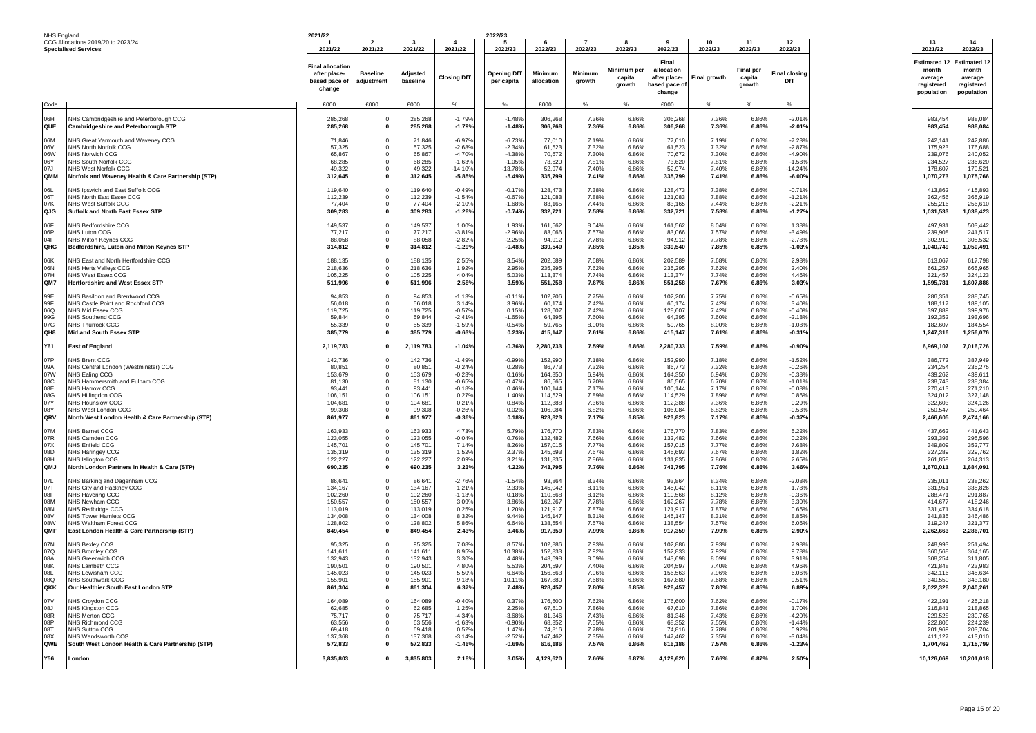NHS England

CCG Allocations 2019/20 to 2023/24

**Specialised Services**

| Code | | 2021/22 1 2021/22 Final allocation after place-based pace of change | 2 2021/22 Baseline adjustment | 3 2021/22 Adjusted baseline | 4 2021/22 Closing DfT | 2022/23 5 2022/23 Opening DfT per capita | 6 2022/23 Minimum allocation | 7 2022/23 Minimum growth | 8 2022/23 Minimum per capita growth | 9 2022/23 Final allocation after place-based pace of change | 10 2022/23 Final growth | 11 2022/23 Final per capita growth | 12 2022/23 Final closing DfT | 13 2021/22 Estimated 12 month average registered population | 14 2022/23 Estimated 12 month average registered population |
|---|---|---|---|---|---|---|---|---|---|---|---|---|---|---|---|
| | | £000 | £000 | £000 | % | % | £000 | % | % | £000 | % | % | % | | |
| 06H | NHS Cambridgeshire and Peterborough CCG | 285,268 | 0 | 285,268 | -1.79% | -1.48% | 306,268 | 7.36% | 6.86% | 306,268 | 7.36% | 6.86% | -2.01% | 983,454 | 988,084 |
| QUE | **Cambridgeshire and Peterborough STP** | **285,268** | **0** | **285,268** | **-1.79%** | **-1.48%** | **306,268** | **7.36%** | **6.86%** | **306,268** | **7.36%** | **6.86%** | **-2.01%** | **983,454** | **988,084** |
| 06M | NHS Great Yarmouth and Waveney CCG | 71,846 | 0 | 71,846 | -6.97% | -6.73% | 77,010 | 7.19% | 6.86% | 77,010 | 7.19% | 6.86% | -7.23% | 242,141 | 242,886 |
| 06V | NHS North Norfolk CCG | 57,325 | 0 | 57,325 | -2.68% | -2.34% | 61,523 | 7.32% | 6.86% | 61,523 | 7.32% | 6.86% | -2.87% | 175,923 | 176,688 |
| 06W | NHS Norwich CCG | 65,867 | 0 | 65,867 | -4.70% | -4.38% | 70,672 | 7.30% | 6.86% | 70,672 | 7.30% | 6.86% | -4.90% | 239,076 | 240,052 |
| 06Y | NHS South Norfolk CCG | 68,285 | 0 | 68,285 | -1.63% | -1.05% | 73,620 | 7.81% | 6.86% | 73,620 | 7.81% | 6.86% | -1.58% | 234,527 | 236,620 |
| 07J | NHS West Norfolk CCG | 49,322 | 0 | 49,322 | -14.10% | -13.78% | 52,974 | 7.40% | 6.86% | 52,974 | 7.40% | 6.86% | -14.24% | 178,607 | 179,521 |
| QMM | **Norfolk and Waveney Health & Care Partnership (STP)** | **312,645** | **0** | **312,645** | **-5.85%** | **-5.49%** | **335,799** | **7.41%** | **6.86%** | **335,799** | **7.41%** | **6.86%** | **-6.00%** | **1,070,273** | **1,075,766** |
| 06L | NHS Ipswich and East Suffolk CCG | 119,640 | 0 | 119,640 | -0.49% | -0.17% | 128,473 | 7.38% | 6.86% | 128,473 | 7.38% | 6.86% | -0.71% | 413,862 | 415,893 |
| 06T | NHS North East Essex CCG | 112,239 | 0 | 112,239 | -1.54% | -0.67% | 121,083 | 7.88% | 6.86% | 121,083 | 7.88% | 6.86% | -1.21% | 362,456 | 365,919 |
| 07K | NHS West Suffolk CCG | 77,404 | 0 | 77,404 | -2.10% | -1.68% | 83,165 | 7.44% | 6.86% | 83,165 | 7.44% | 6.86% | -2.21% | 255,216 | 256,610 |
| QJG | **Suffolk and North East Essex STP** | **309,283** | **0** | **309,283** | **-1.28%** | **-0.74%** | **332,721** | **7.58%** | **6.86%** | **332,721** | **7.58%** | **6.86%** | **-1.27%** | **1,031,533** | **1,038,423** |
| 06F | NHS Bedfordshire CCG | 149,537 | 0 | 149,537 | 1.00% | 1.93% | 161,562 | 8.04% | 6.86% | 161,562 | 8.04% | 6.86% | 1.38% | 497,931 | 503,442 |
| 06P | NHS Luton CCG | 77,217 | 0 | 77,217 | -3.81% | -2.96% | 83,066 | 7.57% | 6.86% | 83,066 | 7.57% | 6.86% | -3.49% | 239,908 | 241,517 |
| 04F | NHS Milton Keynes CCG | 88,058 | 0 | 88,058 | -2.82% | -2.25% | 94,912 | 7.78% | 6.86% | 94,912 | 7.78% | 6.86% | -2.78% | 302,910 | 305,532 |
| QHG | **Bedfordshire, Luton and Milton Keynes STP** | **314,812** | **0** | **314,812** | **-1.29%** | **-0.48%** | **339,540** | **7.85%** | **6.85%** | **339,540** | **7.85%** | **6.85%** | **-1.03%** | **1,040,749** | **1,050,491** |
| 06K | NHS East and North Hertfordshire CCG | 188,135 | 0 | 188,135 | 2.55% | 3.54% | 202,589 | 7.68% | 6.86% | 202,589 | 7.68% | 6.86% | 2.98% | 613,067 | 617,798 |
| 06N | NHS Herts Valleys CCG | 218,636 | 0 | 218,636 | 1.92% | 2.95% | 235,295 | 7.62% | 6.86% | 235,295 | 7.62% | 6.86% | 2.40% | 661,257 | 665,965 |
| 07H | NHS West Essex CCG | 105,225 | 0 | 105,225 | 4.04% | 5.03% | 113,374 | 7.74% | 6.86% | 113,374 | 7.74% | 6.86% | 4.46% | 321,457 | 324,123 |
| QM7 | **Hertfordshire and West Essex STP** | **511,996** | **0** | **511,996** | **2.58%** | **3.59%** | **551,258** | **7.67%** | **6.86%** | **551,258** | **7.67%** | **6.86%** | **3.03%** | **1,595,781** | **1,607,886** |
| 99E | NHS Basildon and Brentwood CCG | 94,853 | 0 | 94,853 | -1.13% | -0.11% | 102,206 | 7.75% | 6.86% | 102,206 | 7.75% | 6.86% | -0.65% | 286,351 | 288,745 |
| 99F | NHS Castle Point and Rochford CCG | 56,018 | 0 | 56,018 | 3.14% | 3.96% | 60,174 | 7.42% | 6.86% | 60,174 | 7.42% | 6.86% | 3.40% | 188,117 | 189,105 |
| 06Q | NHS Mid Essex CCG | 119,725 | 0 | 119,725 | -0.57% | 0.15% | 128,607 | 7.42% | 6.86% | 128,607 | 7.42% | 6.86% | -0.40% | 397,889 | 399,976 |
| 99G | NHS Southend CCG | 59,844 | 0 | 59,844 | -2.41% | -1.65% | 64,395 | 7.60% | 6.86% | 64,395 | 7.60% | 6.86% | -2.18% | 192,352 | 193,696 |
| 07G | NHS Thurrock CCG | 55,339 | 0 | 55,339 | -1.59% | -0.54% | 59,765 | 8.00% | 6.86% | 59,765 | 8.00% | 6.86% | -1.08% | 182,607 | 184,554 |
| QH8 | **Mid and South Essex STP** | **385,779** | **0** | **385,779** | **-0.63%** | **0.23%** | **415,147** | **7.61%** | **6.86%** | **415,147** | **7.61%** | **6.86%** | **-0.31%** | **1,247,316** | **1,256,076** |
| Y61 | **East of England** | **2,119,783** | **0** | **2,119,783** | **-1.04%** | **-0.36%** | **2,280,733** | **7.59%** | **6.86%** | **2,280,733** | **7.59%** | **6.86%** | **-0.90%** | **6,969,107** | **7,016,726** |
| 07P | NHS Brent CCG | 142,736 | 0 | 142,736 | -1.49% | -0.99% | 152,990 | 7.18% | 6.86% | 152,990 | 7.18% | 6.86% | -1.52% | 386,772 | 387,949 |
| 09A | NHS Central London (Westminster) CCG | 80,851 | 0 | 80,851 | -0.24% | 0.28% | 86,773 | 7.32% | 6.86% | 86,773 | 7.32% | 6.86% | -0.26% | 234,254 | 235,275 |
| 07W | NHS Ealing CCG | 153,679 | 0 | 153,679 | -0.23% | 0.16% | 164,350 | 6.94% | 6.86% | 164,350 | 6.94% | 6.86% | -0.38% | 439,262 | 439,611 |
| 08C | NHS Hammersmith and Fulham CCG | 81,130 | 0 | 81,130 | -0.65% | -0.47% | 86,565 | 6.70% | 6.86% | 86,565 | 6.70% | 6.86% | -1.01% | 238,743 | 238,384 |
| 08E | NHS Harrow CCG | 93,441 | 0 | 93,441 | -0.18% | 0.46% | 100,144 | 7.17% | 6.86% | 100,144 | 7.17% | 6.86% | -0.08% | 270,413 | 271,210 |
| 08G | NHS Hillingdon CCG | 106,151 | 0 | 106,151 | 0.27% | 1.40% | 114,529 | 7.89% | 6.86% | 114,529 | 7.89% | 6.86% | 0.86% | 324,012 | 327,148 |
| 07Y | NHS Hounslow CCG | 104,681 | 0 | 104,681 | 0.21% | 0.84% | 112,388 | 7.36% | 6.86% | 112,388 | 7.36% | 6.86% | 0.29% | 322,603 | 324,126 |
| 08Y | NHS West London CCG | 99,308 | 0 | 99,308 | -0.26% | 0.02% | 106,084 | 6.82% | 6.86% | 106,084 | 6.82% | 6.86% | -0.53% | 250,547 | 250,464 |
| QRV | **North West London Health & Care Partnership (STP)** | **861,977** | **0** | **861,977** | **-0.36%** | **0.18%** | **923,823** | **7.17%** | **6.85%** | **923,823** | **7.17%** | **6.85%** | **-0.37%** | **2,466,605** | **2,474,166** |
| 07M | NHS Barnet CCG | 163,933 | 0 | 163,933 | 4.73% | 5.79% | 176,770 | 7.83% | 6.86% | 176,770 | 7.83% | 6.86% | 5.22% | 437,662 | 441,643 |
| 07R | NHS Camden CCG | 123,055 | 0 | 123,055 | -0.04% | 0.76% | 132,482 | 7.66% | 6.86% | 132,482 | 7.66% | 6.86% | 0.22% | 293,393 | 295,596 |
| 07X | NHS Enfield CCG | 145,701 | 0 | 145,701 | 7.14% | 8.26% | 157,015 | 7.77% | 6.86% | 157,015 | 7.77% | 6.86% | 7.68% | 349,809 | 352,777 |
| 08D | NHS Haringey CCG | 135,319 | 0 | 135,319 | 1.52% | 2.37% | 145,693 | 7.67% | 6.86% | 145,693 | 7.67% | 6.86% | 1.82% | 327,289 | 329,762 |
| 08H | NHS Islington CCG | 122,227 | 0 | 122,227 | 2.09% | 3.21% | 131,835 | 7.86% | 6.86% | 131,835 | 7.86% | 6.86% | 2.65% | 261,858 | 264,313 |
| QMJ | **North London Partners in Health & Care (STP)** | **690,235** | **0** | **690,235** | **3.23%** | **4.22%** | **743,795** | **7.76%** | **6.86%** | **743,795** | **7.76%** | **6.86%** | **3.66%** | **1,670,011** | **1,684,091** |
| 07L | NHS Barking and Dagenham CCG | 86,641 | 0 | 86,641 | -2.76% | -1.54% | 93,864 | 8.34% | 6.86% | 93,864 | 8.34% | 6.86% | -2.08% | 235,011 | 238,262 |
| 07T | NHS City and Hackney CCG | 134,167 | 0 | 134,167 | 1.21% | 2.33% | 145,042 | 8.11% | 6.86% | 145,042 | 8.11% | 6.86% | 1.78% | 331,951 | 335,826 |
| 08F | NHS Havering CCG | 102,260 | 0 | 102,260 | -1.13% | 0.18% | 110,568 | 8.12% | 6.86% | 110,568 | 8.12% | 6.86% | -0.36% | 288,471 | 291,887 |
| 08M | NHS Newham CCG | 150,557 | 0 | 150,557 | 3.09% | 3.86% | 162,267 | 7.78% | 6.86% | 162,267 | 7.78% | 6.86% | 3.30% | 414,677 | 418,246 |
| 08N | NHS Redbridge CCG | 113,019 | 0 | 113,019 | 0.25% | 1.20% | 121,917 | 7.87% | 6.86% | 121,917 | 7.87% | 6.86% | 0.65% | 331,471 | 334,618 |
| 08V | NHS Tower Hamlets CCG | 134,008 | 0 | 134,008 | 8.32% | 9.44% | 145,147 | 8.31% | 6.86% | 145,147 | 8.31% | 6.86% | 8.85% | 341,835 | 346,486 |
| 08W | NHS Waltham Forest CCG | 128,802 | 0 | 128,802 | 5.86% | 6.64% | 138,554 | 7.57% | 6.86% | 138,554 | 7.57% | 6.86% | 6.06% | 319,247 | 321,377 |
| QMF | **East London Health & Care Partnership (STP)** | **849,454** | **0** | **849,454** | **2.43%** | **3.46%** | **917,359** | **7.99%** | **6.86%** | **917,359** | **7.99%** | **6.86%** | **2.90%** | **2,262,663** | **2,286,701** |
| 07N | NHS Bexley CCG | 95,325 | 0 | 95,325 | 7.08% | 8.57% | 102,886 | 7.93% | 6.86% | 102,886 | 7.93% | 6.86% | 7.98% | 248,993 | 251,494 |
| 07Q | NHS Bromley CCG | 141,611 | 0 | 141,611 | 8.95% | 10.38% | 152,833 | 7.92% | 6.86% | 152,833 | 7.92% | 6.86% | 9.78% | 360,568 | 364,165 |
| 08A | NHS Greenwich CCG | 132,943 | 0 | 132,943 | 3.30% | 4.48% | 143,698 | 8.09% | 6.86% | 143,698 | 8.09% | 6.86% | 3.91% | 308,254 | 311,805 |
| 08K | NHS Lambeth CCG | 190,501 | 0 | 190,501 | 4.80% | 5.53% | 204,597 | 7.40% | 6.86% | 204,597 | 7.40% | 6.86% | 4.96% | 421,848 | 423,983 |
| 08L | NHS Lewisham CCG | 145,023 | 0 | 145,023 | 5.50% | 6.64% | 156,563 | 7.96% | 6.86% | 156,563 | 7.96% | 6.86% | 6.06% | 342,116 | 345,634 |
| 08Q | NHS Southwark CCG | 155,901 | 0 | 155,901 | 9.18% | 10.11% | 167,880 | 7.68% | 6.86% | 167,880 | 7.68% | 6.86% | 9.51% | 340,550 | 343,180 |
| QKK | **Our Healthier South East London STP** | **861,304** | **0** | **861,304** | **6.37%** | **7.48%** | **928,457** | **7.80%** | **6.85%** | **928,457** | **7.80%** | **6.85%** | **6.89%** | **2,022,328** | **2,040,261** |
| 07V | NHS Croydon CCG | 164,089 | 0 | 164,089 | -0.40% | 0.37% | 176,600 | 7.62% | 6.86% | 176,600 | 7.62% | 6.86% | -0.17% | 422,191 | 425,218 |
| 08J | NHS Kingston CCG | 62,685 | 0 | 62,685 | 1.25% | 2.25% | 67,610 | 7.86% | 6.86% | 67,610 | 7.86% | 6.86% | 1.70% | 216,841 | 218,865 |
| 08R | NHS Merton CCG | 75,717 | 0 | 75,717 | -4.34% | -3.68% | 81,346 | 7.43% | 6.86% | 81,346 | 7.43% | 6.86% | -4.20% | 229,528 | 230,765 |
| 08P | NHS Richmond CCG | 63,556 | 0 | 63,556 | -1.63% | -0.90% | 68,352 | 7.55% | 6.86% | 68,352 | 7.55% | 6.86% | -1.44% | 222,806 | 224,239 |
| 08T | NHS Sutton CCG | 69,418 | 0 | 69,418 | 0.52% | 1.47% | 74,816 | 7.78% | 6.86% | 74,816 | 7.78% | 6.86% | 0.92% | 201,969 | 203,704 |
| 08X | NHS Wandsworth CCG | 137,368 | 0 | 137,368 | -3.14% | -2.52% | 147,462 | 7.35% | 6.86% | 147,462 | 7.35% | 6.86% | -3.01% | 411,127 | 413,010 |
| QWE | **South West London Health & Care Partnership (STP)** | **572,833** | **0** | **572,833** | **-1.46%** | **-0.69%** | **616,186** | **7.57%** | **6.86%** | **616,186** | **7.57%** | **6.86%** | **-1.23%** | **1,704,462** | **1,715,799** |
| Y56 | **London** | **3,835,803** | **0** | **3,835,803** | **2.18%** | **3.05%** | **4,129,620** | **7.66%** | **6.87%** | **4,129,620** | **7.66%** | **6.87%** | **2.50%** | **10,126,069** | **10,201,018** |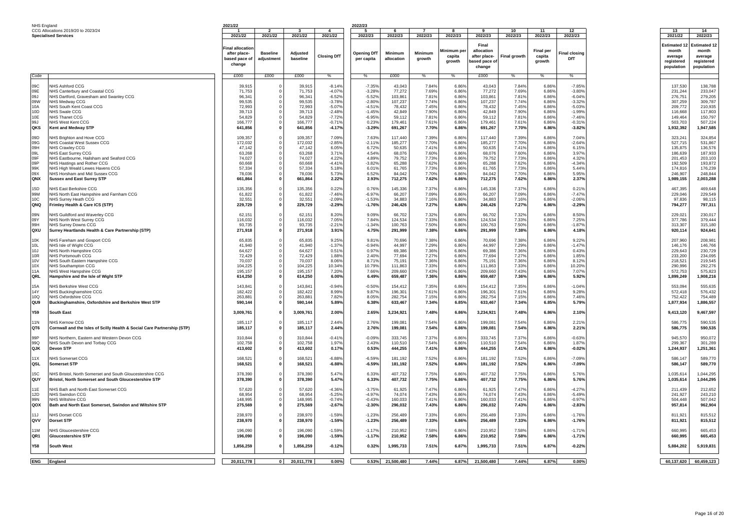NHS England
CCG Allocations 2019/20 to 2023/24
**Specialised Services**

| | | 2021/22 | | | | 2022/23 | | | | | | | | | |
|---|---|---|---|---|---|---|---|---|---|---|---|---|---|---|---|
| | | 1 | 2 | 3 | 4 | 5 | 6 | 7 | 8 | 9 | 10 | 11 | 12 | 13 | 14 |
| | | 2021/22 | 2021/22 | 2021/22 | 2021/22 | 2022/23 | 2022/23 | 2022/23 | 2022/23 | 2022/23 | 2022/23 | 2022/23 | 2022/23 | 2021/22 | 2022/23 |
| | | Final allocation after place-based pace of change | Baseline adjustment | Adjusted baseline | Closing DfT | Opening DfT per capita | Minimum allocation | Minimum growth | Minimum per capita growth | Final allocation after place-based pace of change | Final growth | Final per capita growth | Final closing DfT | Estimated 12 month average registered population | Estimated 12 month average registered population |
| Code | | £000 | £000 | £000 | % | % | £000 | % | % | £000 | % | % | % | | |
| 09C | NHS Ashford CCG | 39,915 | 0 | 39,915 | -8.14% | -7.35% | 43,043 | 7.84% | 6.86% | 43,043 | 7.84% | 6.86% | -7.85% | 137,530 | 138,788 |
| 09E | NHS Canterbury and Coastal CCG | 71,753 | 0 | 71,753 | -4.07% | -3.28% | 77,272 | 7.69% | 6.86% | 77,272 | 7.69% | 6.86% | -3.80% | 231,244 | 233,047 |
| 09J | NHS Dartford, Gravesham and Swanley CCG | 96,341 | 0 | 96,341 | -6.52% | -5.52% | 103,861 | 7.81% | 6.86% | 103,861 | 7.81% | 6.86% | -6.04% | 276,751 | 279,205 |
| 09W | NHS Medway CCG | 99,535 | 0 | 99,535 | -3.78% | -2.80% | 107,237 | 7.74% | 6.86% | 107,237 | 7.74% | 6.86% | -3.32% | 307,259 | 309,787 |
| 10A | NHS South Kent Coast CCG | 72,993 | 0 | 72,993 | -5.07% | -4.51% | 78,432 | 7.45% | 6.86% | 78,432 | 7.45% | 6.86% | -5.03% | 209,772 | 210,935 |
| 10D | NHS Swale CCG | 39,713 | 0 | 39,713 | -2.48% | -1.45% | 42,849 | 7.90% | 6.86% | 42,849 | 7.90% | 6.86% | -1.99% | 116,668 | 117,803 |
| 10E | NHS Thanet CCG | 54,829 | 0 | 54,829 | -7.72% | -6.95% | 59,112 | 7.81% | 6.86% | 59,112 | 7.81% | 6.86% | -7.46% | 149,464 | 150,797 |
| 99J | NHS West Kent CCG | 166,777 | 0 | 166,777 | -0.71% | 0.23% | 179,461 | 7.61% | 6.86% | 179,461 | 7.61% | 6.86% | -0.31% | 503,703 | 507,224 |
| **QKS** | **Kent and Medway STP** | **641,856** | **0** | **641,856** | **-4.17%** | **-3.29%** | **691,267** | **7.70%** | **6.86%** | **691,267** | **7.70%** | **6.86%** | **-3.82%** | **1,932,392** | **1,947,585** |
| 09D | NHS Brighton and Hove CCG | 109,357 | 0 | 109,357 | 7.09% | 7.63% | 117,440 | 7.39% | 6.86% | 117,440 | 7.39% | 6.86% | 7.04% | 323,241 | 324,854 |
| 09G | NHS Coastal West Sussex CCG | 172,032 | 0 | 172,032 | -2.85% | -2.11% | 185,277 | 7.70% | 6.86% | 185,277 | 7.70% | 6.86% | -2.64% | 527,715 | 531,867 |
| 09H | NHS Crawley CCG | 47,142 | 0 | 47,142 | 6.05% | 6.72% | 50,635 | 7.41% | 6.86% | 50,635 | 7.41% | 6.86% | 6.15% | 135,875 | 136,576 |
| 09L | NHS East Surrey CCG | 63,268 | 0 | 63,268 | 3.71% | 4.54% | 68,076 | 7.60% | 6.86% | 68,076 | 7.60% | 6.86% | 3.97% | 186,639 | 187,933 |
| 09F | NHS Eastbourne, Hailsham and Seaford CCG | 74,027 | 0 | 74,027 | 4.22% | 4.89% | 79,752 | 7.73% | 6.86% | 79,752 | 7.73% | 6.86% | 4.32% | 201,453 | 203,103 |
| 09P | NHS Hastings and Rother CCG | 60,668 | 0 | 60,668 | -4.41% | -3.82% | 65,288 | 7.62% | 6.86% | 65,288 | 7.62% | 6.86% | -4.34% | 192,509 | 193,872 |
| 99K | NHS High Weald Lewes Havens CCG | 57,334 | 0 | 57,334 | 5.18% | 6.01% | 61,765 | 7.73% | 6.86% | 61,765 | 7.73% | 6.86% | 5.44% | 174,816 | 176,239 |
| 09X | NHS Horsham and Mid Sussex CCG | 78,036 | 0 | 78,036 | 5.73% | 6.52% | 84,042 | 7.70% | 6.86% | 84,042 | 7.70% | 6.86% | 5.95% | 246,907 | 248,844 |
| **QNX** | **Sussex and East Surrey STP** | **661,864** | **0** | **661,864** | **2.22%** | **2.93%** | **712,275** | **7.62%** | **6.86%** | **712,275** | **7.62%** | **6.86%** | **2.37%** | **1,989,155** | **2,003,288** |
| 15D | NHS East Berkshire CCG | 135,356 | 0 | 135,356 | 0.22% | 0.76% | 145,336 | 7.37% | 6.86% | 145,336 | 7.37% | 6.86% | 0.21% | 467,395 | 469,648 |
| 99M | NHS North East Hampshire and Farnham CCG | 61,822 | 0 | 61,822 | -7.46% | -6.97% | 66,207 | 7.09% | 6.86% | 66,207 | 7.09% | 6.86% | -7.47% | 229,046 | 229,549 |
| 10C | NHS Surrey Heath CCG | 32,551 | 0 | 32,551 | -2.09% | -1.53% | 34,883 | 7.16% | 6.86% | 34,883 | 7.16% | 6.86% | -2.06% | 97,836 | 98,115 |
| **QNQ** | **Frimley Health & Care ICS (STP)** | **229,729** | **0** | **229,729** | **-2.29%** | **-1.76%** | **246,426** | **7.27%** | **6.86%** | **246,426** | **7.27%** | **6.86%** | **-2.29%** | **794,277** | **797,311** |
| 09N | NHS Guildford and Waverley CCG | 62,151 | 0 | 62,151 | 8.20% | 9.09% | 66,702 | 7.32% | 6.86% | 66,702 | 7.32% | 6.86% | 8.50% | 229,021 | 230,017 |
| 09Y | NHS North West Surrey CCG | 116,032 | 0 | 116,032 | 7.05% | 7.84% | 124,534 | 7.33% | 6.86% | 124,534 | 7.33% | 6.86% | 7.25% | 377,786 | 379,444 |
| 99H | NHS Surrey Downs CCG | 93,735 | 0 | 93,735 | -2.21% | -1.34% | 100,763 | 7.50% | 6.86% | 100,763 | 7.50% | 6.86% | -1.87% | 313,307 | 315,180 |
| **QXU** | **Surrey Heartlands Health & Care Partnership (STP)** | **271,918** | **0** | **271,918** | **3.91%** | **4.75%** | **291,999** | **7.38%** | **6.86%** | **291,999** | **7.38%** | **6.86%** | **4.18%** | **920,114** | **924,641** |
| 10K | NHS Fareham and Gosport CCG | 65,835 | 0 | 65,835 | 9.25% | 9.81% | 70,696 | 7.38% | 6.86% | 70,696 | 7.38% | 6.86% | 9.22% | 207,960 | 208,981 |
| 10L | NHS Isle of Wight CCG | 41,940 | 0 | 41,940 | -1.37% | -0.94% | 44,997 | 7.29% | 6.86% | 44,997 | 7.29% | 6.86% | -1.47% | 146,176 | 146,766 |
| 10J | NHS North Hampshire CCG | 64,627 | 0 | 64,627 | 0.51% | 0.97% | 69,386 | 7.36% | 6.86% | 69,386 | 7.36% | 6.86% | 0.43% | 229,643 | 230,729 |
| 10R | NHS Portsmouth CCG | 72,429 | 0 | 72,429 | 1.88% | 2.40% | 77,694 | 7.27% | 6.86% | 77,694 | 7.27% | 6.86% | 1.85% | 233,200 | 234,095 |
| 10V | NHS South Eastern Hampshire CCG | 70,037 | 0 | 70,037 | 8.06% | 8.71% | 75,191 | 7.36% | 6.86% | 75,191 | 7.36% | 6.86% | 8.12% | 218,521 | 219,545 |
| 10X | NHS Southampton CCG | 104,225 | 0 | 104,225 | 10.34% | 10.79% | 111,863 | 7.33% | 6.86% | 111,863 | 7.33% | 6.86% | 10.20% | 290,996 | 292,276 |
| 11A | NHS West Hampshire CCG | 195,157 | 0 | 195,157 | 7.20% | 7.66% | 209,660 | 7.43% | 6.86% | 209,660 | 7.43% | 6.86% | 7.07% | 572,753 | 575,823 |
| **QRL** | **Hampshire and the Isle of Wight STP** | **614,250** | **0** | **614,250** | **6.00%** | **6.49%** | **659,487** | **7.36%** | **6.86%** | **659,487** | **7.36%** | **6.86%** | **5.92%** | **1,899,249** | **1,908,216** |
| 15A | NHS Berkshire West CCG | 143,841 | 0 | 143,841 | -0.94% | -0.50% | 154,412 | 7.35% | 6.86% | 154,412 | 7.35% | 6.86% | -1.04% | 553,094 | 555,635 |
| 14Y | NHS Buckinghamshire CCG | 182,422 | 0 | 182,422 | 8.99% | 9.87% | 196,301 | 7.61% | 6.86% | 196,301 | 7.61% | 6.86% | 9.28% | 572,418 | 576,432 |
| 10Q | NHS Oxfordshire CCG | 263,881 | 0 | 263,881 | 7.82% | 8.05% | 282,754 | 7.15% | 6.86% | 282,754 | 7.15% | 6.86% | 7.46% | 752,422 | 754,489 |
| **QU9** | **Buckinghamshire, Oxfordshire and Berkshire West STP** | **590,144** | **0** | **590,144** | **5.89%** | **6.38%** | **633,467** | **7.34%** | **6.85%** | **633,467** | **7.34%** | **6.85%** | **5.79%** | **1,877,934** | **1,886,557** |
| **Y59** | **South East** | **3,009,761** | **0** | **3,009,761** | **2.00%** | **2.65%** | **3,234,921** | **7.48%** | **6.86%** | **3,234,921** | **7.48%** | **6.86%** | **2.10%** | **9,413,120** | **9,467,597** |
| 11N | NHS Kernow CCG | 185,117 | 0 | 185,117 | 2.44% | 2.76% | 199,081 | 7.54% | 6.86% | 199,081 | 7.54% | 6.86% | 2.21% | 586,775 | 590,535 |
| **QT6** | **Cornwall and the Isles of Scilly Health & Social Care Partnership (STP)** | **185,117** | **0** | **185,117** | **2.44%** | **2.76%** | **199,081** | **7.54%** | **6.86%** | **199,081** | **7.54%** | **6.86%** | **2.21%** | **586,775** | **590,535** |
| 99P | NHS Northern, Eastern and Western Devon CCG | 310,844 | 0 | 310,844 | -0.41% | -0.09% | 333,745 | 7.37% | 6.86% | 333,745 | 7.37% | 6.86% | -0.63% | 945,570 | 950,072 |
| 99Q | NHS South Devon and Torbay CCG | 102,758 | 0 | 102,758 | 1.97% | 2.43% | 110,510 | 7.54% | 6.86% | 110,510 | 7.54% | 6.86% | 1.87% | 299,367 | 301,289 |
| **QJK** | **Devon STP** | **413,602** | **0** | **413,602** | **0.17%** | **0.53%** | **444,255** | **7.41%** | **6.86%** | **444,255** | **7.41%** | **6.86%** | **-0.02%** | **1,244,937** | **1,251,361** |
| 11X | NHS Somerset CCG | 168,521 | 0 | 168,521 | -6.88% | -6.59% | 181,192 | 7.52% | 6.86% | 181,192 | 7.52% | 6.86% | -7.09% | 586,147 | 589,770 |
| **QSL** | **Somerset STP** | **168,521** | **0** | **168,521** | **-6.88%** | **-6.59%** | **181,192** | **7.52%** | **6.86%** | **181,192** | **7.52%** | **6.86%** | **-7.09%** | **586,147** | **589,770** |
| 15C | NHS Bristol, North Somerset and South Gloucestershire CCG | 378,390 | 0 | 378,390 | 5.47% | 6.33% | 407,732 | 7.75% | 6.86% | 407,732 | 7.75% | 6.86% | 5.76% | 1,035,614 | 1,044,295 |
| **QUY** | **Bristol, North Somerset and South Gloucestershire STP** | **378,390** | **0** | **378,390** | **5.47%** | **6.33%** | **407,732** | **7.75%** | **6.86%** | **407,732** | **7.75%** | **6.86%** | **5.76%** | **1,035,614** | **1,044,295** |
| 11E | NHS Bath and North East Somerset CCG | 57,620 | 0 | 57,620 | -4.36% | -3.75% | 61,925 | 7.47% | 6.86% | 61,925 | 7.47% | 6.86% | -4.27% | 211,439 | 212,652 |
| 12D | NHS Swindon CCG | 68,954 | 0 | 68,954 | -5.25% | -4.97% | 74,074 | 7.43% | 6.86% | 74,074 | 7.43% | 6.86% | -5.49% | 241,927 | 243,210 |
| 99N | NHS Wiltshire CCG | 148,995 | 0 | 148,995 | -0.74% | -0.43% | 160,033 | 7.41% | 6.86% | 160,033 | 7.41% | 6.86% | -0.97% | 504,448 | 507,042 |
| **QOX** | **Bath and North East Somerset, Swindon and Wiltshire STP** | **275,569** | **0** | **275,569** | **-2.67%** | **-2.30%** | **296,032** | **7.43%** | **6.86%** | **296,032** | **7.43%** | **6.86%** | **-2.83%** | **957,814** | **962,904** |
| 11J | NHS Dorset CCG | 238,970 | 0 | 238,970 | -1.59% | -1.23% | 256,489 | 7.33% | 6.86% | 256,489 | 7.33% | 6.86% | -1.76% | 811,921 | 815,512 |
| **QVV** | **Dorset STP** | **238,970** | **0** | **238,970** | **-1.59%** | **-1.23%** | **256,489** | **7.33%** | **6.86%** | **256,489** | **7.33%** | **6.86%** | **-1.76%** | **811,921** | **815,512** |
| 11M | NHS Gloucestershire CCG | 196,090 | 0 | 196,090 | -1.59% | -1.17% | 210,952 | 7.58% | 6.86% | 210,952 | 7.58% | 6.86% | -1.71% | 660,995 | 665,453 |
| **QR1** | **Gloucestershire STP** | **196,090** | **0** | **196,090** | **-1.59%** | **-1.17%** | **210,952** | **7.58%** | **6.86%** | **210,952** | **7.58%** | **6.86%** | **-1.71%** | **660,995** | **665,453** |
| **Y58** | **South West** | **1,856,259** | **0** | **1,856,259** | **-0.12%** | **0.32%** | **1,995,733** | **7.51%** | **6.87%** | **1,995,733** | **7.51%** | **6.87%** | **-0.22%** | **5,884,202** | **5,919,831** |
| **ENG** | **England** | **20,011,778** | **0** | **20,011,778** | **0.00%** | **0.53%** | **21,500,480** | **7.44%** | **6.87%** | **21,500,480** | **7.44%** | **6.87%** | **0.00%** | **60,137,620** | **60,459,123** |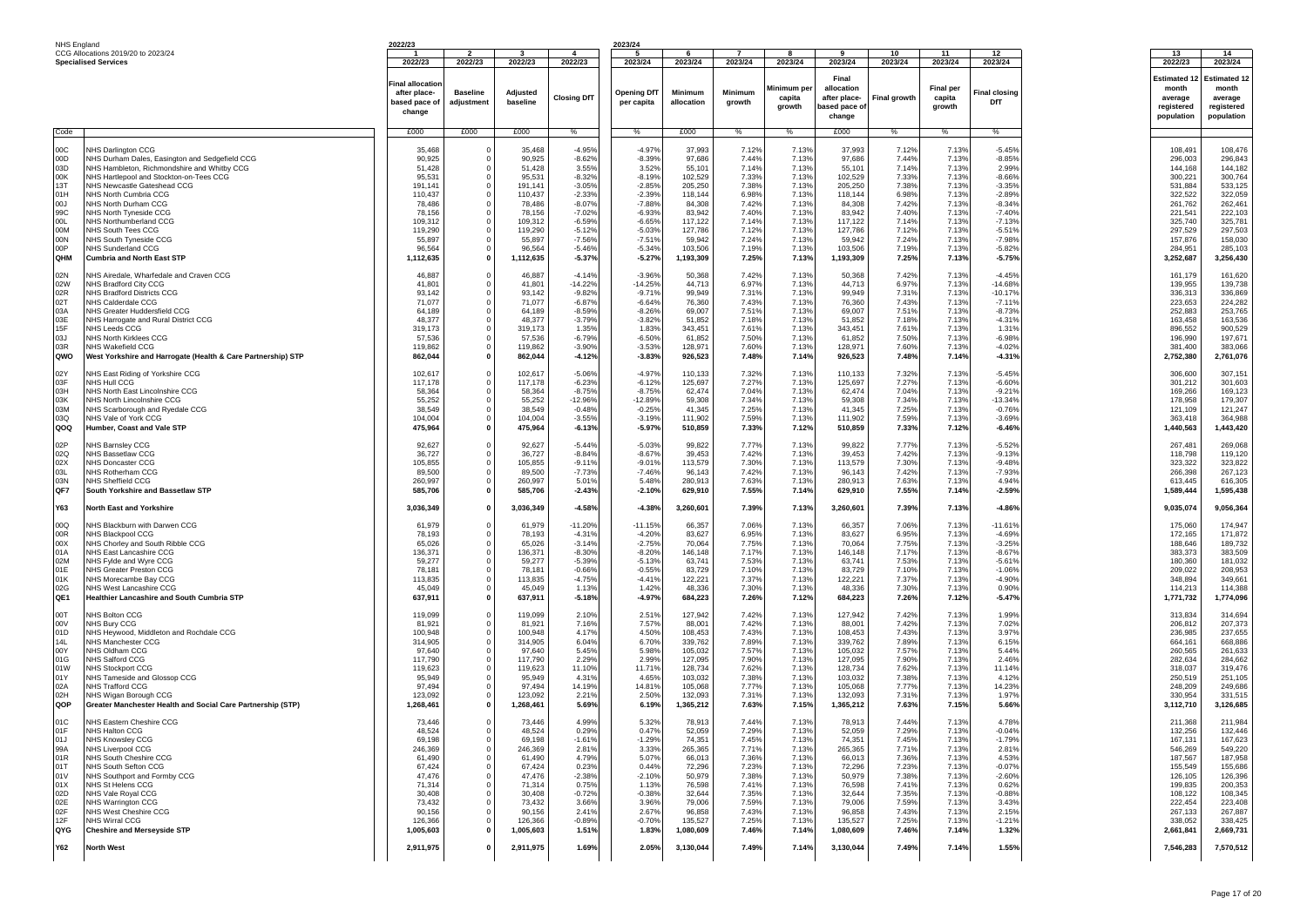NHS England
CCG Allocations 2019/20 to 2023/24
**Specialised Services**

| Code | | 2022/23 1 | 2 | 3 | 4 | 2023/24 5 | 6 | 7 | 8 | 9 | 10 | 11 | 12 | 13 | 14 |
|---|---|---|---|---|---|---|---|---|---|---|---|---|---|---|---|
| | | 2022/23 | 2022/23 | 2022/23 | 2022/23 | 2023/24 | 2023/24 | 2023/24 | 2023/24 | 2023/24 | 2023/24 | 2023/24 | 2023/24 | 2022/23 | 2023/24 |
| | | Final allocation after place-based pace of change | Baseline adjustment | Adjusted baseline | Closing DfT | Opening DfT per capita | Minimum allocation | Minimum growth | Minimum per capita growth | Final allocation after place-based pace of change | Final growth | Final per capita growth | Final closing DfT | Estimated 12 month average registered population | Estimated 12 month average registered population |
| | | £000 | £000 | £000 | % | % | £000 | % | % | £000 | % | % | % | | |
| 00C | NHS Darlington CCG | 35,468 | 0 | 35,468 | -4.95% | -4.97% | 37,993 | 7.12% | 7.13% | 37,993 | 7.12% | 7.13% | -5.45% | 108,491 | 108,476 |
| 00D | NHS Durham Dales, Easington and Sedgefield CCG | 90,925 | 0 | 90,925 | -8.62% | -8.39% | 97,686 | 7.44% | 7.13% | 97,686 | 7.44% | 7.13% | -8.85% | 296,003 | 296,843 |
| 03D | NHS Hambleton, Richmondshire and Whitby CCG | 51,428 | 0 | 51,428 | 3.55% | 3.52% | 55,101 | 7.14% | 7.13% | 55,101 | 7.14% | 7.13% | 2.99% | 144,168 | 144,182 |
| 00K | NHS Hartlepool and Stockton-on-Tees CCG | 95,531 | 0 | 95,531 | -8.32% | -8.19% | 102,529 | 7.33% | 7.13% | 102,529 | 7.33% | 7.13% | -8.66% | 300,221 | 300,764 |
| 13T | NHS Newcastle Gateshead CCG | 191,141 | 0 | 191,141 | -3.05% | -2.85% | 205,250 | 7.38% | 7.13% | 205,250 | 7.38% | 7.13% | -3.35% | 531,884 | 533,125 |
| 01H | NHS North Cumbria CCG | 110,437 | 0 | 110,437 | -2.33% | -2.39% | 118,144 | 6.98% | 7.13% | 118,144 | 6.98% | 7.13% | -2.89% | 322,522 | 322,059 |
| 00J | NHS North Durham CCG | 78,486 | 0 | 78,486 | -8.07% | -7.88% | 84,308 | 7.42% | 7.13% | 84,308 | 7.42% | 7.13% | -8.34% | 261,762 | 262,461 |
| 99C | NHS North Tyneside CCG | 78,156 | 0 | 78,156 | -7.02% | -6.93% | 83,942 | 7.40% | 7.13% | 83,942 | 7.40% | 7.13% | -7.40% | 221,541 | 222,103 |
| 00L | NHS Northumberland CCG | 109,312 | 0 | 109,312 | -6.59% | -6.65% | 117,122 | 7.14% | 7.13% | 117,122 | 7.14% | 7.13% | -7.13% | 325,740 | 325,781 |
| 00M | NHS South Tees CCG | 119,290 | 0 | 119,290 | -5.12% | -5.03% | 127,786 | 7.12% | 7.13% | 127,786 | 7.12% | 7.13% | -5.51% | 297,529 | 297,503 |
| 00N | NHS South Tyneside CCG | 55,897 | 0 | 55,897 | -7.56% | -7.51% | 59,942 | 7.24% | 7.13% | 59,942 | 7.24% | 7.13% | -7.98% | 157,876 | 158,030 |
| 00P | NHS Sunderland CCG | 96,564 | 0 | 96,564 | -5.46% | -5.34% | 103,506 | 7.19% | 7.13% | 103,506 | 7.19% | 7.13% | -5.82% | 284,951 | 285,103 |
| **QHM** | **Cumbria and North East STP** | **1,112,635** | **0** | **1,112,635** | **-5.37%** | **-5.27%** | **1,193,309** | **7.25%** | **7.13%** | **1,193,309** | **7.25%** | **7.13%** | **-5.75%** | **3,252,687** | **3,256,430** |
| 02N | NHS Airedale, Wharfedale and Craven CCG | 46,887 | 0 | 46,887 | -4.14% | -3.96% | 50,368 | 7.42% | 7.13% | 50,368 | 7.42% | 7.13% | -4.45% | 161,179 | 161,620 |
| 02W | NHS Bradford City CCG | 41,801 | 0 | 41,801 | -14.22% | -14.25% | 44,713 | 6.97% | 7.13% | 44,713 | 6.97% | 7.13% | -14.68% | 139,955 | 139,738 |
| 02R | NHS Bradford Districts CCG | 93,142 | 0 | 93,142 | -9.82% | -9.71% | 99,949 | 7.31% | 7.13% | 99,949 | 7.31% | 7.13% | -10.17% | 336,313 | 336,869 |
| 02T | NHS Calderdale CCG | 71,077 | 0 | 71,077 | -6.87% | -6.64% | 76,360 | 7.43% | 7.13% | 76,360 | 7.43% | 7.13% | -7.11% | 223,653 | 224,282 |
| 03A | NHS Greater Huddersfield CCG | 64,189 | 0 | 64,189 | -8.59% | -8.26% | 69,007 | 7.51% | 7.13% | 69,007 | 7.51% | 7.13% | -8.73% | 252,883 | 253,765 |
| 03E | NHS Harrogate and Rural District CCG | 48,377 | 0 | 48,377 | -3.79% | -3.82% | 51,852 | 7.18% | 7.13% | 51,852 | 7.18% | 7.13% | -4.31% | 163,458 | 163,536 |
| 15F | NHS Leeds CCG | 319,173 | 0 | 319,173 | 1.35% | 1.83% | 343,451 | 7.61% | 7.13% | 343,451 | 7.61% | 7.13% | 1.31% | 896,552 | 900,529 |
| 03J | NHS North Kirklees CCG | 57,536 | 0 | 57,536 | -6.79% | -6.50% | 61,852 | 7.50% | 7.13% | 61,852 | 7.50% | 7.13% | -6.98% | 196,990 | 197,671 |
| 03R | NHS Wakefield CCG | 119,862 | 0 | 119,862 | -3.90% | -3.53% | 128,971 | 7.60% | 7.13% | 128,971 | 7.60% | 7.13% | -4.02% | 381,400 | 383,066 |
| **QWO** | **West Yorkshire and Harrogate (Health & Care Partnership) STP** | **862,044** | **0** | **862,044** | **-4.12%** | **-3.83%** | **926,523** | **7.48%** | **7.14%** | **926,523** | **7.48%** | **7.14%** | **-4.31%** | **2,752,380** | **2,761,076** |
| 02Y | NHS East Riding of Yorkshire CCG | 102,617 | 0 | 102,617 | -5.06% | -4.97% | 110,133 | 7.32% | 7.13% | 110,133 | 7.32% | 7.13% | -5.45% | 306,600 | 307,151 |
| 03F | NHS Hull CCG | 117,178 | 0 | 117,178 | -6.23% | -6.12% | 125,697 | 7.27% | 7.13% | 125,697 | 7.27% | 7.13% | -6.60% | 301,212 | 301,603 |
| 03H | NHS North East Lincolnshire CCG | 58,364 | 0 | 58,364 | -8.75% | -8.75% | 62,474 | 7.04% | 7.13% | 62,474 | 7.04% | 7.13% | -9.21% | 169,266 | 169,123 |
| 03K | NHS North Lincolnshire CCG | 55,252 | 0 | 55,252 | -12.96% | -12.89% | 59,308 | 7.34% | 7.13% | 59,308 | 7.34% | 7.13% | -13.34% | 178,958 | 179,307 |
| 03M | NHS Scarborough and Ryedale CCG | 38,549 | 0 | 38,549 | -0.48% | -0.25% | 41,345 | 7.25% | 7.13% | 41,345 | 7.25% | 7.13% | -0.76% | 121,109 | 121,247 |
| 03Q | NHS Vale of York CCG | 104,004 | 0 | 104,004 | -3.55% | -3.19% | 111,902 | 7.59% | 7.13% | 111,902 | 7.59% | 7.13% | -3.69% | 363,418 | 364,988 |
| **QOQ** | **Humber, Coast and Vale STP** | **475,964** | **0** | **475,964** | **-6.13%** | **-5.97%** | **510,859** | **7.33%** | **7.12%** | **510,859** | **7.33%** | **7.12%** | **-6.46%** | **1,440,563** | **1,443,420** |
| 02P | NHS Barnsley CCG | 92,627 | 0 | 92,627 | -5.44% | -5.03% | 99,822 | 7.77% | 7.13% | 99,822 | 7.77% | 7.13% | -5.52% | 267,481 | 269,068 |
| 02Q | NHS Bassetlaw CCG | 36,727 | 0 | 36,727 | -8.84% | -8.67% | 39,453 | 7.42% | 7.13% | 39,453 | 7.42% | 7.13% | -9.13% | 118,798 | 119,120 |
| 02X | NHS Doncaster CCG | 105,855 | 0 | 105,855 | -9.11% | -9.01% | 113,579 | 7.30% | 7.13% | 113,579 | 7.30% | 7.13% | -9.48% | 323,322 | 323,822 |
| 03L | NHS Rotherham CCG | 89,500 | 0 | 89,500 | -7.73% | -7.46% | 96,143 | 7.42% | 7.13% | 96,143 | 7.42% | 7.13% | -7.93% | 266,398 | 267,123 |
| 03N | NHS Sheffield CCG | 260,997 | 0 | 260,997 | 5.01% | 5.48% | 280,913 | 7.63% | 7.13% | 280,913 | 7.63% | 7.13% | 4.94% | 613,445 | 616,305 |
| **QF7** | **South Yorkshire and Bassetlaw STP** | **585,706** | **0** | **585,706** | **-2.43%** | **-2.10%** | **629,910** | **7.55%** | **7.14%** | **629,910** | **7.55%** | **7.14%** | **-2.59%** | **1,589,444** | **1,595,438** |
| **Y63** | **North East and Yorkshire** | **3,036,349** | **0** | **3,036,349** | **-4.58%** | **-4.38%** | **3,260,601** | **7.39%** | **7.13%** | **3,260,601** | **7.39%** | **7.13%** | **-4.86%** | **9,035,074** | **9,056,364** |
| 00Q | NHS Blackburn with Darwen CCG | 61,979 | 0 | 61,979 | -11.20% | -11.15% | 66,357 | 7.06% | 7.13% | 66,357 | 7.06% | 7.13% | -11.61% | 175,060 | 174,947 |
| 00R | NHS Blackpool CCG | 78,193 | 0 | 78,193 | -4.31% | -4.20% | 83,627 | 6.95% | 7.13% | 83,627 | 6.95% | 7.13% | -4.69% | 172,165 | 171,872 |
| 00X | NHS Chorley and South Ribble CCG | 65,026 | 0 | 65,026 | -3.14% | -2.75% | 70,064 | 7.75% | 7.13% | 70,064 | 7.75% | 7.13% | -3.25% | 188,646 | 189,732 |
| 01A | NHS East Lancashire CCG | 136,371 | 0 | 136,371 | -8.30% | -8.20% | 146,148 | 7.17% | 7.13% | 146,148 | 7.17% | 7.13% | -8.67% | 383,373 | 383,509 |
| 02M | NHS Fylde and Wyre CCG | 59,277 | 0 | 59,277 | -5.39% | -5.13% | 63,741 | 7.53% | 7.13% | 63,741 | 7.53% | 7.13% | -5.61% | 180,360 | 181,032 |
| 01E | NHS Greater Preston CCG | 78,181 | 0 | 78,181 | -0.66% | -0.55% | 83,729 | 7.10% | 7.13% | 83,729 | 7.10% | 7.13% | -1.06% | 209,022 | 208,953 |
| 01K | NHS Morecambe Bay CCG | 113,835 | 0 | 113,835 | -4.75% | -4.41% | 122,221 | 7.37% | 7.13% | 122,221 | 7.37% | 7.13% | -4.90% | 348,894 | 349,661 |
| 02G | NHS West Lancashire CCG | 45,049 | 0 | 45,049 | 1.13% | 1.42% | 48,336 | 7.30% | 7.13% | 48,336 | 7.30% | 7.13% | 0.90% | 114,213 | 114,388 |
| **QE1** | **Healthier Lancashire and South Cumbria STP** | **637,911** | **0** | **637,911** | **-5.18%** | **-4.97%** | **684,223** | **7.26%** | **7.12%** | **684,223** | **7.26%** | **7.12%** | **-5.47%** | **1,771,732** | **1,774,096** |
| 00T | NHS Bolton CCG | 119,099 | 0 | 119,099 | 2.10% | 2.51% | 127,942 | 7.42% | 7.13% | 127,942 | 7.42% | 7.13% | 1.99% | 313,834 | 314,694 |
| 00V | NHS Bury CCG | 81,921 | 0 | 81,921 | 7.16% | 7.57% | 88,001 | 7.42% | 7.13% | 88,001 | 7.42% | 7.13% | 7.02% | 206,812 | 207,373 |
| 01D | NHS Heywood, Middleton and Rochdale CCG | 100,948 | 0 | 100,948 | 4.17% | 4.50% | 108,453 | 7.43% | 7.13% | 108,453 | 7.43% | 7.13% | 3.97% | 236,985 | 237,655 |
| 14L | NHS Manchester CCG | 314,905 | 0 | 314,905 | 6.04% | 6.70% | 339,762 | 7.89% | 7.13% | 339,762 | 7.89% | 7.13% | 6.15% | 664,161 | 668,886 |
| 00Y | NHS Oldham CCG | 97,640 | 0 | 97,640 | 5.45% | 5.98% | 105,032 | 7.57% | 7.13% | 105,032 | 7.57% | 7.13% | 5.44% | 260,565 | 261,633 |
| 01G | NHS Salford CCG | 117,790 | 0 | 117,790 | 2.29% | 2.99% | 127,095 | 7.90% | 7.13% | 127,095 | 7.90% | 7.13% | 2.46% | 282,634 | 284,662 |
| 01W | NHS Stockport CCG | 119,623 | 0 | 119,623 | 11.10% | 11.71% | 128,734 | 7.62% | 7.13% | 128,734 | 7.62% | 7.13% | 11.14% | 318,037 | 319,476 |
| 01Y | NHS Tameside and Glossop CCG | 95,949 | 0 | 95,949 | 4.31% | 4.65% | 103,032 | 7.38% | 7.13% | 103,032 | 7.38% | 7.13% | 4.12% | 250,519 | 251,105 |
| 02A | NHS Trafford CCG | 97,494 | 0 | 97,494 | 14.19% | 14.81% | 105,068 | 7.77% | 7.13% | 105,068 | 7.77% | 7.13% | 14.23% | 248,209 | 249,686 |
| 02H | NHS Wigan Borough CCG | 123,092 | 0 | 123,092 | 2.21% | 2.50% | 132,093 | 7.31% | 7.13% | 132,093 | 7.31% | 7.13% | 1.97% | 330,954 | 331,515 |
| **QOP** | **Greater Manchester Health and Social Care Partnership (STP)** | **1,268,461** | **0** | **1,268,461** | **5.69%** | **6.19%** | **1,365,212** | **7.63%** | **7.15%** | **1,365,212** | **7.63%** | **7.15%** | **5.66%** | **3,112,710** | **3,126,685** |
| 01C | NHS Eastern Cheshire CCG | 73,446 | 0 | 73,446 | 4.99% | 5.32% | 78,913 | 7.44% | 7.13% | 78,913 | 7.44% | 7.13% | 4.78% | 211,368 | 211,984 |
| 01F | NHS Halton CCG | 48,524 | 0 | 48,524 | 0.29% | 0.47% | 52,059 | 7.29% | 7.13% | 52,059 | 7.29% | 7.13% | -0.04% | 132,256 | 132,446 |
| 01J | NHS Knowsley CCG | 69,198 | 0 | 69,198 | -1.61% | -1.29% | 74,351 | 7.45% | 7.13% | 74,351 | 7.45% | 7.13% | -1.79% | 167,131 | 167,623 |
| 99A | NHS Liverpool CCG | 246,369 | 0 | 246,369 | 2.81% | 3.33% | 265,365 | 7.71% | 7.13% | 265,365 | 7.71% | 7.13% | 2.81% | 546,269 | 549,220 |
| 01R | NHS South Cheshire CCG | 61,490 | 0 | 61,490 | 4.79% | 5.07% | 66,013 | 7.36% | 7.13% | 66,013 | 7.36% | 7.13% | 4.53% | 187,567 | 187,958 |
| 01T | NHS South Sefton CCG | 67,424 | 0 | 67,424 | 0.23% | 0.44% | 72,296 | 7.23% | 7.13% | 72,296 | 7.23% | 7.13% | -0.07% | 155,549 | 155,686 |
| 01V | NHS Southport and Formby CCG | 47,476 | 0 | 47,476 | -2.38% | -2.10% | 50,979 | 7.38% | 7.13% | 50,979 | 7.38% | 7.13% | -2.60% | 126,105 | 126,396 |
| 01X | NHS St Helens CCG | 71,314 | 0 | 71,314 | 0.75% | 1.13% | 76,598 | 7.41% | 7.13% | 76,598 | 7.41% | 7.13% | 0.62% | 199,835 | 200,353 |
| 02D | NHS Vale Royal CCG | 30,408 | 0 | 30,408 | -0.72% | -0.38% | 32,644 | 7.35% | 7.13% | 32,644 | 7.35% | 7.13% | -0.88% | 108,122 | 108,345 |
| 02E | NHS Warrington CCG | 73,432 | 0 | 73,432 | 3.66% | 3.96% | 79,006 | 7.59% | 7.13% | 79,006 | 7.59% | 7.13% | 3.43% | 222,454 | 223,408 |
| 02F | NHS West Cheshire CCG | 90,156 | 0 | 90,156 | 2.41% | 2.67% | 96,858 | 7.43% | 7.13% | 96,858 | 7.43% | 7.13% | 2.15% | 267,133 | 267,887 |
| 12F | NHS Wirral CCG | 126,366 | 0 | 126,366 | -0.89% | -0.70% | 135,527 | 7.25% | 7.13% | 135,527 | 7.25% | 7.13% | -1.21% | 338,052 | 338,425 |
| **QYG** | **Cheshire and Merseyside STP** | **1,005,603** | **0** | **1,005,603** | **1.51%** | **1.83%** | **1,080,609** | **7.46%** | **7.14%** | **1,080,609** | **7.46%** | **7.14%** | **1.32%** | **2,661,841** | **2,669,731** |
| **Y62** | **North West** | **2,911,975** | **0** | **2,911,975** | **1.69%** | **2.05%** | **3,130,044** | **7.49%** | **7.14%** | **3,130,044** | **7.49%** | **7.14%** | **1.55%** | **7,546,283** | **7,570,512** |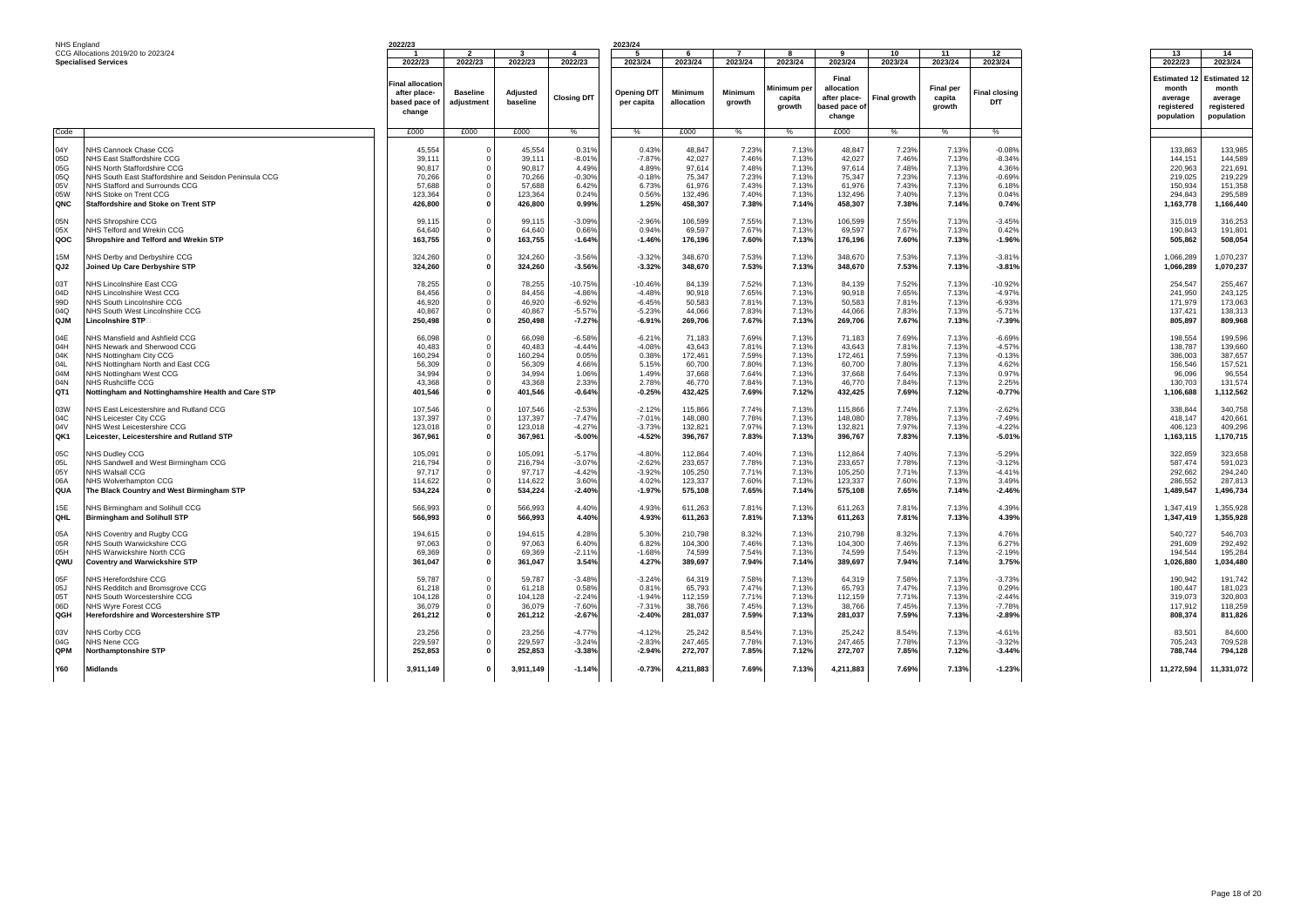NHS England
CCG Allocations 2019/20 to 2023/24
**Specialised Services**

| Code | | 1 2022/23 Final allocation after place-based pace of change | 2 2022/23 Baseline adjustment | 3 2022/23 Adjusted baseline | 4 2022/23 Closing DfT | 5 2023/24 Opening DfT per capita | 6 2023/24 Minimum allocation | 7 2023/24 Minimum growth | 8 2023/24 Minimum per capita growth | 9 2023/24 Final allocation after place-based pace of change | 10 2023/24 Final growth | 11 2023/24 Final per capita growth | 12 2023/24 Final closing DfT | 13 2022/23 Estimated 12 month average registered population | 14 2023/24 Estimated 12 month average registered population |
|---|---|---|---|---|---|---|---|---|---|---|---|---|---|---|---|
| | | £000 | £000 | £000 | % | % | £000 | % | % | £000 | % | % | % | | |
| 04Y | NHS Cannock Chase CCG | 45,554 | 0 | 45,554 | 0.31% | 0.43% | 48,847 | 7.23% | 7.13% | 48,847 | 7.23% | 7.13% | -0.08% | 133,863 | 133,985 |
| 05D | NHS East Staffordshire CCG | 39,111 | 0 | 39,111 | -8.01% | -7.87% | 42,027 | 7.46% | 7.13% | 42,027 | 7.46% | 7.13% | -8.34% | 144,151 | 144,589 |
| 05G | NHS North Staffordshire CCG | 90,817 | 0 | 90,817 | 4.49% | 4.89% | 97,614 | 7.48% | 7.13% | 97,614 | 7.48% | 7.13% | 4.36% | 220,963 | 221,691 |
| 05Q | NHS South East Staffordshire and Seisdon Peninsula CCG | 70,266 | 0 | 70,266 | -0.30% | -0.18% | 75,347 | 7.23% | 7.13% | 75,347 | 7.23% | 7.13% | -0.69% | 219,025 | 219,229 |
| 05V | NHS Stafford and Surrounds CCG | 57,688 | 0 | 57,688 | 6.42% | 6.73% | 61,976 | 7.43% | 7.13% | 61,976 | 7.43% | 7.13% | 6.18% | 150,934 | 151,358 |
| 05W | NHS Stoke on Trent CCG | 123,364 | 0 | 123,364 | 0.24% | 0.56% | 132,496 | 7.40% | 7.13% | 132,496 | 7.40% | 7.13% | 0.04% | 294,843 | 295,589 |
| **QNC** | **Staffordshire and Stoke on Trent STP** | **426,800** | **0** | **426,800** | **0.99%** | **1.25%** | **458,307** | **7.38%** | **7.14%** | **458,307** | **7.38%** | **7.14%** | **0.74%** | **1,163,778** | **1,166,440** |
| 05N | NHS Shropshire CCG | 99,115 | 0 | 99,115 | -3.09% | -2.96% | 106,599 | 7.55% | 7.13% | 106,599 | 7.55% | 7.13% | -3.45% | 315,019 | 316,253 |
| 05X | NHS Telford and Wrekin CCG | 64,640 | 0 | 64,640 | 0.66% | 0.94% | 69,597 | 7.67% | 7.13% | 69,597 | 7.67% | 7.13% | 0.42% | 190,843 | 191,801 |
| **QOC** | **Shropshire and Telford and Wrekin STP** | **163,755** | **0** | **163,755** | **-1.64%** | **-1.46%** | **176,196** | **7.60%** | **7.13%** | **176,196** | **7.60%** | **7.13%** | **-1.96%** | **505,862** | **508,054** |
| 15M | NHS Derby and Derbyshire CCG | 324,260 | 0 | 324,260 | -3.56% | -3.32% | 348,670 | 7.53% | 7.13% | 348,670 | 7.53% | 7.13% | -3.81% | 1,066,289 | 1,070,237 |
| **QJ2** | **Joined Up Care Derbyshire STP** | **324,260** | **0** | **324,260** | **-3.56%** | **-3.32%** | **348,670** | **7.53%** | **7.13%** | **348,670** | **7.53%** | **7.13%** | **-3.81%** | **1,066,289** | **1,070,237** |
| 03T | NHS Lincolnshire East CCG | 78,255 | 0 | 78,255 | -10.75% | -10.46% | 84,139 | 7.52% | 7.13% | 84,139 | 7.52% | 7.13% | -10.92% | 254,547 | 255,467 |
| 04D | NHS Lincolnshire West CCG | 84,456 | 0 | 84,456 | -4.86% | -4.48% | 90,918 | 7.65% | 7.13% | 90,918 | 7.65% | 7.13% | -4.97% | 241,950 | 243,125 |
| 99D | NHS South Lincolnshire CCG | 46,920 | 0 | 46,920 | -6.92% | -6.45% | 50,583 | 7.81% | 7.13% | 50,583 | 7.81% | 7.13% | -6.93% | 171,979 | 173,063 |
| 04Q | NHS South West Lincolnshire CCG | 40,867 | 0 | 40,867 | -5.57% | -5.23% | 44,066 | 7.83% | 7.13% | 44,066 | 7.83% | 7.13% | -5.71% | 137,421 | 138,313 |
| **QJM** | **Lincolnshire STP** | **250,498** | **0** | **250,498** | **-7.27%** | **-6.91%** | **269,706** | **7.67%** | **7.13%** | **269,706** | **7.67%** | **7.13%** | **-7.39%** | **805,897** | **809,968** |
| 04E | NHS Mansfield and Ashfield CCG | 66,098 | 0 | 66,098 | -6.58% | -6.21% | 71,183 | 7.69% | 7.13% | 71,183 | 7.69% | 7.13% | -6.69% | 198,554 | 199,596 |
| 04H | NHS Newark and Sherwood CCG | 40,483 | 0 | 40,483 | -4.44% | -4.08% | 43,643 | 7.81% | 7.13% | 43,643 | 7.81% | 7.13% | -4.57% | 138,787 | 139,660 |
| 04K | NHS Nottingham City CCG | 160,294 | 0 | 160,294 | 0.05% | 0.38% | 172,461 | 7.59% | 7.13% | 172,461 | 7.59% | 7.13% | -0.13% | 386,003 | 387,657 |
| 04L | NHS Nottingham North and East CCG | 56,309 | 0 | 56,309 | 4.66% | 5.15% | 60,700 | 7.80% | 7.13% | 60,700 | 7.80% | 7.13% | 4.62% | 156,546 | 157,521 |
| 04M | NHS Nottingham West CCG | 34,994 | 0 | 34,994 | 1.06% | 1.49% | 37,668 | 7.64% | 7.13% | 37,668 | 7.64% | 7.13% | 0.97% | 96,096 | 96,554 |
| 04N | NHS Rushcliffe CCG | 43,368 | 0 | 43,368 | 2.33% | 2.78% | 46,770 | 7.84% | 7.13% | 46,770 | 7.84% | 7.13% | 2.25% | 130,703 | 131,574 |
| **QT1** | **Nottingham and Nottinghamshire Health and Care STP** | **401,546** | **0** | **401,546** | **-0.64%** | **-0.25%** | **432,425** | **7.69%** | **7.12%** | **432,425** | **7.69%** | **7.12%** | **-0.77%** | **1,106,688** | **1,112,562** |
| 03W | NHS East Leicestershire and Rutland CCG | 107,546 | 0 | 107,546 | -2.53% | -2.12% | 115,866 | 7.74% | 7.13% | 115,866 | 7.74% | 7.13% | -2.62% | 338,844 | 340,758 |
| 04C | NHS Leicester City CCG | 137,397 | 0 | 137,397 | -7.47% | -7.01% | 148,080 | 7.78% | 7.13% | 148,080 | 7.78% | 7.13% | -7.49% | 418,147 | 420,661 |
| 04V | NHS West Leicestershire CCG | 123,018 | 0 | 123,018 | -4.27% | -3.73% | 132,821 | 7.97% | 7.13% | 132,821 | 7.97% | 7.13% | -4.22% | 406,123 | 409,296 |
| **QK1** | **Leicester, Leicestershire and Rutland STP** | **367,961** | **0** | **367,961** | **-5.00%** | **-4.52%** | **396,767** | **7.83%** | **7.13%** | **396,767** | **7.83%** | **7.13%** | **-5.01%** | **1,163,115** | **1,170,715** |
| 05C | NHS Dudley CCG | 105,091 | 0 | 105,091 | -5.17% | -4.80% | 112,864 | 7.40% | 7.13% | 112,864 | 7.40% | 7.13% | -5.29% | 322,859 | 323,658 |
| 05L | NHS Sandwell and West Birmingham CCG | 216,794 | 0 | 216,794 | -3.07% | -2.62% | 233,657 | 7.78% | 7.13% | 233,657 | 7.78% | 7.13% | -3.12% | 587,474 | 591,023 |
| 05Y | NHS Walsall CCG | 97,717 | 0 | 97,717 | -4.42% | -3.92% | 105,250 | 7.71% | 7.13% | 105,250 | 7.71% | 7.13% | -4.41% | 292,662 | 294,240 |
| 06A | NHS Wolverhampton CCG | 114,622 | 0 | 114,622 | 3.60% | 4.02% | 123,337 | 7.60% | 7.13% | 123,337 | 7.60% | 7.13% | 3.49% | 286,552 | 287,813 |
| **QUA** | **The Black Country and West Birmingham STP** | **534,224** | **0** | **534,224** | **-2.40%** | **-1.97%** | **575,108** | **7.65%** | **7.14%** | **575,108** | **7.65%** | **7.14%** | **-2.46%** | **1,489,547** | **1,496,734** |
| 15E | NHS Birmingham and Solihull CCG | 566,993 | 0 | 566,993 | 4.40% | 4.93% | 611,263 | 7.81% | 7.13% | 611,263 | 7.81% | 7.13% | 4.39% | 1,347,419 | 1,355,928 |
| **QHL** | **Birmingham and Solihull STP** | **566,993** | **0** | **566,993** | **4.40%** | **4.93%** | **611,263** | **7.81%** | **7.13%** | **611,263** | **7.81%** | **7.13%** | **4.39%** | **1,347,419** | **1,355,928** |
| 05A | NHS Coventry and Rugby CCG | 194,615 | 0 | 194,615 | 4.28% | 5.30% | 210,798 | 8.32% | 7.13% | 210,798 | 8.32% | 7.13% | 4.76% | 540,727 | 546,703 |
| 05R | NHS South Warwickshire CCG | 97,063 | 0 | 97,063 | 6.40% | 6.82% | 104,300 | 7.46% | 7.13% | 104,300 | 7.46% | 7.13% | 6.27% | 291,609 | 292,492 |
| 05H | NHS Warwickshire North CCG | 69,369 | 0 | 69,369 | -2.11% | -1.68% | 74,599 | 7.54% | 7.13% | 74,599 | 7.54% | 7.13% | -2.19% | 194,544 | 195,284 |
| **QWU** | **Coventry and Warwickshire STP** | **361,047** | **0** | **361,047** | **3.54%** | **4.27%** | **389,697** | **7.94%** | **7.14%** | **389,697** | **7.94%** | **7.14%** | **3.75%** | **1,026,880** | **1,034,480** |
| 05F | NHS Herefordshire CCG | 59,787 | 0 | 59,787 | -3.48% | -3.24% | 64,319 | 7.58% | 7.13% | 64,319 | 7.58% | 7.13% | -3.73% | 190,942 | 191,742 |
| 05J | NHS Redditch and Bromsgrove CCG | 61,218 | 0 | 61,218 | 0.58% | 0.81% | 65,793 | 7.47% | 7.13% | 65,793 | 7.47% | 7.13% | 0.29% | 180,447 | 181,023 |
| 05T | NHS South Worcestershire CCG | 104,128 | 0 | 104,128 | -2.24% | -1.94% | 112,159 | 7.71% | 7.13% | 112,159 | 7.71% | 7.13% | -2.44% | 319,073 | 320,803 |
| 06D | NHS Wyre Forest CCG | 36,079 | 0 | 36,079 | -7.60% | -7.31% | 38,766 | 7.45% | 7.13% | 38,766 | 7.45% | 7.13% | -7.78% | 117,912 | 118,259 |
| **QGH** | **Herefordshire and Worcestershire STP** | **261,212** | **0** | **261,212** | **-2.67%** | **-2.40%** | **281,037** | **7.59%** | **7.13%** | **281,037** | **7.59%** | **7.13%** | **-2.89%** | **808,374** | **811,826** |
| 03V | NHS Corby CCG | 23,256 | 0 | 23,256 | -4.77% | -4.12% | 25,242 | 8.54% | 7.13% | 25,242 | 8.54% | 7.13% | -4.61% | 83,501 | 84,600 |
| 04G | NHS Nene CCG | 229,597 | 0 | 229,597 | -3.24% | -2.83% | 247,465 | 7.78% | 7.13% | 247,465 | 7.78% | 7.13% | -3.32% | 705,243 | 709,528 |
| **QPM** | **Northamptonshire STP** | **252,853** | **0** | **252,853** | **-3.38%** | **-2.94%** | **272,707** | **7.85%** | **7.12%** | **272,707** | **7.85%** | **7.12%** | **-3.44%** | **788,744** | **794,128** |
| **Y60** | **Midlands** | **3,911,149** | **0** | **3,911,149** | **-1.14%** | **-0.73%** | **4,211,883** | **7.69%** | **7.13%** | **4,211,883** | **7.69%** | **7.13%** | **-1.23%** | **11,272,594** | **11,331,072** |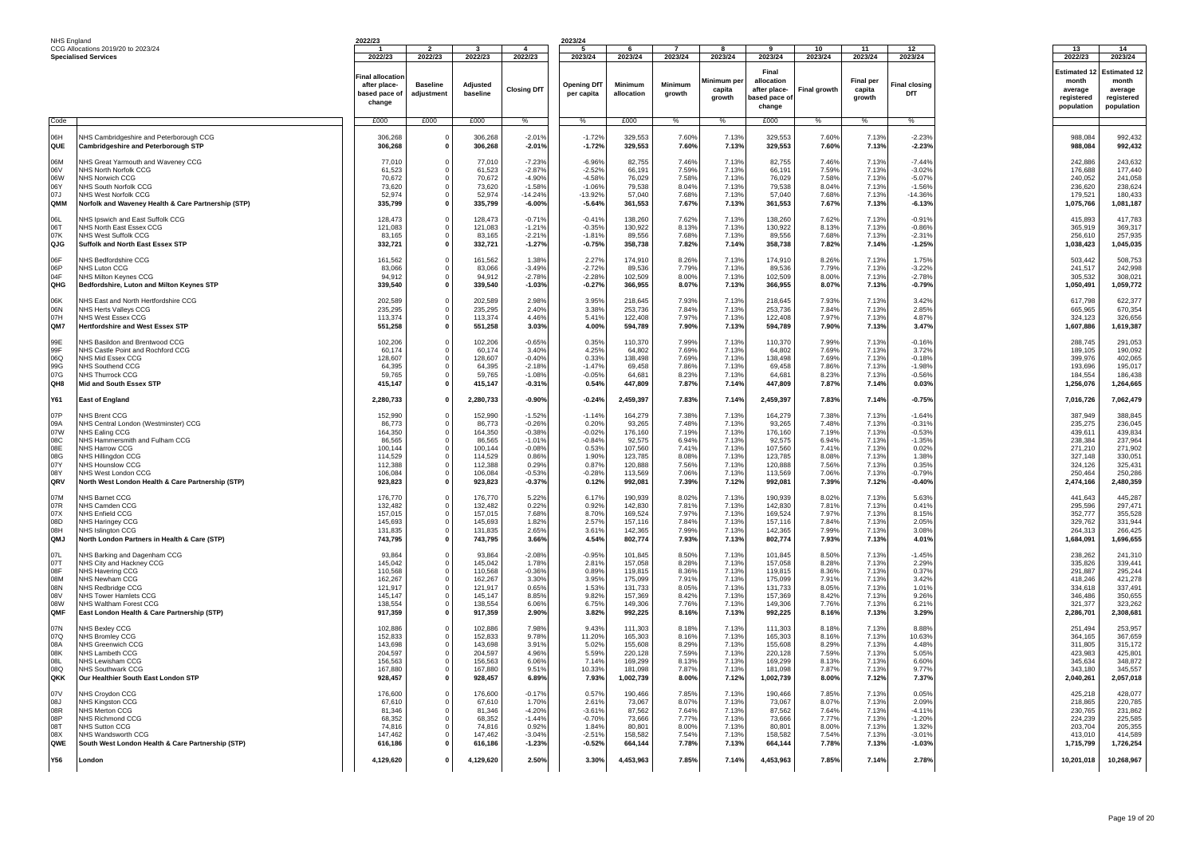NHS England

CCG Allocations 2019/20 to 2023/24

**Specialised Services**

| Code | | 2022/23 1 2022/23 | 2 2022/23 | 3 2022/23 | 4 2022/23 | 2023/24 5 2023/24 | 6 2023/24 | 7 2023/24 | 8 2023/24 | 9 2023/24 | 10 2023/24 | 11 2023/24 | 12 2023/24 | 13 2022/23 | 14 2023/24 |
|---|---|---|---|---|---|---|---|---|---|---|---|---|---|---|---|
| | | Final allocation after place-based pace of change | Baseline adjustment | Adjusted baseline | Closing DfT | Opening DfT per capita | Minimum allocation | Minimum growth | Minimum per capita growth | Final allocation after place-based pace of change | Final growth | Final per capita growth | Final closing DfT | Estimated 12 month average registered population | Estimated 12 month average registered population |
| | | £000 | £000 | £000 | % | % | £000 | % | % | £000 | % | % | % | | |
| 06H | NHS Cambridgeshire and Peterborough CCG | 306,268 | 0 | 306,268 | -2.01% | -1.72% | 329,553 | 7.60% | 7.13% | 329,553 | 7.60% | 7.13% | -2.23% | 988,084 | 992,432 |
| **QUE** | **Cambridgeshire and Peterborough STP** | **306,268** | **0** | **306,268** | **-2.01%** | **-1.72%** | **329,553** | **7.60%** | **7.13%** | **329,553** | **7.60%** | **7.13%** | **-2.23%** | **988,084** | **992,432** |
| 06M | NHS Great Yarmouth and Waveney CCG | 77,010 | 0 | 77,010 | -7.23% | -6.96% | 82,755 | 7.46% | 7.13% | 82,755 | 7.46% | 7.13% | -7.44% | 242,886 | 243,632 |
| 06V | NHS North Norfolk CCG | 61,523 | 0 | 61,523 | -2.87% | -2.52% | 66,191 | 7.59% | 7.13% | 66,191 | 7.59% | 7.13% | -3.02% | 176,688 | 177,440 |
| 06W | NHS Norwich CCG | 70,672 | 0 | 70,672 | -4.90% | -4.58% | 76,029 | 7.58% | 7.13% | 76,029 | 7.58% | 7.13% | -5.07% | 240,052 | 241,058 |
| 06Y | NHS South Norfolk CCG | 73,620 | 0 | 73,620 | -1.58% | -1.06% | 79,538 | 8.04% | 7.13% | 79,538 | 8.04% | 7.13% | -1.56% | 236,620 | 238,624 |
| 07J | NHS West Norfolk CCG | 52,974 | 0 | 52,974 | -14.24% | -13.92% | 57,040 | 7.68% | 7.13% | 57,040 | 7.68% | 7.13% | -14.36% | 179,521 | 180,433 |
| **QMM** | **Norfolk and Waveney Health & Care Partnership (STP)** | **335,799** | **0** | **335,799** | **-6.00%** | **-5.64%** | **361,553** | **7.67%** | **7.13%** | **361,553** | **7.67%** | **7.13%** | **-6.13%** | **1,075,766** | **1,081,187** |
| 06L | NHS Ipswich and East Suffolk CCG | 128,473 | 0 | 128,473 | -0.71% | -0.41% | 138,260 | 7.62% | 7.13% | 138,260 | 7.62% | 7.13% | -0.91% | 415,893 | 417,783 |
| 06T | NHS North East Essex CCG | 121,083 | 0 | 121,083 | -1.21% | -0.35% | 130,922 | 8.13% | 7.13% | 130,922 | 8.13% | 7.13% | -0.86% | 365,919 | 369,317 |
| 07K | NHS West Suffolk CCG | 83,165 | 0 | 83,165 | -2.21% | -1.81% | 89,556 | 7.68% | 7.13% | 89,556 | 7.68% | 7.13% | -2.31% | 256,610 | 257,935 |
| **QJG** | **Suffolk and North East Essex STP** | **332,721** | **0** | **332,721** | **-1.27%** | **-0.75%** | **358,738** | **7.82%** | **7.14%** | **358,738** | **7.82%** | **7.14%** | **-1.25%** | **1,038,423** | **1,045,035** |
| 06F | NHS Bedfordshire CCG | 161,562 | 0 | 161,562 | 1.38% | 2.27% | 174,910 | 8.26% | 7.13% | 174,910 | 8.26% | 7.13% | 1.75% | 503,442 | 508,753 |
| 06P | NHS Luton CCG | 83,066 | 0 | 83,066 | -3.49% | -2.72% | 89,536 | 7.79% | 7.13% | 89,536 | 7.79% | 7.13% | -3.22% | 241,517 | 242,998 |
| 04F | NHS Milton Keynes CCG | 94,912 | 0 | 94,912 | -2.78% | -2.28% | 102,509 | 8.00% | 7.13% | 102,509 | 8.00% | 7.13% | -2.78% | 305,532 | 308,021 |
| **QHG** | **Bedfordshire, Luton and Milton Keynes STP** | **339,540** | **0** | **339,540** | **-1.03%** | **-0.27%** | **366,955** | **8.07%** | **7.13%** | **366,955** | **8.07%** | **7.13%** | **-0.79%** | **1,050,491** | **1,059,772** |
| 06K | NHS East and North Hertfordshire CCG | 202,589 | 0 | 202,589 | 2.98% | 3.95% | 218,645 | 7.93% | 7.13% | 218,645 | 7.93% | 7.13% | 3.42% | 617,798 | 622,377 |
| 06N | NHS Herts Valleys CCG | 235,295 | 0 | 235,295 | 2.40% | 3.38% | 253,736 | 7.84% | 7.13% | 253,736 | 7.84% | 7.13% | 2.85% | 665,965 | 670,354 |
| 07H | NHS West Essex CCG | 113,374 | 0 | 113,374 | 4.46% | 5.41% | 122,408 | 7.97% | 7.13% | 122,408 | 7.97% | 7.13% | 4.87% | 324,123 | 326,656 |
| **QM7** | **Hertfordshire and West Essex STP** | **551,258** | **0** | **551,258** | **3.03%** | **4.00%** | **594,789** | **7.90%** | **7.13%** | **594,789** | **7.90%** | **7.13%** | **3.47%** | **1,607,886** | **1,619,387** |
| 99E | NHS Basildon and Brentwood CCG | 102,206 | 0 | 102,206 | -0.65% | 0.35% | 110,370 | 7.99% | 7.13% | 110,370 | 7.99% | 7.13% | -0.16% | 288,745 | 291,053 |
| 99F | NHS Castle Point and Rochford CCG | 60,174 | 0 | 60,174 | 3.40% | 4.25% | 64,802 | 7.69% | 7.13% | 64,802 | 7.69% | 7.13% | 3.72% | 189,105 | 190,092 |
| 06Q | NHS Mid Essex CCG | 128,607 | 0 | 128,607 | -0.40% | 0.33% | 138,498 | 7.69% | 7.13% | 138,498 | 7.69% | 7.13% | -0.18% | 399,976 | 402,065 |
| 99G | NHS Southend CCG | 64,395 | 0 | 64,395 | -2.18% | -1.47% | 69,458 | 7.86% | 7.13% | 69,458 | 7.86% | 7.13% | -1.98% | 193,696 | 195,017 |
| 07G | NHS Thurrock CCG | 59,765 | 0 | 59,765 | -1.08% | -0.05% | 64,681 | 8.23% | 7.13% | 64,681 | 8.23% | 7.13% | -0.56% | 184,554 | 186,438 |
| **QH8** | **Mid and South Essex STP** | **415,147** | **0** | **415,147** | **-0.31%** | **0.54%** | **447,809** | **7.87%** | **7.14%** | **447,809** | **7.87%** | **7.14%** | **0.03%** | **1,256,076** | **1,264,665** |
| **Y61** | **East of England** | **2,280,733** | **0** | **2,280,733** | **-0.90%** | **-0.24%** | **2,459,397** | **7.83%** | **7.14%** | **2,459,397** | **7.83%** | **7.14%** | **-0.75%** | **7,016,726** | **7,062,479** |
| 07P | NHS Brent CCG | 152,990 | 0 | 152,990 | -1.52% | -1.14% | 164,279 | 7.38% | 7.13% | 164,279 | 7.38% | 7.13% | -1.64% | 387,949 | 388,845 |
| 09A | NHS Central London (Westminster) CCG | 86,773 | 0 | 86,773 | -0.26% | 0.20% | 93,265 | 7.48% | 7.13% | 93,265 | 7.48% | 7.13% | -0.31% | 235,275 | 236,045 |
| 07W | NHS Ealing CCG | 164,350 | 0 | 164,350 | -0.38% | -0.02% | 176,160 | 7.19% | 7.13% | 176,160 | 7.19% | 7.13% | -0.53% | 439,611 | 439,834 |
| 08C | NHS Hammersmith and Fulham CCG | 86,565 | 0 | 86,565 | -1.01% | -0.84% | 92,575 | 6.94% | 7.13% | 92,575 | 6.94% | 7.13% | -1.35% | 238,384 | 237,964 |
| 08E | NHS Harrow CCG | 100,144 | 0 | 100,144 | -0.08% | 0.53% | 107,560 | 7.41% | 7.13% | 107,560 | 7.41% | 7.13% | 0.02% | 271,210 | 271,902 |
| 08G | NHS Hillingdon CCG | 114,529 | 0 | 114,529 | 0.86% | 1.90% | 123,785 | 8.08% | 7.13% | 123,785 | 8.08% | 7.13% | 1.38% | 327,148 | 330,051 |
| 07Y | NHS Hounslow CCG | 112,388 | 0 | 112,388 | 0.29% | 0.87% | 120,888 | 7.56% | 7.13% | 120,888 | 7.56% | 7.13% | 0.35% | 324,126 | 325,431 |
| 08Y | NHS West London CCG | 106,084 | 0 | 106,084 | -0.53% | -0.28% | 113,569 | 7.06% | 7.13% | 113,569 | 7.06% | 7.13% | -0.79% | 250,464 | 250,286 |
| **QRV** | **North West London Health & Care Partnership (STP)** | **923,823** | **0** | **923,823** | **-0.37%** | **0.12%** | **992,081** | **7.39%** | **7.12%** | **992,081** | **7.39%** | **7.12%** | **-0.40%** | **2,474,166** | **2,480,359** |
| 07M | NHS Barnet CCG | 176,770 | 0 | 176,770 | 5.22% | 6.17% | 190,939 | 8.02% | 7.13% | 190,939 | 8.02% | 7.13% | 5.63% | 441,643 | 445,287 |
| 07R | NHS Camden CCG | 132,482 | 0 | 132,482 | 0.22% | 0.92% | 142,830 | 7.81% | 7.13% | 142,830 | 7.81% | 7.13% | 0.41% | 295,596 | 297,471 |
| 07X | NHS Enfield CCG | 157,015 | 0 | 157,015 | 7.68% | 8.70% | 169,524 | 7.97% | 7.13% | 169,524 | 7.97% | 7.13% | 8.15% | 352,777 | 355,528 |
| 08D | NHS Haringey CCG | 145,693 | 0 | 145,693 | 1.82% | 2.57% | 157,116 | 7.84% | 7.13% | 157,116 | 7.84% | 7.13% | 2.05% | 329,762 | 331,944 |
| 08H | NHS Islington CCG | 131,835 | 0 | 131,835 | 2.65% | 3.61% | 142,365 | 7.99% | 7.13% | 142,365 | 7.99% | 7.13% | 3.08% | 264,313 | 266,425 |
| **QMJ** | **North London Partners in Health & Care (STP)** | **743,795** | **0** | **743,795** | **3.66%** | **4.54%** | **802,774** | **7.93%** | **7.13%** | **802,774** | **7.93%** | **7.13%** | **4.01%** | **1,684,091** | **1,696,655** |
| 07L | NHS Barking and Dagenham CCG | 93,864 | 0 | 93,864 | -2.08% | -0.95% | 101,845 | 8.50% | 7.13% | 101,845 | 8.50% | 7.13% | -1.45% | 238,262 | 241,310 |
| 07T | NHS City and Hackney CCG | 145,042 | 0 | 145,042 | 1.78% | 2.81% | 157,058 | 8.28% | 7.13% | 157,058 | 8.28% | 7.13% | 2.29% | 335,826 | 339,441 |
| 08F | NHS Havering CCG | 110,568 | 0 | 110,568 | -0.36% | 0.89% | 119,815 | 8.36% | 7.13% | 119,815 | 8.36% | 7.13% | 0.37% | 291,887 | 295,244 |
| 08M | NHS Newham CCG | 162,267 | 0 | 162,267 | 3.30% | 3.95% | 175,099 | 7.91% | 7.13% | 175,099 | 7.91% | 7.13% | 3.42% | 418,246 | 421,278 |
| 08N | NHS Redbridge CCG | 121,917 | 0 | 121,917 | 0.65% | 1.53% | 131,733 | 8.05% | 7.13% | 131,733 | 8.05% | 7.13% | 1.01% | 334,618 | 337,491 |
| 08V | NHS Tower Hamlets CCG | 145,147 | 0 | 145,147 | 8.85% | 9.82% | 157,369 | 8.42% | 7.13% | 157,369 | 8.42% | 7.13% | 9.26% | 346,486 | 350,655 |
| 08W | NHS Waltham Forest CCG | 138,554 | 0 | 138,554 | 6.06% | 6.75% | 149,306 | 7.76% | 7.13% | 149,306 | 7.76% | 7.13% | 6.21% | 321,377 | 323,262 |
| **QMF** | **East London Health & Care Partnership (STP)** | **917,359** | **0** | **917,359** | **2.90%** | **3.82%** | **992,225** | **8.16%** | **7.13%** | **992,225** | **8.16%** | **7.13%** | **3.29%** | **2,286,701** | **2,308,681** |
| 07N | NHS Bexley CCG | 102,886 | 0 | 102,886 | 7.98% | 9.43% | 111,303 | 8.18% | 7.13% | 111,303 | 8.18% | 7.13% | 8.88% | 251,494 | 253,957 |
| 07Q | NHS Bromley CCG | 152,833 | 0 | 152,833 | 9.78% | 11.20% | 165,303 | 8.16% | 7.13% | 165,303 | 8.16% | 7.13% | 10.63% | 364,165 | 367,659 |
| 08A | NHS Greenwich CCG | 143,698 | 0 | 143,698 | 3.91% | 5.02% | 155,608 | 8.29% | 7.13% | 155,608 | 8.29% | 7.13% | 4.48% | 311,805 | 315,172 |
| 08K | NHS Lambeth CCG | 204,597 | 0 | 204,597 | 4.96% | 5.59% | 220,128 | 7.59% | 7.13% | 220,128 | 7.59% | 7.13% | 5.05% | 423,983 | 425,801 |
| 08L | NHS Lewisham CCG | 156,563 | 0 | 156,563 | 6.06% | 7.14% | 169,299 | 8.13% | 7.13% | 169,299 | 8.13% | 7.13% | 6.60% | 345,634 | 348,872 |
| 08Q | NHS Southwark CCG | 167,880 | 0 | 167,880 | 9.51% | 10.33% | 181,098 | 7.87% | 7.13% | 181,098 | 7.87% | 7.13% | 9.77% | 343,180 | 345,557 |
| **QKK** | **Our Healthier South East London STP** | **928,457** | **0** | **928,457** | **6.89%** | **7.93%** | **1,002,739** | **8.00%** | **7.12%** | **1,002,739** | **8.00%** | **7.12%** | **7.37%** | **2,040,261** | **2,057,018** |
| 07V | NHS Croydon CCG | 176,600 | 0 | 176,600 | -0.17% | 0.57% | 190,466 | 7.85% | 7.13% | 190,466 | 7.85% | 7.13% | 0.05% | 425,218 | 428,077 |
| 08J | NHS Kingston CCG | 67,610 | 0 | 67,610 | 1.70% | 2.61% | 73,067 | 8.07% | 7.13% | 73,067 | 8.07% | 7.13% | 2.09% | 218,865 | 220,785 |
| 08R | NHS Merton CCG | 81,346 | 0 | 81,346 | -4.20% | -3.61% | 87,562 | 7.64% | 7.13% | 87,562 | 7.64% | 7.13% | -4.11% | 230,765 | 231,862 |
| 08P | NHS Richmond CCG | 68,352 | 0 | 68,352 | -1.44% | -0.70% | 73,666 | 7.77% | 7.13% | 73,666 | 7.77% | 7.13% | -1.20% | 224,239 | 225,585 |
| 08T | NHS Sutton CCG | 74,816 | 0 | 74,816 | 0.92% | 1.84% | 80,801 | 8.00% | 7.13% | 80,801 | 8.00% | 7.13% | 1.32% | 203,704 | 205,355 |
| 08X | NHS Wandsworth CCG | 147,462 | 0 | 147,462 | -3.04% | -2.51% | 158,582 | 7.54% | 7.13% | 158,582 | 7.54% | 7.13% | -3.01% | 413,010 | 414,589 |
| **QWE** | **South West London Health & Care Partnership (STP)** | **616,186** | **0** | **616,186** | **-1.23%** | **-0.52%** | **664,144** | **7.78%** | **7.13%** | **664,144** | **7.78%** | **7.13%** | **-1.03%** | **1,715,799** | **1,726,254** |
| **Y56** | **London** | **4,129,620** | **0** | **4,129,620** | **2.50%** | **3.30%** | **4,453,963** | **7.85%** | **7.14%** | **4,453,963** | **7.85%** | **7.14%** | **2.78%** | **10,201,018** | **10,268,967** |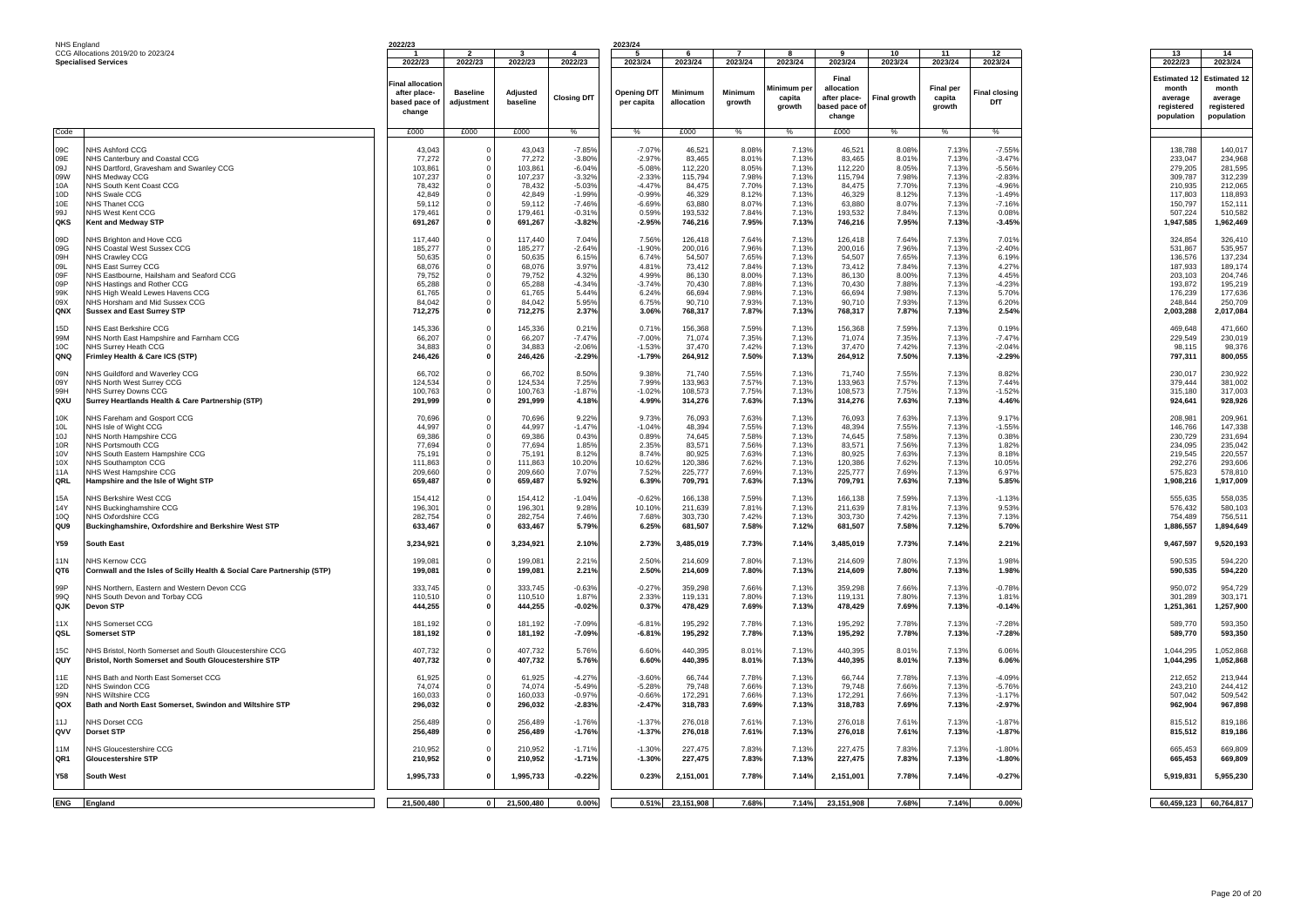NHS England
CCG Allocations 2019/20 to 2023/24
**Specialised Services**

| | | 2022/23 | | | | 2023/24 | | | | | | | | | |
|---|---|---|---|---|---|---|---|---|---|---|---|---|---|---|---|
| | | 1 | 2 | 3 | 4 | 5 | 6 | 7 | 8 | 9 | 10 | 11 | 12 | 13 | 14 |
| | | 2022/23 | 2022/23 | 2022/23 | 2022/23 | 2023/24 | 2023/24 | 2023/24 | 2023/24 | 2023/24 | 2023/24 | 2023/24 | 2023/24 | 2022/23 | 2023/24 |
| | | Final allocation after place-based pace of change | Baseline adjustment | Adjusted baseline | Closing DfT | Opening DfT per capita | Minimum allocation | Minimum growth | Minimum per capita growth | Final allocation after place-based pace of change | Final growth | Final per capita growth | Final closing DfT | Estimated 12 month average registered population | Estimated 12 month average registered population |
| Code | | £000 | £000 | £000 | % | % | £000 | % | % | £000 | % | % | % | | |
| 09C | NHS Ashford CCG | 43,043 | 0 | 43,043 | -7.85% | -7.07% | 46,521 | 8.08% | 7.13% | 46,521 | 8.08% | 7.13% | -7.55% | 138,788 | 140,017 |
| 09E | NHS Canterbury and Coastal CCG | 77,272 | 0 | 77,272 | -3.80% | -2.97% | 83,465 | 8.01% | 7.13% | 83,465 | 8.01% | 7.13% | -3.47% | 233,047 | 234,968 |
| 09J | NHS Dartford, Gravesham and Swanley CCG | 103,861 | 0 | 103,861 | -6.04% | -5.08% | 112,220 | 8.05% | 7.13% | 112,220 | 8.05% | 7.13% | -5.56% | 279,205 | 281,595 |
| 09W | NHS Medway CCG | 107,237 | 0 | 107,237 | -3.32% | -2.33% | 115,794 | 7.98% | 7.13% | 115,794 | 7.98% | 7.13% | -2.83% | 309,787 | 312,239 |
| 10A | NHS South Kent Coast CCG | 78,432 | 0 | 78,432 | -5.03% | -4.47% | 84,475 | 7.70% | 7.13% | 84,475 | 7.70% | 7.13% | -4.96% | 210,935 | 212,065 |
| 10D | NHS Swale CCG | 42,849 | 0 | 42,849 | -1.99% | -0.99% | 46,329 | 8.12% | 7.13% | 46,329 | 8.12% | 7.13% | -1.49% | 117,803 | 118,893 |
| 10E | NHS Thanet CCG | 59,112 | 0 | 59,112 | -7.46% | -6.69% | 63,880 | 8.07% | 7.13% | 63,880 | 8.07% | 7.13% | -7.16% | 150,797 | 152,111 |
| 99J | NHS West Kent CCG | 179,461 | 0 | 179,461 | -0.31% | 0.59% | 193,532 | 7.84% | 7.13% | 193,532 | 7.84% | 7.13% | 0.08% | 507,224 | 510,582 |
| **QKS** | **Kent and Medway STP** | **691,267** | **0** | **691,267** | **-3.82%** | **-2.95%** | **746,216** | **7.95%** | **7.13%** | **746,216** | **7.95%** | **7.13%** | **-3.45%** | **1,947,585** | **1,962,469** |
| 09D | NHS Brighton and Hove CCG | 117,440 | 0 | 117,440 | 7.04% | 7.56% | 126,418 | 7.64% | 7.13% | 126,418 | 7.64% | 7.13% | 7.01% | 324,854 | 326,410 |
| 09G | NHS Coastal West Sussex CCG | 185,277 | 0 | 185,277 | -2.64% | -1.90% | 200,016 | 7.96% | 7.13% | 200,016 | 7.96% | 7.13% | -2.40% | 531,867 | 535,957 |
| 09H | NHS Crawley CCG | 50,635 | 0 | 50,635 | 6.15% | 6.74% | 54,507 | 7.65% | 7.13% | 54,507 | 7.65% | 7.13% | 6.19% | 136,576 | 137,234 |
| 09L | NHS East Surrey CCG | 68,076 | 0 | 68,076 | 3.97% | 4.81% | 73,412 | 7.84% | 7.13% | 73,412 | 7.84% | 7.13% | 4.27% | 187,933 | 189,174 |
| 09F | NHS Eastbourne, Hailsham and Seaford CCG | 79,752 | 0 | 79,752 | 4.32% | 4.99% | 86,130 | 8.00% | 7.13% | 86,130 | 8.00% | 7.13% | 4.45% | 203,103 | 204,746 |
| 09P | NHS Hastings and Rother CCG | 65,288 | 0 | 65,288 | -4.34% | -3.74% | 70,430 | 7.88% | 7.13% | 70,430 | 7.88% | 7.13% | -4.23% | 193,872 | 195,219 |
| 99K | NHS High Weald Lewes Havens CCG | 61,765 | 0 | 61,765 | 5.44% | 6.24% | 66,694 | 7.98% | 7.13% | 66,694 | 7.98% | 7.13% | 5.70% | 176,239 | 177,636 |
| 09X | NHS Horsham and Mid Sussex CCG | 84,042 | 0 | 84,042 | 5.95% | 6.75% | 90,710 | 7.93% | 7.13% | 90,710 | 7.93% | 7.13% | 6.20% | 248,844 | 250,709 |
| **QNX** | **Sussex and East Surrey STP** | **712,275** | **0** | **712,275** | **2.37%** | **3.06%** | **768,317** | **7.87%** | **7.13%** | **768,317** | **7.87%** | **7.13%** | **2.54%** | **2,003,288** | **2,017,084** |
| 15D | NHS East Berkshire CCG | 145,336 | 0 | 145,336 | 0.21% | 0.71% | 156,368 | 7.59% | 7.13% | 156,368 | 7.59% | 7.13% | 0.19% | 469,648 | 471,660 |
| 99M | NHS North East Hampshire and Farnham CCG | 66,207 | 0 | 66,207 | -7.47% | -7.00% | 71,074 | 7.35% | 7.13% | 71,074 | 7.35% | 7.13% | -7.47% | 229,549 | 230,019 |
| 10C | NHS Surrey Heath CCG | 34,883 | 0 | 34,883 | -2.06% | -1.53% | 37,470 | 7.42% | 7.13% | 37,470 | 7.42% | 7.13% | -2.04% | 98,115 | 98,376 |
| **QNQ** | **Frimley Health & Care ICS (STP)** | **246,426** | **0** | **246,426** | **-2.29%** | **-1.79%** | **264,912** | **7.50%** | **7.13%** | **264,912** | **7.50%** | **7.13%** | **-2.29%** | **797,311** | **800,055** |
| 09N | NHS Guildford and Waverley CCG | 66,702 | 0 | 66,702 | 8.50% | 9.38% | 71,740 | 7.55% | 7.13% | 71,740 | 7.55% | 7.13% | 8.82% | 230,017 | 230,922 |
| 09Y | NHS North West Surrey CCG | 124,534 | 0 | 124,534 | 7.25% | 7.99% | 133,963 | 7.57% | 7.13% | 133,963 | 7.57% | 7.13% | 7.44% | 379,444 | 381,002 |
| 99H | NHS Surrey Downs CCG | 100,763 | 0 | 100,763 | -1.87% | -1.02% | 108,573 | 7.75% | 7.13% | 108,573 | 7.75% | 7.13% | -1.52% | 315,180 | 317,003 |
| **QXU** | **Surrey Heartlands Health & Care Partnership (STP)** | **291,999** | **0** | **291,999** | **4.18%** | **4.99%** | **314,276** | **7.63%** | **7.13%** | **314,276** | **7.63%** | **7.13%** | **4.46%** | **924,641** | **928,926** |
| 10K | NHS Fareham and Gosport CCG | 70,696 | 0 | 70,696 | 9.22% | 9.73% | 76,093 | 7.63% | 7.13% | 76,093 | 7.63% | 7.13% | 9.17% | 208,981 | 209,961 |
| 10L | NHS Isle of Wight CCG | 44,997 | 0 | 44,997 | -1.47% | -1.04% | 48,394 | 7.55% | 7.13% | 48,394 | 7.55% | 7.13% | -1.55% | 146,766 | 147,338 |
| 10J | NHS North Hampshire CCG | 69,386 | 0 | 69,386 | 0.43% | 0.89% | 74,645 | 7.58% | 7.13% | 74,645 | 7.58% | 7.13% | 0.38% | 230,729 | 231,694 |
| 10R | NHS Portsmouth CCG | 77,694 | 0 | 77,694 | 1.85% | 2.35% | 83,571 | 7.56% | 7.13% | 83,571 | 7.56% | 7.13% | 1.82% | 234,095 | 235,042 |
| 10V | NHS South Eastern Hampshire CCG | 75,191 | 0 | 75,191 | 8.12% | 8.74% | 80,925 | 7.63% | 7.13% | 80,925 | 7.63% | 7.13% | 8.18% | 219,545 | 220,557 |
| 10X | NHS Southampton CCG | 111,863 | 0 | 111,863 | 10.20% | 10.62% | 120,386 | 7.62% | 7.13% | 120,386 | 7.62% | 7.13% | 10.05% | 292,276 | 293,606 |
| 11A | NHS West Hampshire CCG | 209,660 | 0 | 209,660 | 7.07% | 7.52% | 225,777 | 7.69% | 7.13% | 225,777 | 7.69% | 7.13% | 6.97% | 575,823 | 578,810 |
| **QRL** | **Hampshire and the Isle of Wight STP** | **659,487** | **0** | **659,487** | **5.92%** | **6.39%** | **709,791** | **7.63%** | **7.13%** | **709,791** | **7.63%** | **7.13%** | **5.85%** | **1,908,216** | **1,917,009** |
| 15A | NHS Berkshire West CCG | 154,412 | 0 | 154,412 | -1.04% | -0.62% | 166,138 | 7.59% | 7.13% | 166,138 | 7.59% | 7.13% | -1.13% | 555,635 | 558,035 |
| 14Y | NHS Buckinghamshire CCG | 196,301 | 0 | 196,301 | 9.28% | 10.10% | 211,639 | 7.81% | 7.13% | 211,639 | 7.81% | 7.13% | 9.53% | 576,432 | 580,103 |
| 10Q | NHS Oxfordshire CCG | 282,754 | 0 | 282,754 | 7.46% | 7.68% | 303,730 | 7.42% | 7.13% | 303,730 | 7.42% | 7.13% | 7.13% | 754,489 | 756,511 |
| **QU9** | **Buckinghamshire, Oxfordshire and Berkshire West STP** | **633,467** | **0** | **633,467** | **5.79%** | **6.25%** | **681,507** | **7.58%** | **7.12%** | **681,507** | **7.58%** | **7.12%** | **5.70%** | **1,886,557** | **1,894,649** |
| **Y59** | **South East** | **3,234,921** | **0** | **3,234,921** | **2.10%** | **2.73%** | **3,485,019** | **7.73%** | **7.14%** | **3,485,019** | **7.73%** | **7.14%** | **2.21%** | **9,467,597** | **9,520,193** |
| 11N | NHS Kernow CCG | 199,081 | 0 | 199,081 | 2.21% | 2.50% | 214,609 | 7.80% | 7.13% | 214,609 | 7.80% | 7.13% | 1.98% | 590,535 | 594,220 |
| **QT6** | **Cornwall and the Isles of Scilly Health & Social Care Partnership (STP)** | **199,081** | **0** | **199,081** | **2.21%** | **2.50%** | **214,609** | **7.80%** | **7.13%** | **214,609** | **7.80%** | **7.13%** | **1.98%** | **590,535** | **594,220** |
| 99P | NHS Northern, Eastern and Western Devon CCG | 333,745 | 0 | 333,745 | -0.63% | -0.27% | 359,298 | 7.66% | 7.13% | 359,298 | 7.66% | 7.13% | -0.78% | 950,072 | 954,729 |
| 99Q | NHS South Devon and Torbay CCG | 110,510 | 0 | 110,510 | 1.87% | 2.33% | 119,131 | 7.80% | 7.13% | 119,131 | 7.80% | 7.13% | 1.81% | 301,289 | 303,171 |
| **QJK** | **Devon STP** | **444,255** | **0** | **444,255** | **-0.02%** | **0.37%** | **478,429** | **7.69%** | **7.13%** | **478,429** | **7.69%** | **7.13%** | **-0.14%** | **1,251,361** | **1,257,900** |
| 11X | NHS Somerset CCG | 181,192 | 0 | 181,192 | -7.09% | -6.81% | 195,292 | 7.78% | 7.13% | 195,292 | 7.78% | 7.13% | -7.28% | 589,770 | 593,350 |
| **QSL** | **Somerset STP** | **181,192** | **0** | **181,192** | **-7.09%** | **-6.81%** | **195,292** | **7.78%** | **7.13%** | **195,292** | **7.78%** | **7.13%** | **-7.28%** | **589,770** | **593,350** |
| 15C | NHS Bristol, North Somerset and South Gloucestershire CCG | 407,732 | 0 | 407,732 | 5.76% | 6.60% | 440,395 | 8.01% | 7.13% | 440,395 | 8.01% | 7.13% | 6.06% | 1,044,295 | 1,052,868 |
| **QUY** | **Bristol, North Somerset and South Gloucestershire STP** | **407,732** | **0** | **407,732** | **5.76%** | **6.60%** | **440,395** | **8.01%** | **7.13%** | **440,395** | **8.01%** | **7.13%** | **6.06%** | **1,044,295** | **1,052,868** |
| 11E | NHS Bath and North East Somerset CCG | 61,925 | 0 | 61,925 | -4.27% | -3.60% | 66,744 | 7.78% | 7.13% | 66,744 | 7.78% | 7.13% | -4.09% | 212,652 | 213,944 |
| 12D | NHS Swindon CCG | 74,074 | 0 | 74,074 | -5.49% | -5.28% | 79,748 | 7.66% | 7.13% | 79,748 | 7.66% | 7.13% | -5.76% | 243,210 | 244,412 |
| 99N | NHS Wiltshire CCG | 160,033 | 0 | 160,033 | -0.97% | -0.66% | 172,291 | 7.66% | 7.13% | 172,291 | 7.66% | 7.13% | -1.17% | 507,042 | 509,542 |
| **QOX** | **Bath and North East Somerset, Swindon and Wiltshire STP** | **296,032** | **0** | **296,032** | **-2.83%** | **-2.47%** | **318,783** | **7.69%** | **7.13%** | **318,783** | **7.69%** | **7.13%** | **-2.97%** | **962,904** | **967,898** |
| 11J | NHS Dorset CCG | 256,489 | 0 | 256,489 | -1.76% | -1.37% | 276,018 | 7.61% | 7.13% | 276,018 | 7.61% | 7.13% | -1.87% | 815,512 | 819,186 |
| **QVV** | **Dorset STP** | **256,489** | **0** | **256,489** | **-1.76%** | **-1.37%** | **276,018** | **7.61%** | **7.13%** | **276,018** | **7.61%** | **7.13%** | **-1.87%** | **815,512** | **819,186** |
| 11M | NHS Gloucestershire CCG | 210,952 | 0 | 210,952 | -1.71% | -1.30% | 227,475 | 7.83% | 7.13% | 227,475 | 7.83% | 7.13% | -1.80% | 665,453 | 669,809 |
| **QR1** | **Gloucestershire STP** | **210,952** | **0** | **210,952** | **-1.71%** | **-1.30%** | **227,475** | **7.83%** | **7.13%** | **227,475** | **7.83%** | **7.13%** | **-1.80%** | **665,453** | **669,809** |
| **Y58** | **South West** | **1,995,733** | **0** | **1,995,733** | **-0.22%** | **0.23%** | **2,151,001** | **7.78%** | **7.14%** | **2,151,001** | **7.78%** | **7.14%** | **-0.27%** | **5,919,831** | **5,955,230** |
| **ENG** | **England** | **21,500,480** | **0** | **21,500,480** | **0.00%** | **0.51%** | **23,151,908** | **7.68%** | **7.14%** | **23,151,908** | **7.68%** | **7.14%** | **0.00%** | **60,459,123** | **60,764,817** |